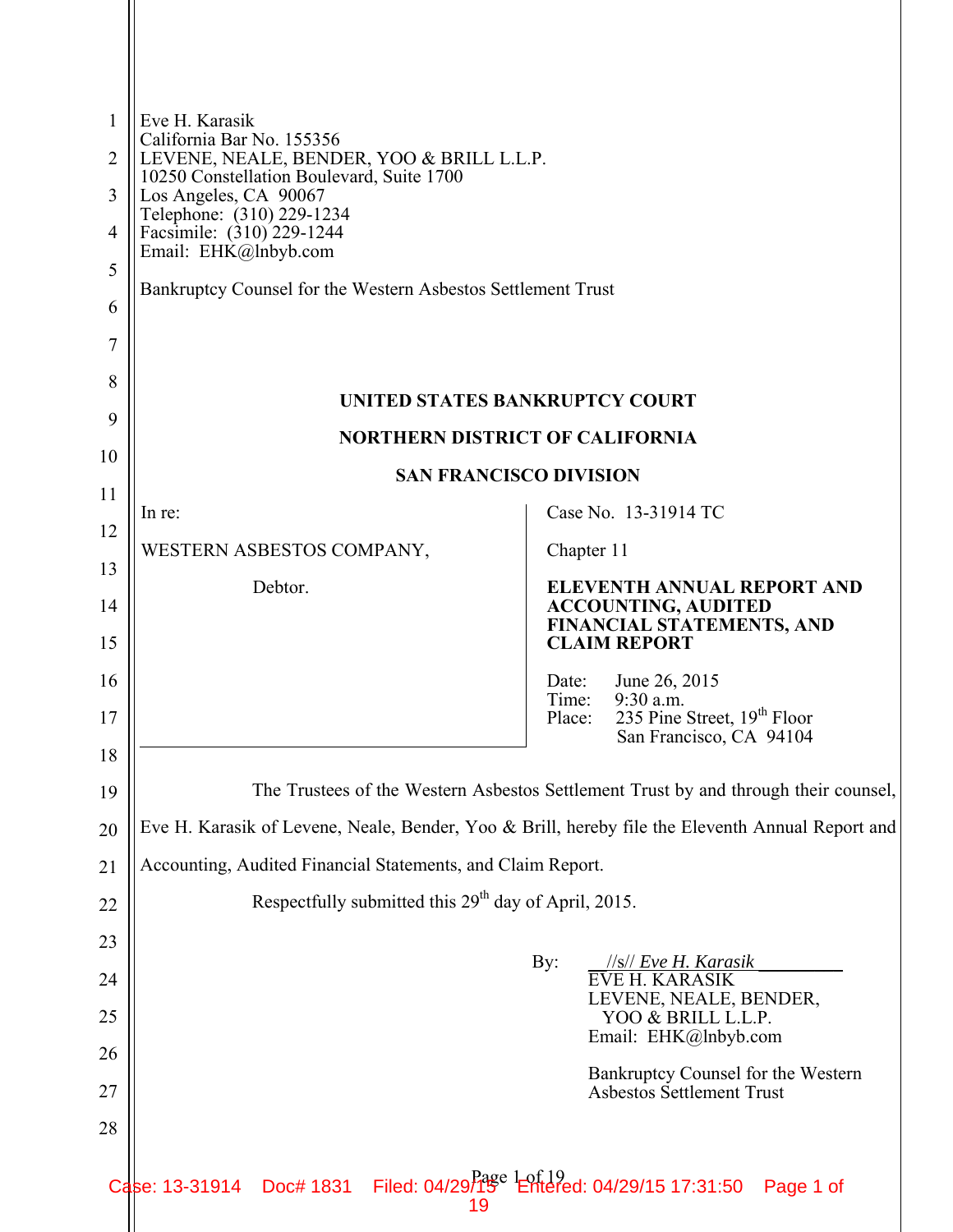Eve H. Karasik
California Bar No. 155356
LEVENE, NEALE, BENDER, YOO & BRILL L.L.P.
10250 Constellation Boulevard, Suite 1700
Los Angeles, CA 90067
Telephone: (310) 229-1234
Facsimile: (310) 229-1244
Email: EHK@lnbyb.com

Bankruptcy Counsel for the Western Asbestos Settlement Trust

**UNITED STATES BANKRUPTCY COURT**

**NORTHERN DISTRICT OF CALIFORNIA**

**SAN FRANCISCO DIVISION**

| | |
|---|---|
| In re:<br><br>WESTERN ASBESTOS COMPANY,<br><br>Debtor. | Case No. 13-31914 TC<br><br>Chapter 11<br><br>**ELEVENTH ANNUAL REPORT AND ACCOUNTING, AUDITED FINANCIAL STATEMENTS, AND CLAIM REPORT**<br><br>Date: June 26, 2015<br>Time: 9:30 a.m.<br>Place: 235 Pine Street, 19th Floor<br>San Francisco, CA 94104 |

The Trustees of the Western Asbestos Settlement Trust by and through their counsel, Eve H. Karasik of Levene, Neale, Bender, Yoo & Brill, hereby file the Eleventh Annual Report and Accounting, Audited Financial Statements, and Claim Report.

Respectfully submitted this 29th day of April, 2015.

By: *//s// Eve H. Karasik*
EVE H. KARASIK
LEVENE, NEALE, BENDER, YOO & BRILL L.L.P.
Email: EHK@lnbyb.com

Bankruptcy Counsel for the Western Asbestos Settlement Trust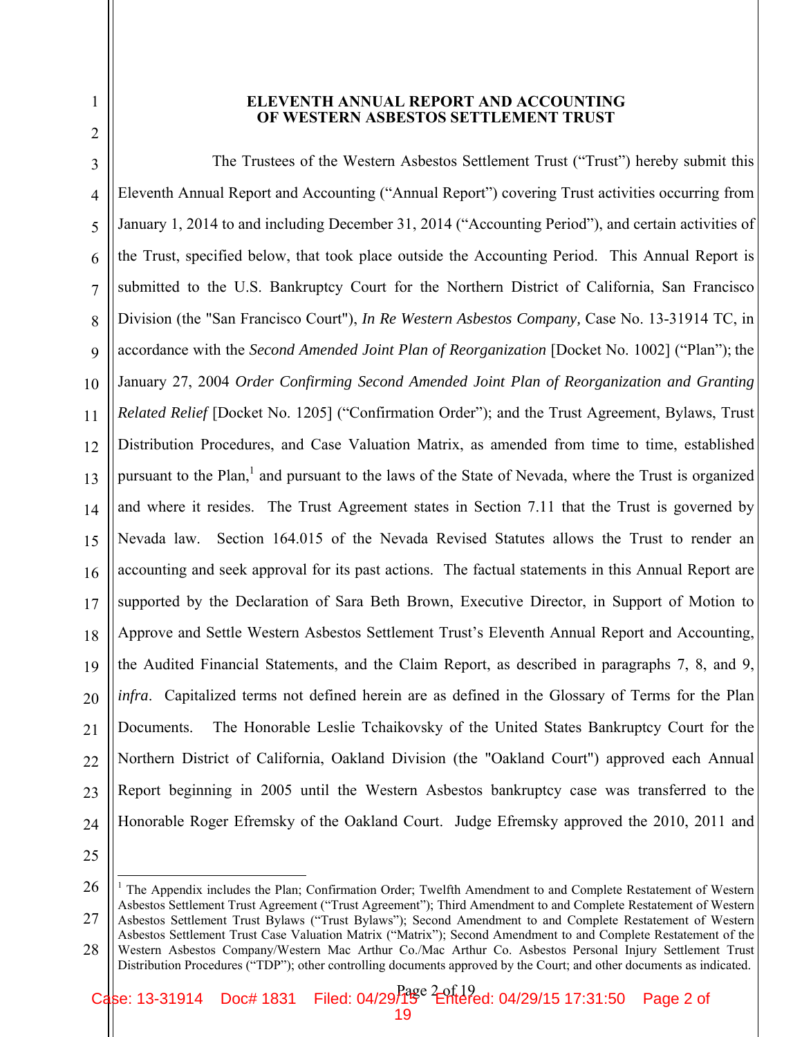# ELEVENTH ANNUAL REPORT AND ACCOUNTING OF WESTERN ASBESTOS SETTLEMENT TRUST

The Trustees of the Western Asbestos Settlement Trust ("Trust") hereby submit this Eleventh Annual Report and Accounting ("Annual Report") covering Trust activities occurring from January 1, 2014 to and including December 31, 2014 ("Accounting Period"), and certain activities of the Trust, specified below, that took place outside the Accounting Period. This Annual Report is submitted to the U.S. Bankruptcy Court for the Northern District of California, San Francisco Division (the "San Francisco Court"), *In Re Western Asbestos Company,* Case No. 13-31914 TC, in accordance with the *Second Amended Joint Plan of Reorganization* [Docket No. 1002] ("Plan"); the January 27, 2004 *Order Confirming Second Amended Joint Plan of Reorganization and Granting Related Relief* [Docket No. 1205] ("Confirmation Order"); and the Trust Agreement, Bylaws, Trust Distribution Procedures, and Case Valuation Matrix, as amended from time to time, established pursuant to the Plan,[1] and pursuant to the laws of the State of Nevada, where the Trust is organized and where it resides. The Trust Agreement states in Section 7.11 that the Trust is governed by Nevada law. Section 164.015 of the Nevada Revised Statutes allows the Trust to render an accounting and seek approval for its past actions. The factual statements in this Annual Report are supported by the Declaration of Sara Beth Brown, Executive Director, in Support of Motion to Approve and Settle Western Asbestos Settlement Trust's Eleventh Annual Report and Accounting, the Audited Financial Statements, and the Claim Report, as described in paragraphs 7, 8, and 9, *infra*. Capitalized terms not defined herein are as defined in the Glossary of Terms for the Plan Documents. The Honorable Leslie Tchaikovsky of the United States Bankruptcy Court for the Northern District of California, Oakland Division (the "Oakland Court") approved each Annual Report beginning in 2005 until the Western Asbestos bankruptcy case was transferred to the Honorable Roger Efremsky of the Oakland Court. Judge Efremsky approved the 2010, 2011 and

---

[1] The Appendix includes the Plan; Confirmation Order; Twelfth Amendment to and Complete Restatement of Western Asbestos Settlement Trust Agreement ("Trust Agreement"); Third Amendment to and Complete Restatement of Western Asbestos Settlement Trust Bylaws ("Trust Bylaws"); Second Amendment to and Complete Restatement of Western Asbestos Settlement Trust Case Valuation Matrix ("Matrix"); Second Amendment to and Complete Restatement of the Western Asbestos Company/Western Mac Arthur Co./Mac Arthur Co. Asbestos Personal Injury Settlement Trust Distribution Procedures ("TDP"); other controlling documents approved by the Court; and other documents as indicated.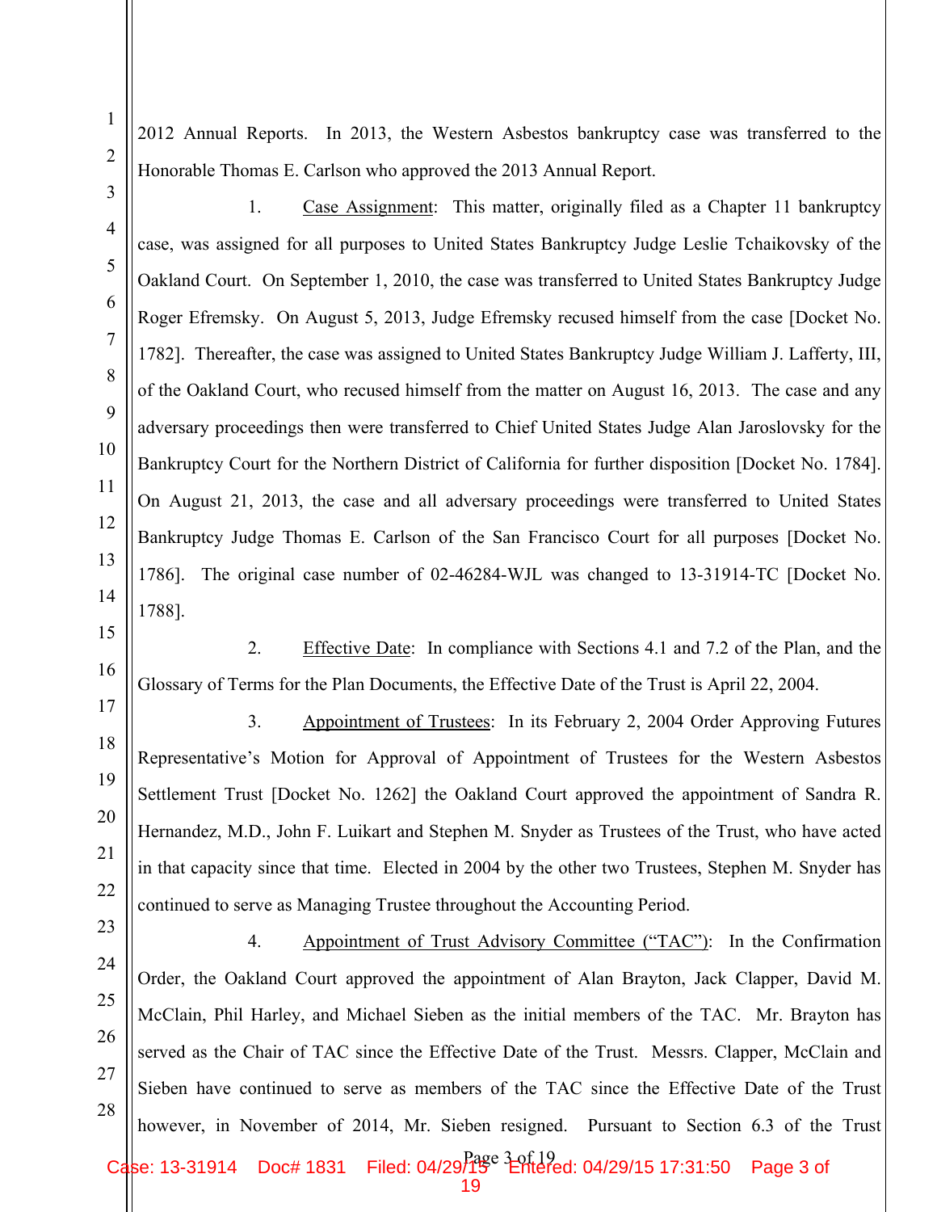2012 Annual Reports. In 2013, the Western Asbestos bankruptcy case was transferred to the Honorable Thomas E. Carlson who approved the 2013 Annual Report.

1. Case Assignment: This matter, originally filed as a Chapter 11 bankruptcy case, was assigned for all purposes to United States Bankruptcy Judge Leslie Tchaikovsky of the Oakland Court. On September 1, 2010, the case was transferred to United States Bankruptcy Judge Roger Efremsky. On August 5, 2013, Judge Efremsky recused himself from the case [Docket No. 1782]. Thereafter, the case was assigned to United States Bankruptcy Judge William J. Lafferty, III, of the Oakland Court, who recused himself from the matter on August 16, 2013. The case and any adversary proceedings then were transferred to Chief United States Judge Alan Jaroslovsky for the Bankruptcy Court for the Northern District of California for further disposition [Docket No. 1784]. On August 21, 2013, the case and all adversary proceedings were transferred to United States Bankruptcy Judge Thomas E. Carlson of the San Francisco Court for all purposes [Docket No. 1786]. The original case number of 02-46284-WJL was changed to 13-31914-TC [Docket No. 1788].

2. Effective Date: In compliance with Sections 4.1 and 7.2 of the Plan, and the Glossary of Terms for the Plan Documents, the Effective Date of the Trust is April 22, 2004.

3. Appointment of Trustees: In its February 2, 2004 Order Approving Futures Representative's Motion for Approval of Appointment of Trustees for the Western Asbestos Settlement Trust [Docket No. 1262] the Oakland Court approved the appointment of Sandra R. Hernandez, M.D., John F. Luikart and Stephen M. Snyder as Trustees of the Trust, who have acted in that capacity since that time. Elected in 2004 by the other two Trustees, Stephen M. Snyder has continued to serve as Managing Trustee throughout the Accounting Period.

4. Appointment of Trust Advisory Committee ("TAC"): In the Confirmation Order, the Oakland Court approved the appointment of Alan Brayton, Jack Clapper, David M. McClain, Phil Harley, and Michael Sieben as the initial members of the TAC. Mr. Brayton has served as the Chair of TAC since the Effective Date of the Trust. Messrs. Clapper, McClain and Sieben have continued to serve as members of the TAC since the Effective Date of the Trust however, in November of 2014, Mr. Sieben resigned. Pursuant to Section 6.3 of the Trust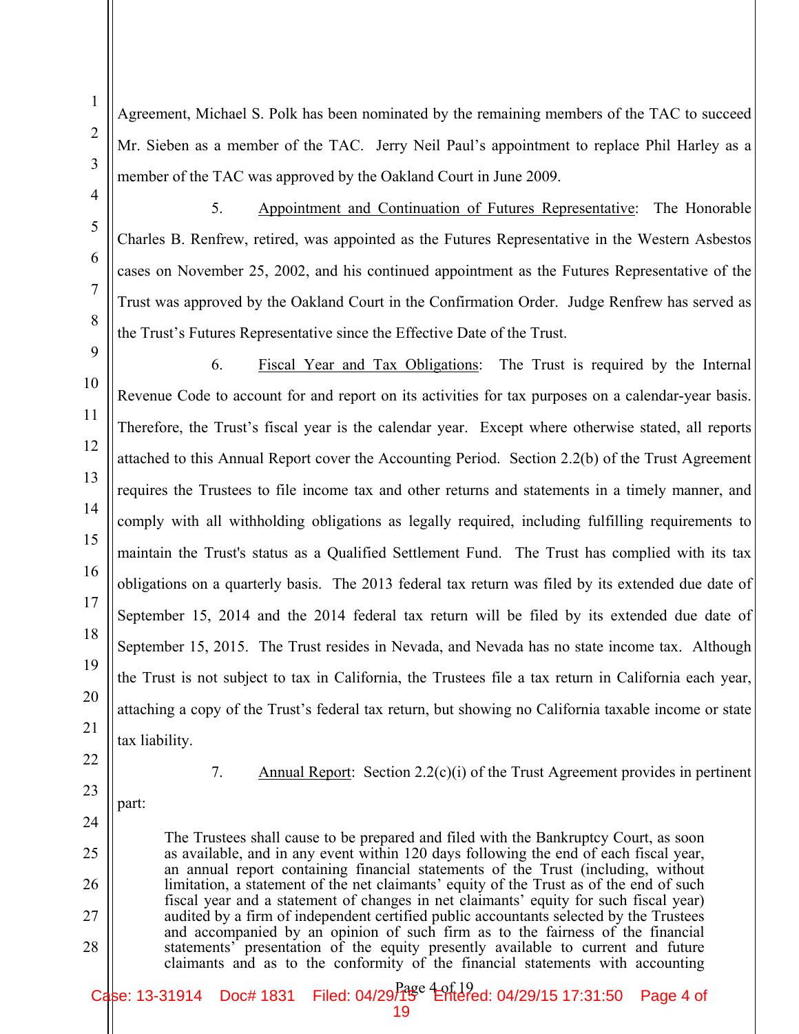Agreement, Michael S. Polk has been nominated by the remaining members of the TAC to succeed Mr. Sieben as a member of the TAC. Jerry Neil Paul's appointment to replace Phil Harley as a member of the TAC was approved by the Oakland Court in June 2009.

5. Appointment and Continuation of Futures Representative: The Honorable Charles B. Renfrew, retired, was appointed as the Futures Representative in the Western Asbestos cases on November 25, 2002, and his continued appointment as the Futures Representative of the Trust was approved by the Oakland Court in the Confirmation Order. Judge Renfrew has served as the Trust's Futures Representative since the Effective Date of the Trust.

6. Fiscal Year and Tax Obligations: The Trust is required by the Internal Revenue Code to account for and report on its activities for tax purposes on a calendar-year basis. Therefore, the Trust's fiscal year is the calendar year. Except where otherwise stated, all reports attached to this Annual Report cover the Accounting Period. Section 2.2(b) of the Trust Agreement requires the Trustees to file income tax and other returns and statements in a timely manner, and comply with all withholding obligations as legally required, including fulfilling requirements to maintain the Trust's status as a Qualified Settlement Fund. The Trust has complied with its tax obligations on a quarterly basis. The 2013 federal tax return was filed by its extended due date of September 15, 2014 and the 2014 federal tax return will be filed by its extended due date of September 15, 2015. The Trust resides in Nevada, and Nevada has no state income tax. Although the Trust is not subject to tax in California, the Trustees file a tax return in California each year, attaching a copy of the Trust's federal tax return, but showing no California taxable income or state tax liability.

7. Annual Report: Section 2.2(c)(i) of the Trust Agreement provides in pertinent part:

> The Trustees shall cause to be prepared and filed with the Bankruptcy Court, as soon as available, and in any event within 120 days following the end of each fiscal year, an annual report containing financial statements of the Trust (including, without limitation, a statement of the net claimants' equity of the Trust as of the end of such fiscal year and a statement of changes in net claimants' equity for such fiscal year) audited by a firm of independent certified public accountants selected by the Trustees and accompanied by an opinion of such firm as to the fairness of the financial statements' presentation of the equity presently available to current and future claimants and as to the conformity of the financial statements with accounting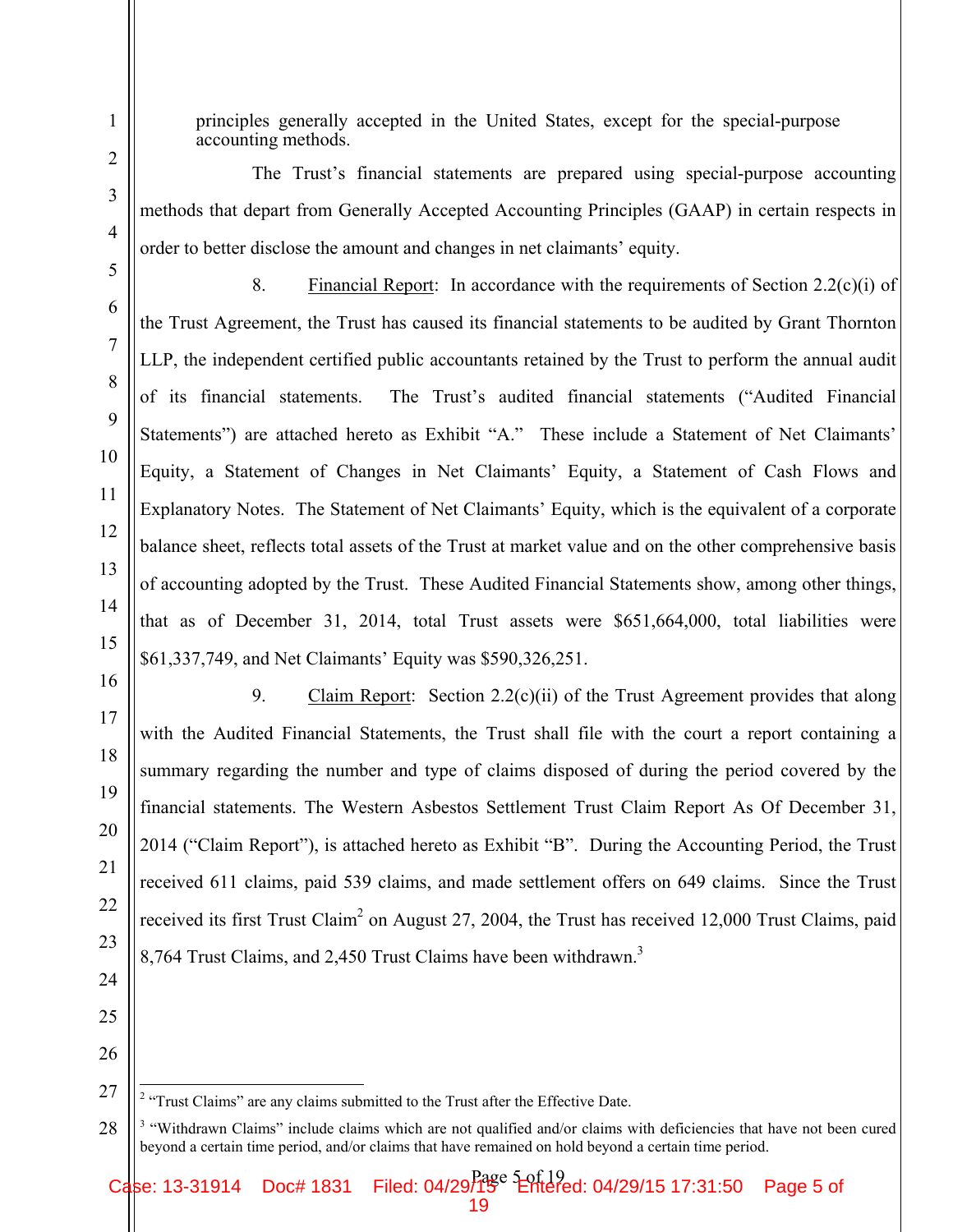principles generally accepted in the United States, except for the special-purpose accounting methods.

The Trust's financial statements are prepared using special-purpose accounting methods that depart from Generally Accepted Accounting Principles (GAAP) in certain respects in order to better disclose the amount and changes in net claimants' equity.

8. Financial Report: In accordance with the requirements of Section 2.2(c)(i) of the Trust Agreement, the Trust has caused its financial statements to be audited by Grant Thornton LLP, the independent certified public accountants retained by the Trust to perform the annual audit of its financial statements. The Trust's audited financial statements ("Audited Financial Statements") are attached hereto as Exhibit "A." These include a Statement of Net Claimants' Equity, a Statement of Changes in Net Claimants' Equity, a Statement of Cash Flows and Explanatory Notes. The Statement of Net Claimants' Equity, which is the equivalent of a corporate balance sheet, reflects total assets of the Trust at market value and on the other comprehensive basis of accounting adopted by the Trust. These Audited Financial Statements show, among other things, that as of December 31, 2014, total Trust assets were $651,664,000, total liabilities were $61,337,749, and Net Claimants' Equity was $590,326,251.

9. Claim Report: Section 2.2(c)(ii) of the Trust Agreement provides that along with the Audited Financial Statements, the Trust shall file with the court a report containing a summary regarding the number and type of claims disposed of during the period covered by the financial statements. The Western Asbestos Settlement Trust Claim Report As Of December 31, 2014 ("Claim Report"), is attached hereto as Exhibit "B". During the Accounting Period, the Trust received 611 claims, paid 539 claims, and made settlement offers on 649 claims. Since the Trust received its first Trust Claim[2] on August 27, 2004, the Trust has received 12,000 Trust Claims, paid 8,764 Trust Claims, and 2,450 Trust Claims have been withdrawn.[3]

---

[2] "Trust Claims" are any claims submitted to the Trust after the Effective Date.

[3] "Withdrawn Claims" include claims which are not qualified and/or claims with deficiencies that have not been cured beyond a certain time period, and/or claims that have remained on hold beyond a certain time period.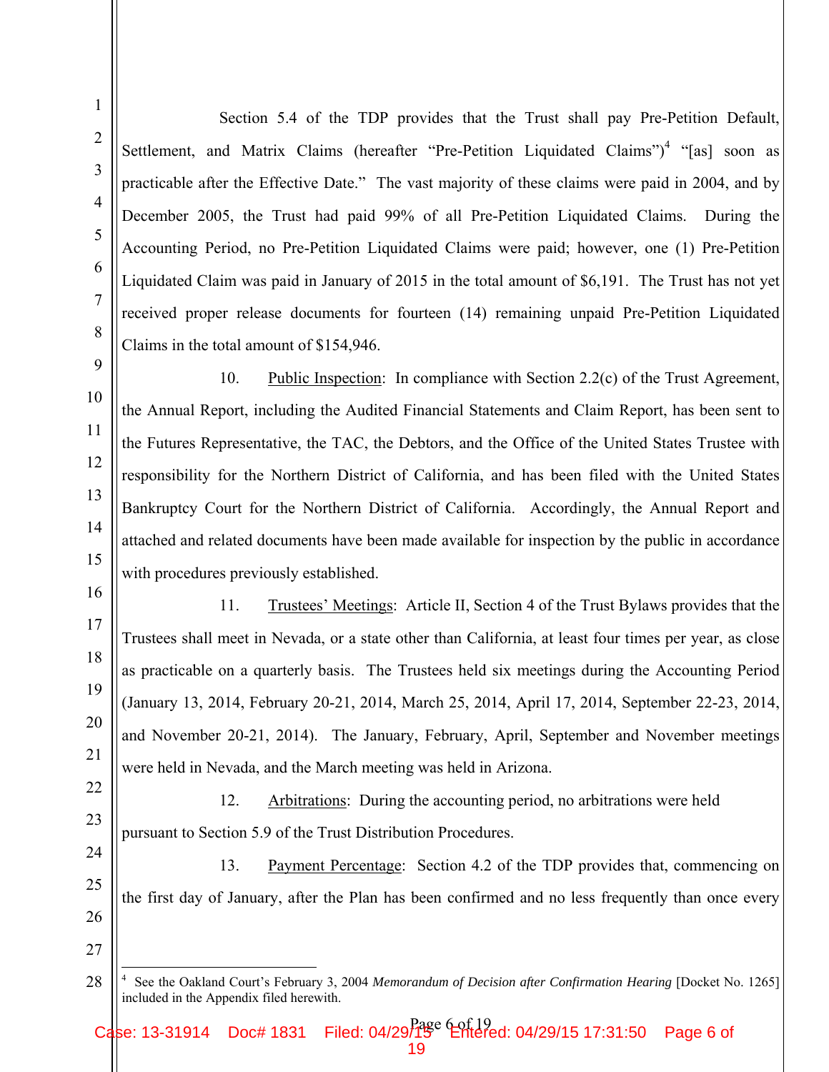Section 5.4 of the TDP provides that the Trust shall pay Pre-Petition Default, Settlement, and Matrix Claims (hereafter "Pre-Petition Liquidated Claims")[4] "[as] soon as practicable after the Effective Date." The vast majority of these claims were paid in 2004, and by December 2005, the Trust had paid 99% of all Pre-Petition Liquidated Claims. During the Accounting Period, no Pre-Petition Liquidated Claims were paid; however, one (1) Pre-Petition Liquidated Claim was paid in January of 2015 in the total amount of $6,191. The Trust has not yet received proper release documents for fourteen (14) remaining unpaid Pre-Petition Liquidated Claims in the total amount of $154,946.

10. Public Inspection: In compliance with Section 2.2(c) of the Trust Agreement, the Annual Report, including the Audited Financial Statements and Claim Report, has been sent to the Futures Representative, the TAC, the Debtors, and the Office of the United States Trustee with responsibility for the Northern District of California, and has been filed with the United States Bankruptcy Court for the Northern District of California. Accordingly, the Annual Report and attached and related documents have been made available for inspection by the public in accordance with procedures previously established.

11. Trustees' Meetings: Article II, Section 4 of the Trust Bylaws provides that the Trustees shall meet in Nevada, or a state other than California, at least four times per year, as close as practicable on a quarterly basis. The Trustees held six meetings during the Accounting Period (January 13, 2014, February 20-21, 2014, March 25, 2014, April 17, 2014, September 22-23, 2014, and November 20-21, 2014). The January, February, April, September and November meetings were held in Nevada, and the March meeting was held in Arizona.

12. Arbitrations: During the accounting period, no arbitrations were held pursuant to Section 5.9 of the Trust Distribution Procedures.

13. Payment Percentage: Section 4.2 of the TDP provides that, commencing on the first day of January, after the Plan has been confirmed and no less frequently than once every

[4] See the Oakland Court's February 3, 2004 *Memorandum of Decision after Confirmation Hearing* [Docket No. 1265] included in the Appendix filed herewith.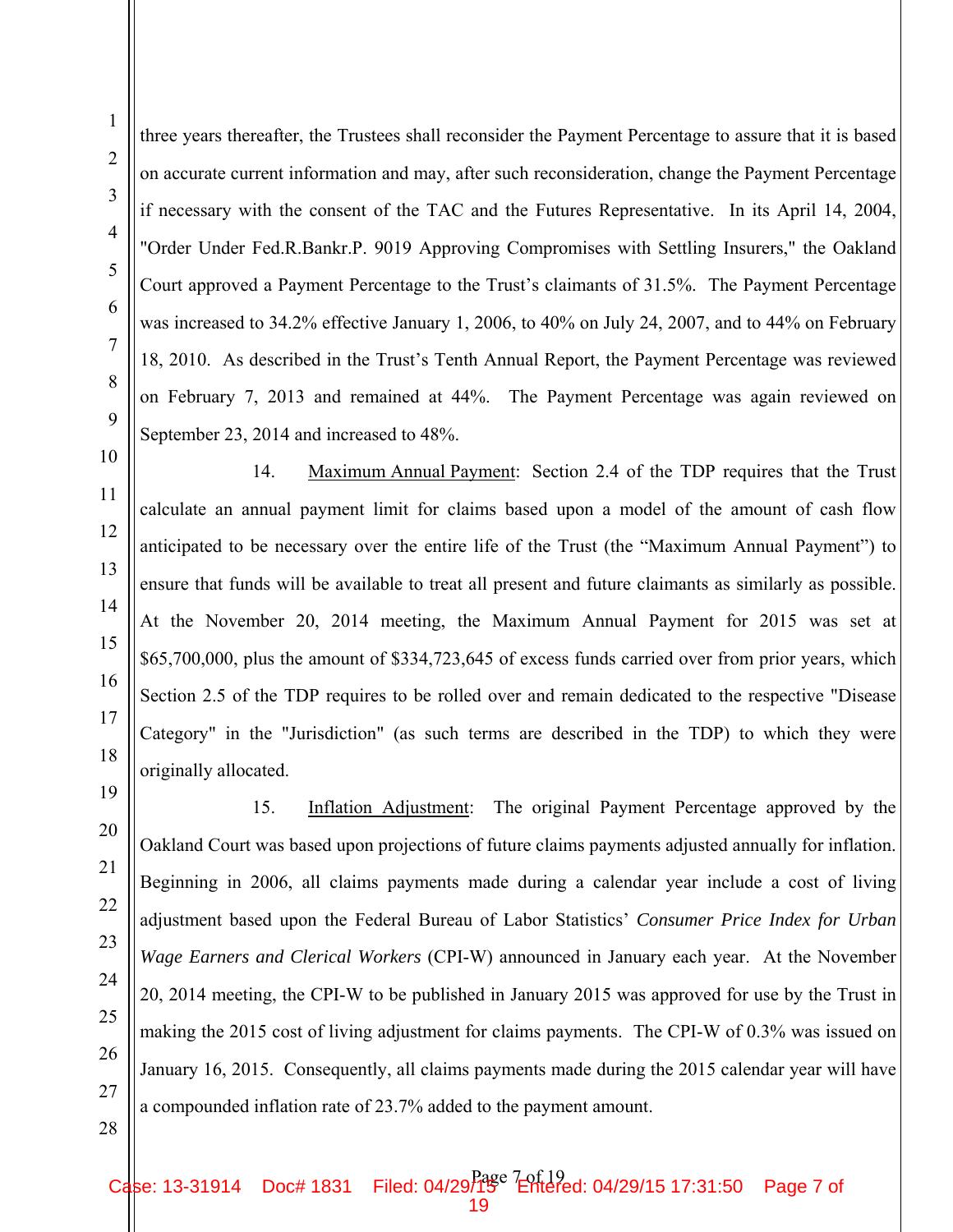three years thereafter, the Trustees shall reconsider the Payment Percentage to assure that it is based on accurate current information and may, after such reconsideration, change the Payment Percentage if necessary with the consent of the TAC and the Futures Representative. In its April 14, 2004, "Order Under Fed.R.Bankr.P. 9019 Approving Compromises with Settling Insurers," the Oakland Court approved a Payment Percentage to the Trust's claimants of 31.5%. The Payment Percentage was increased to 34.2% effective January 1, 2006, to 40% on July 24, 2007, and to 44% on February 18, 2010. As described in the Trust's Tenth Annual Report, the Payment Percentage was reviewed on February 7, 2013 and remained at 44%. The Payment Percentage was again reviewed on September 23, 2014 and increased to 48%.

14. Maximum Annual Payment: Section 2.4 of the TDP requires that the Trust calculate an annual payment limit for claims based upon a model of the amount of cash flow anticipated to be necessary over the entire life of the Trust (the "Maximum Annual Payment") to ensure that funds will be available to treat all present and future claimants as similarly as possible. At the November 20, 2014 meeting, the Maximum Annual Payment for 2015 was set at $65,700,000, plus the amount of $334,723,645 of excess funds carried over from prior years, which Section 2.5 of the TDP requires to be rolled over and remain dedicated to the respective "Disease Category" in the "Jurisdiction" (as such terms are described in the TDP) to which they were originally allocated.

15. Inflation Adjustment: The original Payment Percentage approved by the Oakland Court was based upon projections of future claims payments adjusted annually for inflation. Beginning in 2006, all claims payments made during a calendar year include a cost of living adjustment based upon the Federal Bureau of Labor Statistics' *Consumer Price Index for Urban Wage Earners and Clerical Workers* (CPI-W) announced in January each year. At the November 20, 2014 meeting, the CPI-W to be published in January 2015 was approved for use by the Trust in making the 2015 cost of living adjustment for claims payments. The CPI-W of 0.3% was issued on January 16, 2015. Consequently, all claims payments made during the 2015 calendar year will have a compounded inflation rate of 23.7% added to the payment amount.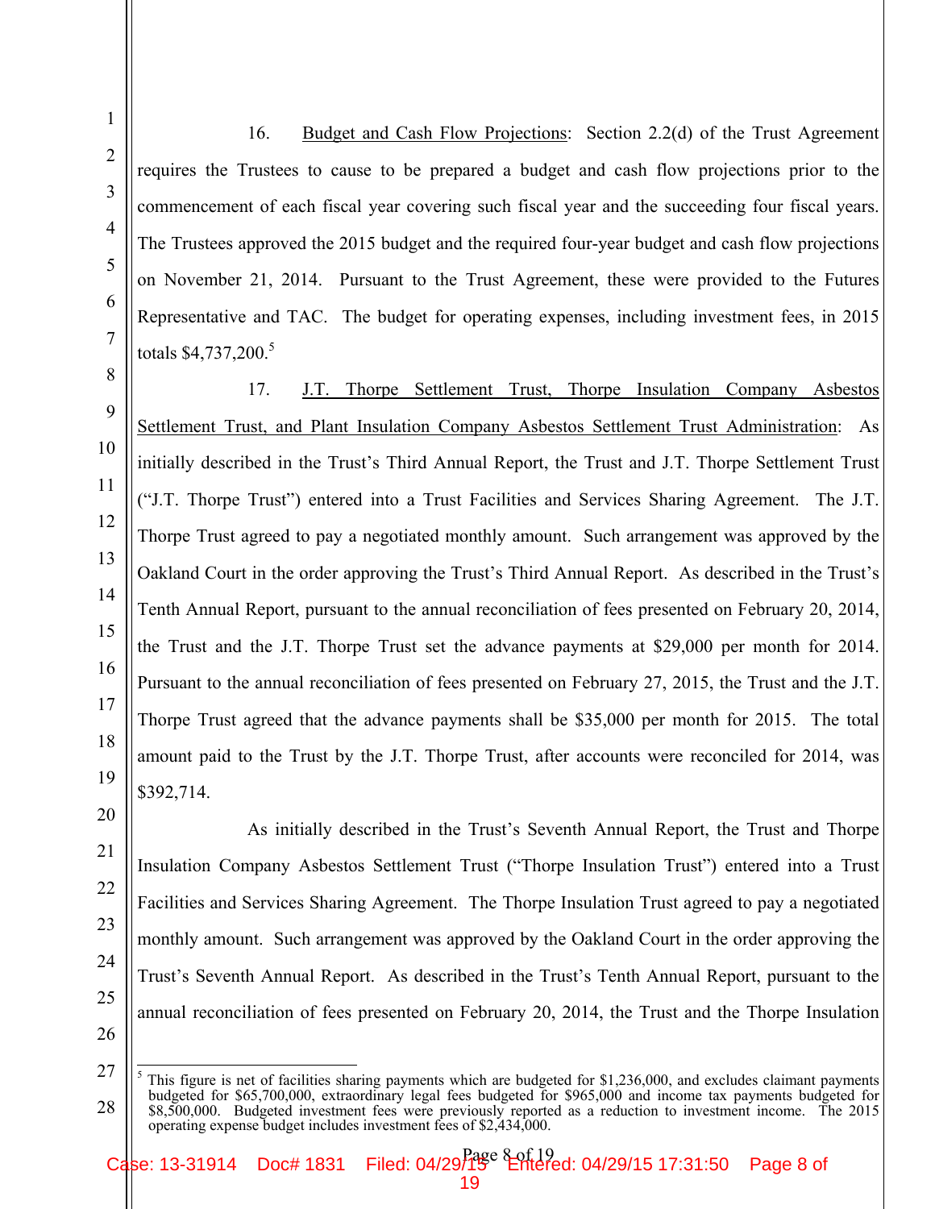16. Budget and Cash Flow Projections: Section 2.2(d) of the Trust Agreement requires the Trustees to cause to be prepared a budget and cash flow projections prior to the commencement of each fiscal year covering such fiscal year and the succeeding four fiscal years. The Trustees approved the 2015 budget and the required four-year budget and cash flow projections on November 21, 2014. Pursuant to the Trust Agreement, these were provided to the Futures Representative and TAC. The budget for operating expenses, including investment fees, in 2015 totals $4,737,200.[5]

17. J.T. Thorpe Settlement Trust, Thorpe Insulation Company Asbestos Settlement Trust, and Plant Insulation Company Asbestos Settlement Trust Administration: As initially described in the Trust's Third Annual Report, the Trust and J.T. Thorpe Settlement Trust ("J.T. Thorpe Trust") entered into a Trust Facilities and Services Sharing Agreement. The J.T. Thorpe Trust agreed to pay a negotiated monthly amount. Such arrangement was approved by the Oakland Court in the order approving the Trust's Third Annual Report. As described in the Trust's Tenth Annual Report, pursuant to the annual reconciliation of fees presented on February 20, 2014, the Trust and the J.T. Thorpe Trust set the advance payments at $29,000 per month for 2014. Pursuant to the annual reconciliation of fees presented on February 27, 2015, the Trust and the J.T. Thorpe Trust agreed that the advance payments shall be $35,000 per month for 2015. The total amount paid to the Trust by the J.T. Thorpe Trust, after accounts were reconciled for 2014, was $392,714.

As initially described in the Trust's Seventh Annual Report, the Trust and Thorpe Insulation Company Asbestos Settlement Trust ("Thorpe Insulation Trust") entered into a Trust Facilities and Services Sharing Agreement. The Thorpe Insulation Trust agreed to pay a negotiated monthly amount. Such arrangement was approved by the Oakland Court in the order approving the Trust's Seventh Annual Report. As described in the Trust's Tenth Annual Report, pursuant to the annual reconciliation of fees presented on February 20, 2014, the Trust and the Thorpe Insulation

---

[5] This figure is net of facilities sharing payments which are budgeted for $1,236,000, and excludes claimant payments budgeted for $65,700,000, extraordinary legal fees budgeted for $965,000 and income tax payments budgeted for $8,500,000. Budgeted investment fees were previously reported as a reduction to investment income. The 2015 operating expense budget includes investment fees of $2,434,000.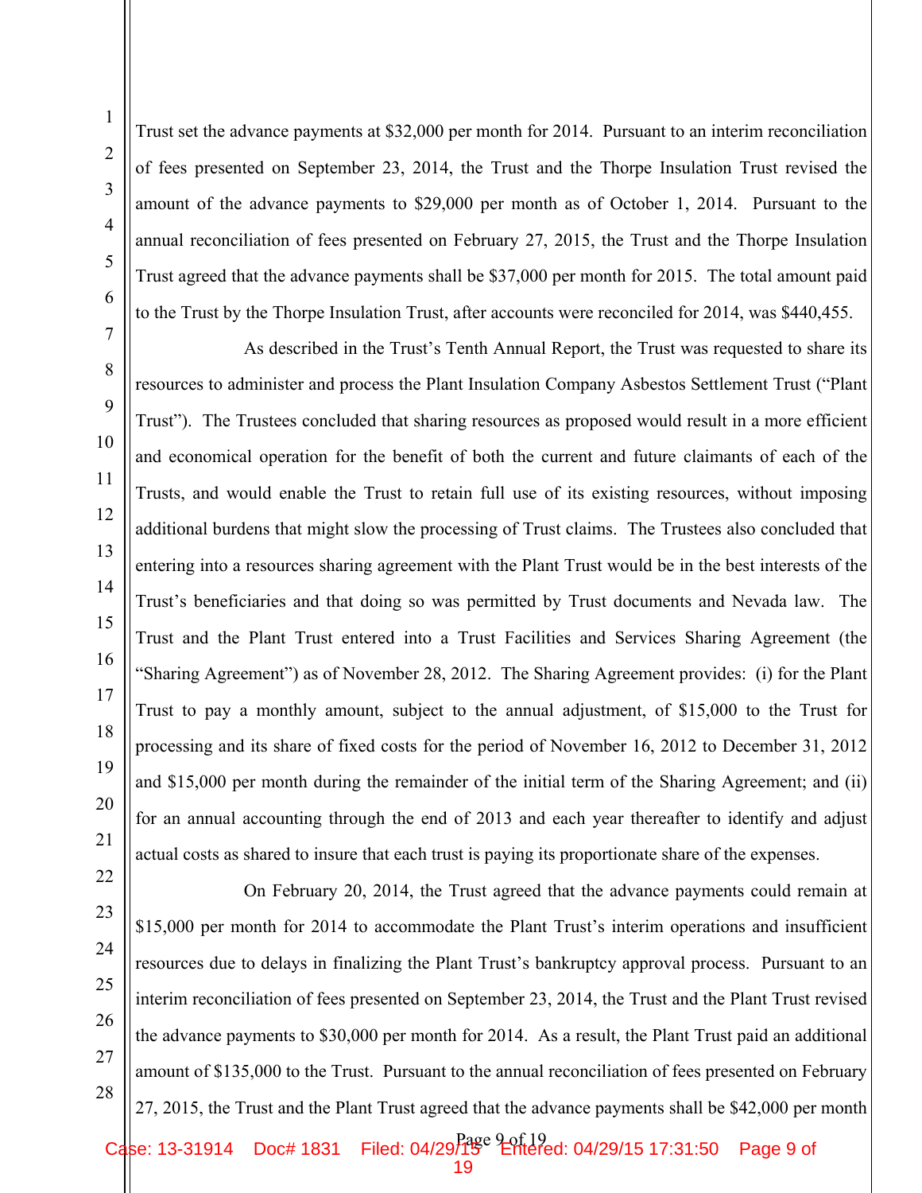Trust set the advance payments at $32,000 per month for 2014. Pursuant to an interim reconciliation of fees presented on September 23, 2014, the Trust and the Thorpe Insulation Trust revised the amount of the advance payments to $29,000 per month as of October 1, 2014. Pursuant to the annual reconciliation of fees presented on February 27, 2015, the Trust and the Thorpe Insulation Trust agreed that the advance payments shall be $37,000 per month for 2015. The total amount paid to the Trust by the Thorpe Insulation Trust, after accounts were reconciled for 2014, was $440,455.

As described in the Trust's Tenth Annual Report, the Trust was requested to share its resources to administer and process the Plant Insulation Company Asbestos Settlement Trust ("Plant Trust"). The Trustees concluded that sharing resources as proposed would result in a more efficient and economical operation for the benefit of both the current and future claimants of each of the Trusts, and would enable the Trust to retain full use of its existing resources, without imposing additional burdens that might slow the processing of Trust claims. The Trustees also concluded that entering into a resources sharing agreement with the Plant Trust would be in the best interests of the Trust's beneficiaries and that doing so was permitted by Trust documents and Nevada law. The Trust and the Plant Trust entered into a Trust Facilities and Services Sharing Agreement (the "Sharing Agreement") as of November 28, 2012. The Sharing Agreement provides: (i) for the Plant Trust to pay a monthly amount, subject to the annual adjustment, of $15,000 to the Trust for processing and its share of fixed costs for the period of November 16, 2012 to December 31, 2012 and $15,000 per month during the remainder of the initial term of the Sharing Agreement; and (ii) for an annual accounting through the end of 2013 and each year thereafter to identify and adjust actual costs as shared to insure that each trust is paying its proportionate share of the expenses.

On February 20, 2014, the Trust agreed that the advance payments could remain at $15,000 per month for 2014 to accommodate the Plant Trust's interim operations and insufficient resources due to delays in finalizing the Plant Trust's bankruptcy approval process. Pursuant to an interim reconciliation of fees presented on September 23, 2014, the Trust and the Plant Trust revised the advance payments to $30,000 per month for 2014. As a result, the Plant Trust paid an additional amount of $135,000 to the Trust. Pursuant to the annual reconciliation of fees presented on February 27, 2015, the Trust and the Plant Trust agreed that the advance payments shall be $42,000 per month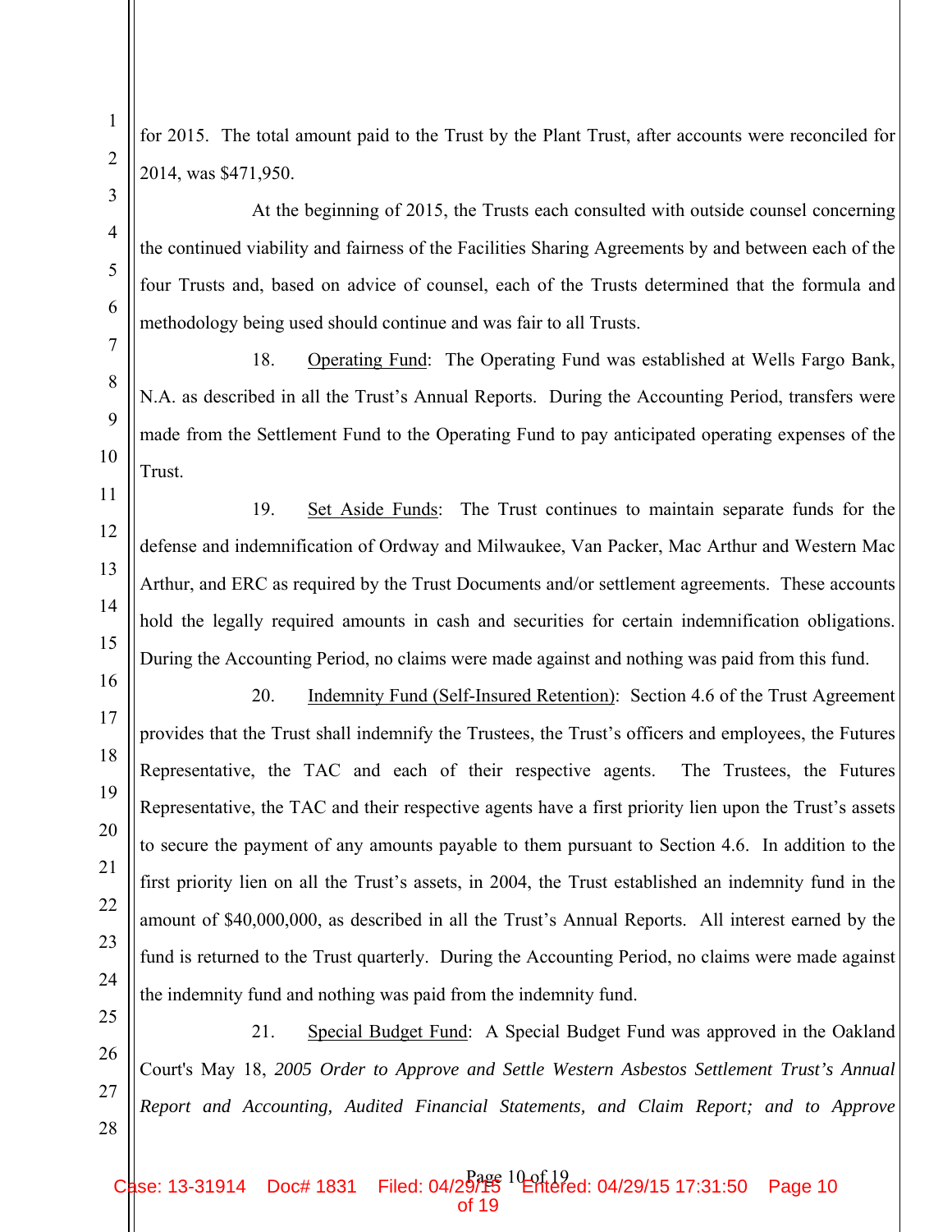for 2015. The total amount paid to the Trust by the Plant Trust, after accounts were reconciled for 2014, was $471,950.

At the beginning of 2015, the Trusts each consulted with outside counsel concerning the continued viability and fairness of the Facilities Sharing Agreements by and between each of the four Trusts and, based on advice of counsel, each of the Trusts determined that the formula and methodology being used should continue and was fair to all Trusts.

18. Operating Fund: The Operating Fund was established at Wells Fargo Bank, N.A. as described in all the Trust's Annual Reports. During the Accounting Period, transfers were made from the Settlement Fund to the Operating Fund to pay anticipated operating expenses of the Trust.

19. Set Aside Funds: The Trust continues to maintain separate funds for the defense and indemnification of Ordway and Milwaukee, Van Packer, Mac Arthur and Western Mac Arthur, and ERC as required by the Trust Documents and/or settlement agreements. These accounts hold the legally required amounts in cash and securities for certain indemnification obligations. During the Accounting Period, no claims were made against and nothing was paid from this fund.

20. Indemnity Fund (Self-Insured Retention): Section 4.6 of the Trust Agreement provides that the Trust shall indemnify the Trustees, the Trust's officers and employees, the Futures Representative, the TAC and each of their respective agents. The Trustees, the Futures Representative, the TAC and their respective agents have a first priority lien upon the Trust's assets to secure the payment of any amounts payable to them pursuant to Section 4.6. In addition to the first priority lien on all the Trust's assets, in 2004, the Trust established an indemnity fund in the amount of $40,000,000, as described in all the Trust's Annual Reports. All interest earned by the fund is returned to the Trust quarterly. During the Accounting Period, no claims were made against the indemnity fund and nothing was paid from the indemnity fund.

21. Special Budget Fund: A Special Budget Fund was approved in the Oakland Court's May 18, *2005 Order to Approve and Settle Western Asbestos Settlement Trust's Annual Report and Accounting, Audited Financial Statements, and Claim Report; and to Approve*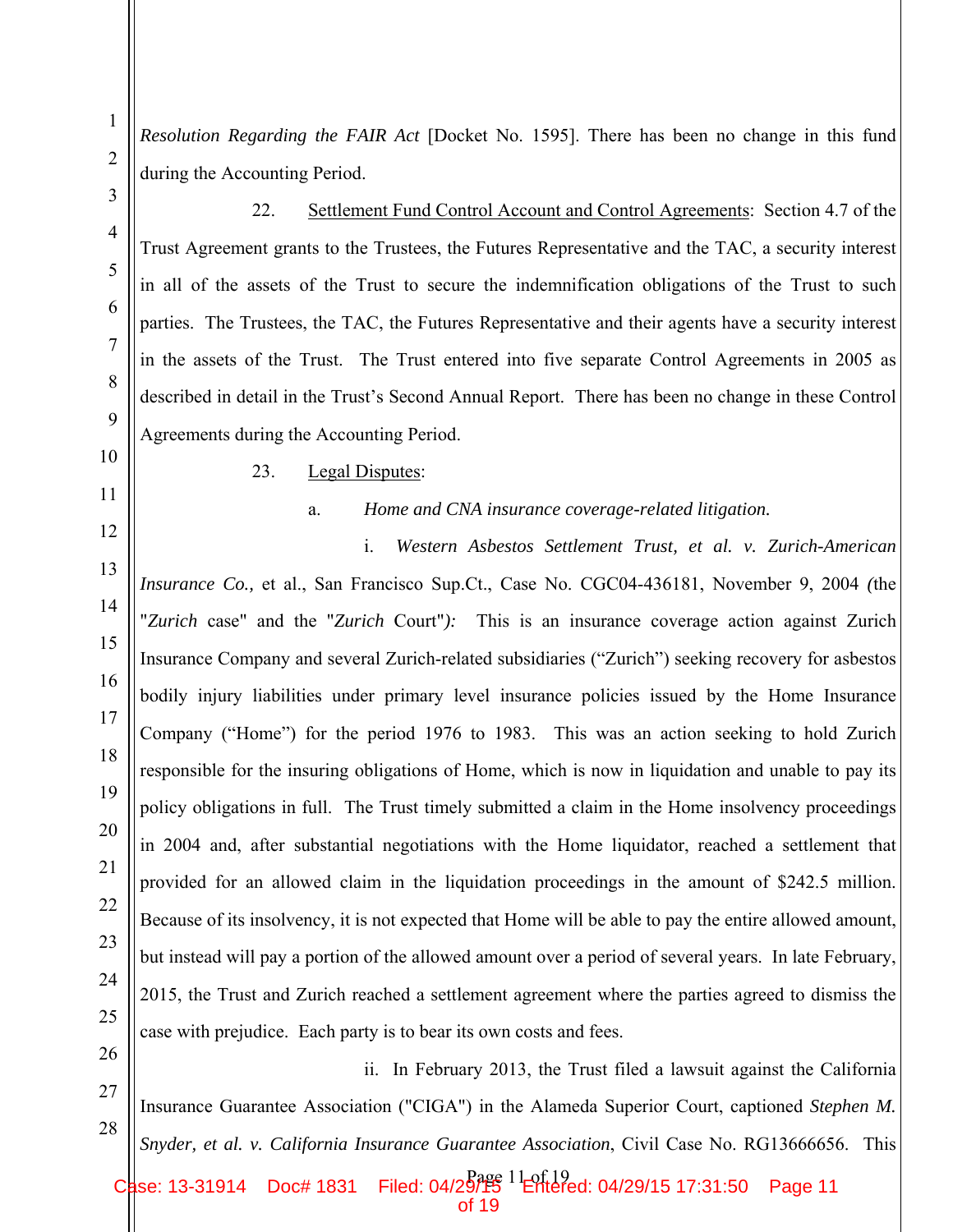*Resolution Regarding the FAIR Act* [Docket No. 1595]. There has been no change in this fund during the Accounting Period.

22. Settlement Fund Control Account and Control Agreements: Section 4.7 of the Trust Agreement grants to the Trustees, the Futures Representative and the TAC, a security interest in all of the assets of the Trust to secure the indemnification obligations of the Trust to such parties. The Trustees, the TAC, the Futures Representative and their agents have a security interest in the assets of the Trust. The Trust entered into five separate Control Agreements in 2005 as described in detail in the Trust's Second Annual Report. There has been no change in these Control Agreements during the Accounting Period.

23. Legal Disputes:

a. *Home and CNA insurance coverage-related litigation.*

i. *Western Asbestos Settlement Trust, et al. v. Zurich-American Insurance Co.,* et al., San Francisco Sup.Ct., Case No. CGC04-436181, November 9, 2004 (the "*Zurich* case" and the "*Zurich* Court"): This is an insurance coverage action against Zurich Insurance Company and several Zurich-related subsidiaries ("Zurich") seeking recovery for asbestos bodily injury liabilities under primary level insurance policies issued by the Home Insurance Company ("Home") for the period 1976 to 1983. This was an action seeking to hold Zurich responsible for the insuring obligations of Home, which is now in liquidation and unable to pay its policy obligations in full. The Trust timely submitted a claim in the Home insolvency proceedings in 2004 and, after substantial negotiations with the Home liquidator, reached a settlement that provided for an allowed claim in the liquidation proceedings in the amount of $242.5 million. Because of its insolvency, it is not expected that Home will be able to pay the entire allowed amount, but instead will pay a portion of the allowed amount over a period of several years. In late February, 2015, the Trust and Zurich reached a settlement agreement where the parties agreed to dismiss the case with prejudice. Each party is to bear its own costs and fees.

ii. In February 2013, the Trust filed a lawsuit against the California Insurance Guarantee Association ("CIGA") in the Alameda Superior Court, captioned *Stephen M. Snyder, et al. v. California Insurance Guarantee Association*, Civil Case No. RG13666656. This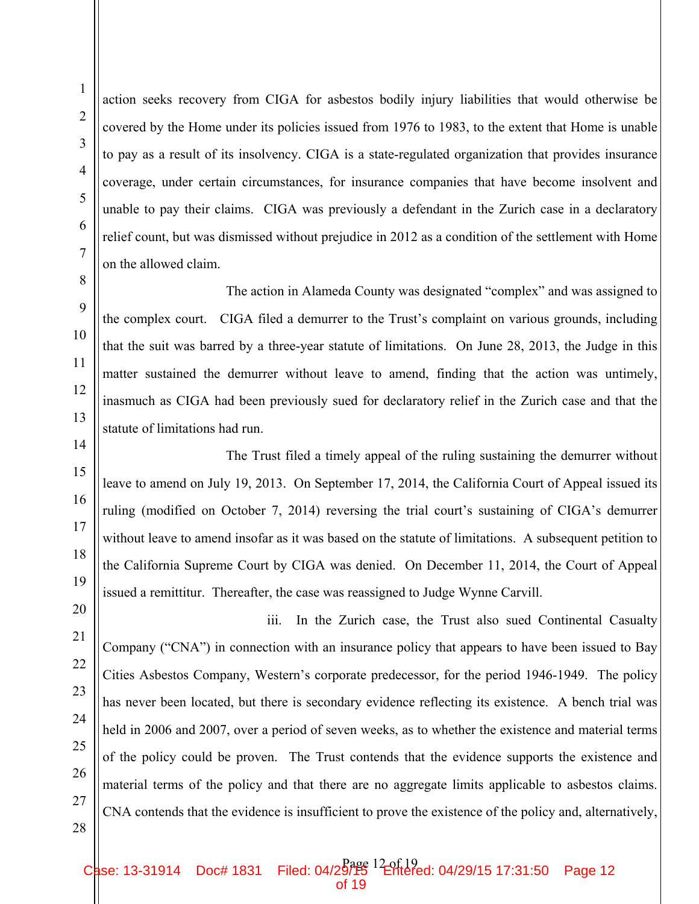action seeks recovery from CIGA for asbestos bodily injury liabilities that would otherwise be covered by the Home under its policies issued from 1976 to 1983, to the extent that Home is unable to pay as a result of its insolvency. CIGA is a state-regulated organization that provides insurance coverage, under certain circumstances, for insurance companies that have become insolvent and unable to pay their claims. CIGA was previously a defendant in the Zurich case in a declaratory relief count, but was dismissed without prejudice in 2012 as a condition of the settlement with Home on the allowed claim.

The action in Alameda County was designated "complex" and was assigned to the complex court. CIGA filed a demurrer to the Trust's complaint on various grounds, including that the suit was barred by a three-year statute of limitations. On June 28, 2013, the Judge in this matter sustained the demurrer without leave to amend, finding that the action was untimely, inasmuch as CIGA had been previously sued for declaratory relief in the Zurich case and that the statute of limitations had run.

The Trust filed a timely appeal of the ruling sustaining the demurrer without leave to amend on July 19, 2013. On September 17, 2014, the California Court of Appeal issued its ruling (modified on October 7, 2014) reversing the trial court's sustaining of CIGA's demurrer without leave to amend insofar as it was based on the statute of limitations. A subsequent petition to the California Supreme Court by CIGA was denied. On December 11, 2014, the Court of Appeal issued a remittitur. Thereafter, the case was reassigned to Judge Wynne Carvill.

iii. In the Zurich case, the Trust also sued Continental Casualty Company ("CNA") in connection with an insurance policy that appears to have been issued to Bay Cities Asbestos Company, Western's corporate predecessor, for the period 1946-1949. The policy has never been located, but there is secondary evidence reflecting its existence. A bench trial was held in 2006 and 2007, over a period of seven weeks, as to whether the existence and material terms of the policy could be proven. The Trust contends that the evidence supports the existence and material terms of the policy and that there are no aggregate limits applicable to asbestos claims. CNA contends that the evidence is insufficient to prove the existence of the policy and, alternatively,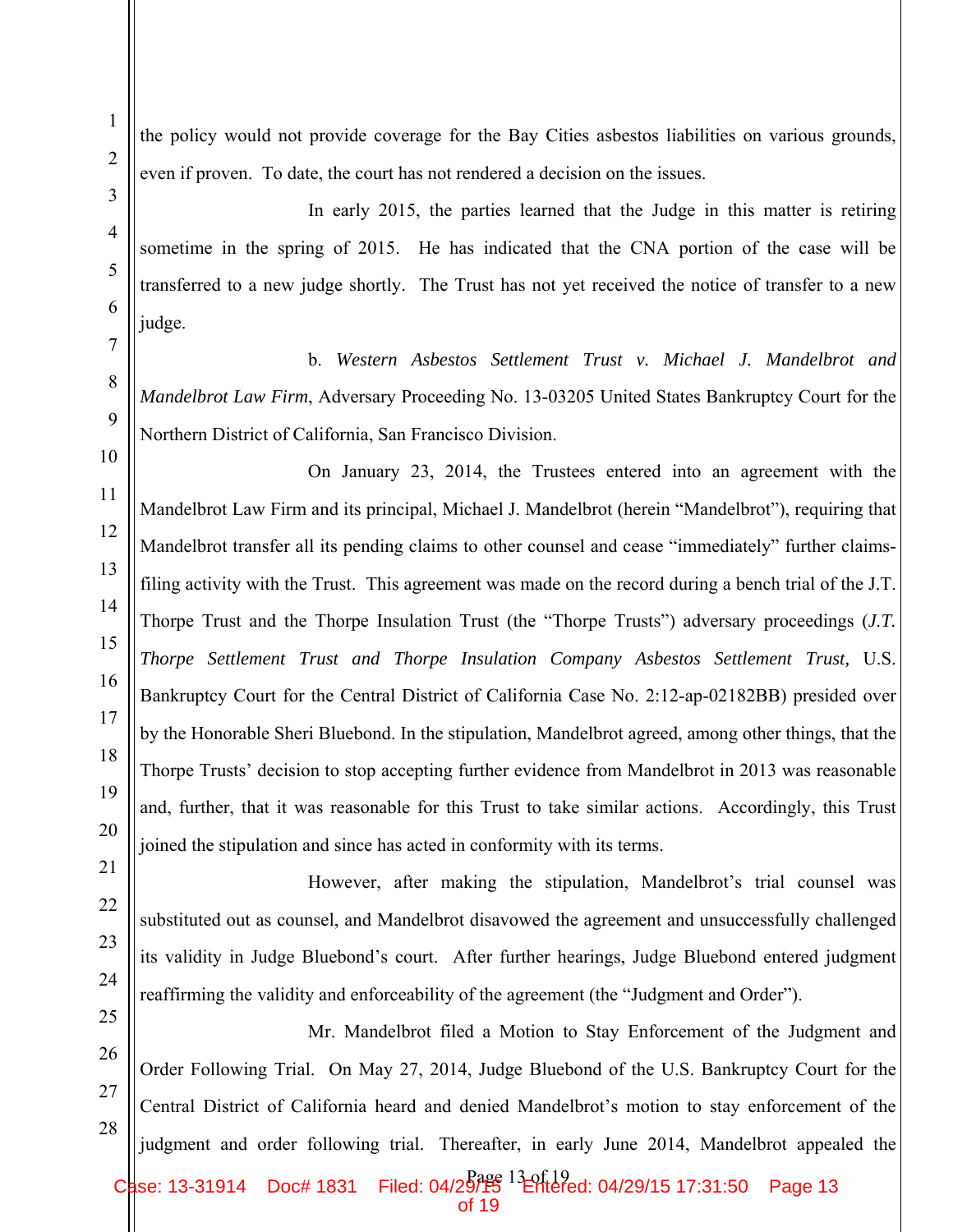the policy would not provide coverage for the Bay Cities asbestos liabilities on various grounds, even if proven. To date, the court has not rendered a decision on the issues.

In early 2015, the parties learned that the Judge in this matter is retiring sometime in the spring of 2015. He has indicated that the CNA portion of the case will be transferred to a new judge shortly. The Trust has not yet received the notice of transfer to a new judge.

b. *Western Asbestos Settlement Trust v. Michael J. Mandelbrot and Mandelbrot Law Firm*, Adversary Proceeding No. 13-03205 United States Bankruptcy Court for the Northern District of California, San Francisco Division.

On January 23, 2014, the Trustees entered into an agreement with the Mandelbrot Law Firm and its principal, Michael J. Mandelbrot (herein "Mandelbrot"), requiring that Mandelbrot transfer all its pending claims to other counsel and cease "immediately" further claims-filing activity with the Trust. This agreement was made on the record during a bench trial of the J.T. Thorpe Trust and the Thorpe Insulation Trust (the "Thorpe Trusts") adversary proceedings (*J.T. Thorpe Settlement Trust and Thorpe Insulation Company Asbestos Settlement Trust,* U.S. Bankruptcy Court for the Central District of California Case No. 2:12-ap-02182BB) presided over by the Honorable Sheri Bluebond. In the stipulation, Mandelbrot agreed, among other things, that the Thorpe Trusts' decision to stop accepting further evidence from Mandelbrot in 2013 was reasonable and, further, that it was reasonable for this Trust to take similar actions. Accordingly, this Trust joined the stipulation and since has acted in conformity with its terms.

However, after making the stipulation, Mandelbrot's trial counsel was substituted out as counsel, and Mandelbrot disavowed the agreement and unsuccessfully challenged its validity in Judge Bluebond's court. After further hearings, Judge Bluebond entered judgment reaffirming the validity and enforceability of the agreement (the "Judgment and Order").

Mr. Mandelbrot filed a Motion to Stay Enforcement of the Judgment and Order Following Trial. On May 27, 2014, Judge Bluebond of the U.S. Bankruptcy Court for the Central District of California heard and denied Mandelbrot's motion to stay enforcement of the judgment and order following trial. Thereafter, in early June 2014, Mandelbrot appealed the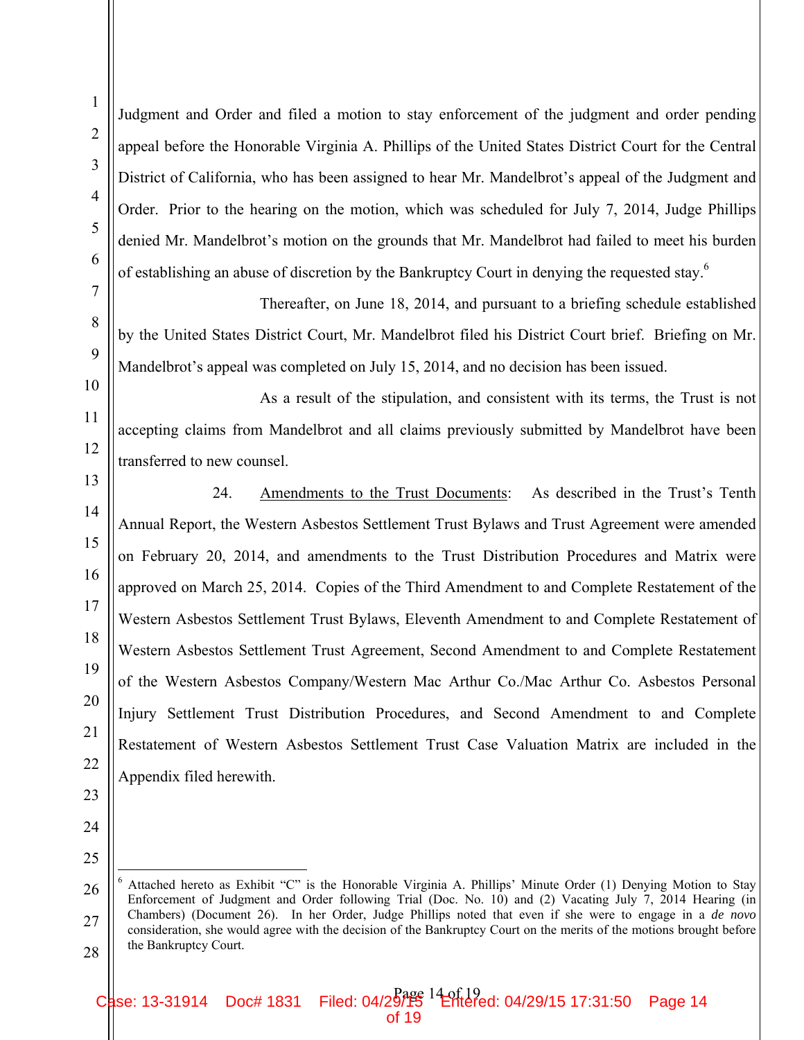Judgment and Order and filed a motion to stay enforcement of the judgment and order pending appeal before the Honorable Virginia A. Phillips of the United States District Court for the Central District of California, who has been assigned to hear Mr. Mandelbrot's appeal of the Judgment and Order. Prior to the hearing on the motion, which was scheduled for July 7, 2014, Judge Phillips denied Mr. Mandelbrot's motion on the grounds that Mr. Mandelbrot had failed to meet his burden of establishing an abuse of discretion by the Bankruptcy Court in denying the requested stay.[6]

Thereafter, on June 18, 2014, and pursuant to a briefing schedule established by the United States District Court, Mr. Mandelbrot filed his District Court brief. Briefing on Mr. Mandelbrot's appeal was completed on July 15, 2014, and no decision has been issued.

As a result of the stipulation, and consistent with its terms, the Trust is not accepting claims from Mandelbrot and all claims previously submitted by Mandelbrot have been transferred to new counsel.

24. Amendments to the Trust Documents: As described in the Trust's Tenth Annual Report, the Western Asbestos Settlement Trust Bylaws and Trust Agreement were amended on February 20, 2014, and amendments to the Trust Distribution Procedures and Matrix were approved on March 25, 2014. Copies of the Third Amendment to and Complete Restatement of the Western Asbestos Settlement Trust Bylaws, Eleventh Amendment to and Complete Restatement of Western Asbestos Settlement Trust Agreement, Second Amendment to and Complete Restatement of the Western Asbestos Company/Western Mac Arthur Co./Mac Arthur Co. Asbestos Personal Injury Settlement Trust Distribution Procedures, and Second Amendment to and Complete Restatement of Western Asbestos Settlement Trust Case Valuation Matrix are included in the Appendix filed herewith.

---

[6] Attached hereto as Exhibit "C" is the Honorable Virginia A. Phillips' Minute Order (1) Denying Motion to Stay Enforcement of Judgment and Order following Trial (Doc. No. 10) and (2) Vacating July 7, 2014 Hearing (in Chambers) (Document 26). In her Order, Judge Phillips noted that even if she were to engage in a *de novo* consideration, she would agree with the decision of the Bankruptcy Court on the merits of the motions brought before the Bankruptcy Court.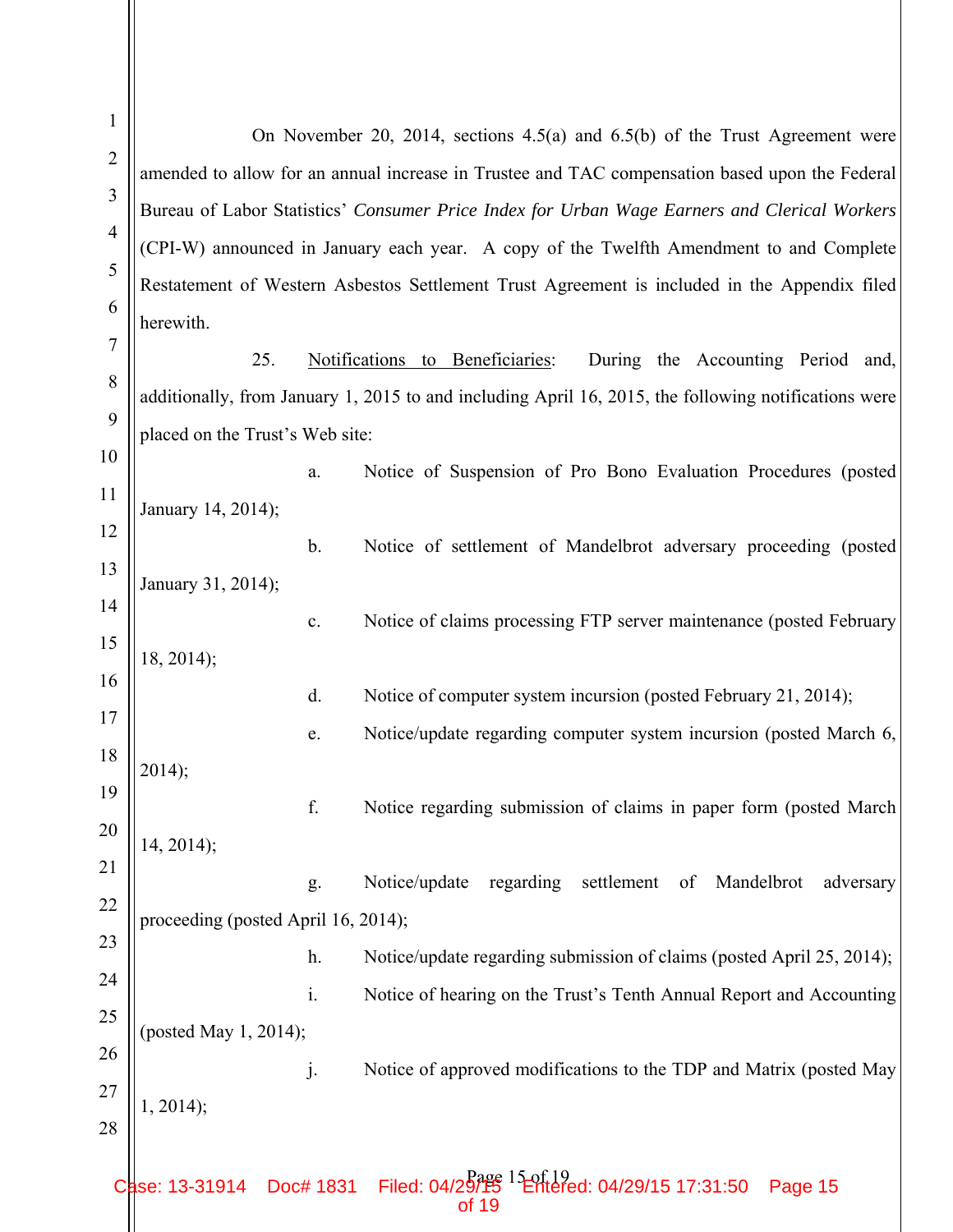On November 20, 2014, sections 4.5(a) and 6.5(b) of the Trust Agreement were amended to allow for an annual increase in Trustee and TAC compensation based upon the Federal Bureau of Labor Statistics' *Consumer Price Index for Urban Wage Earners and Clerical Workers* (CPI-W) announced in January each year. A copy of the Twelfth Amendment to and Complete Restatement of Western Asbestos Settlement Trust Agreement is included in the Appendix filed herewith.

25. Notifications to Beneficiaries: During the Accounting Period and, additionally, from January 1, 2015 to and including April 16, 2015, the following notifications were placed on the Trust's Web site:

a. Notice of Suspension of Pro Bono Evaluation Procedures (posted January 14, 2014);

b. Notice of settlement of Mandelbrot adversary proceeding (posted January 31, 2014);

c. Notice of claims processing FTP server maintenance (posted February 18, 2014);

d. Notice of computer system incursion (posted February 21, 2014);

e. Notice/update regarding computer system incursion (posted March 6, 2014);

f. Notice regarding submission of claims in paper form (posted March 14, 2014);

g. Notice/update regarding settlement of Mandelbrot adversary proceeding (posted April 16, 2014);

h. Notice/update regarding submission of claims (posted April 25, 2014);

i. Notice of hearing on the Trust's Tenth Annual Report and Accounting (posted May 1, 2014);

j. Notice of approved modifications to the TDP and Matrix (posted May 1, 2014);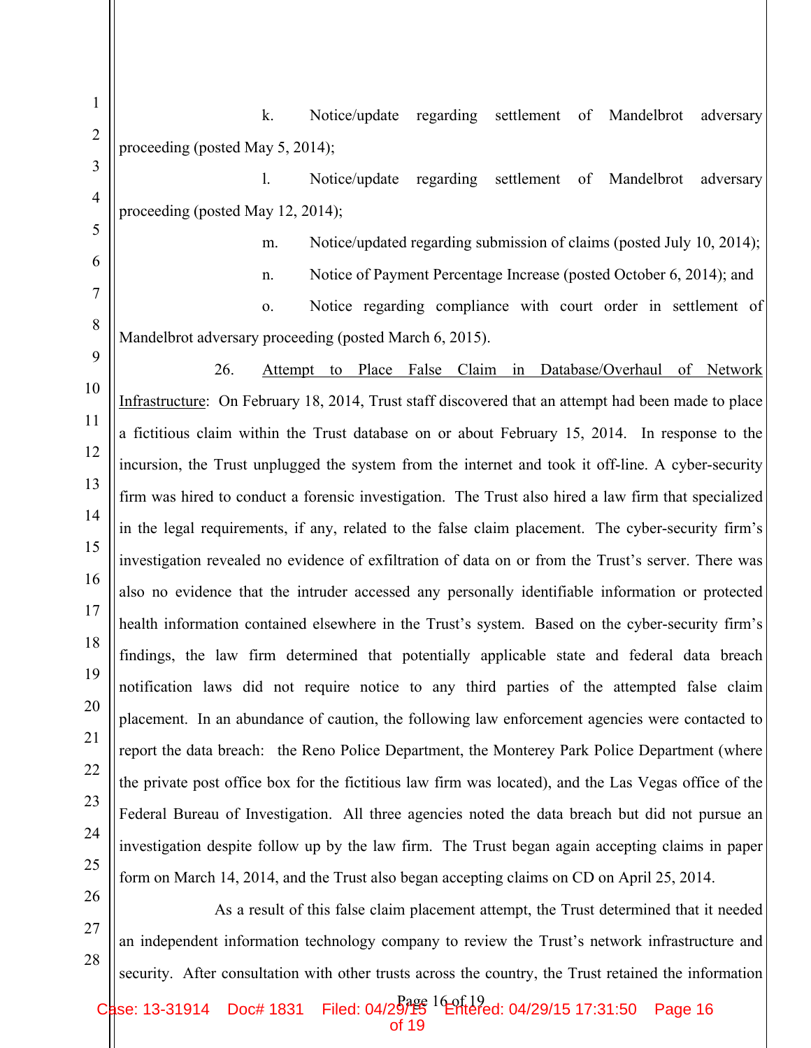k. Notice/update regarding settlement of Mandelbrot adversary proceeding (posted May 5, 2014);

l. Notice/update regarding settlement of Mandelbrot adversary proceeding (posted May 12, 2014);

m. Notice/updated regarding submission of claims (posted July 10, 2014);

n. Notice of Payment Percentage Increase (posted October 6, 2014); and

o. Notice regarding compliance with court order in settlement of Mandelbrot adversary proceeding (posted March 6, 2015).

26. Attempt to Place False Claim in Database/Overhaul of Network Infrastructure: On February 18, 2014, Trust staff discovered that an attempt had been made to place a fictitious claim within the Trust database on or about February 15, 2014. In response to the incursion, the Trust unplugged the system from the internet and took it off-line. A cyber-security firm was hired to conduct a forensic investigation. The Trust also hired a law firm that specialized in the legal requirements, if any, related to the false claim placement. The cyber-security firm's investigation revealed no evidence of exfiltration of data on or from the Trust's server. There was also no evidence that the intruder accessed any personally identifiable information or protected health information contained elsewhere in the Trust's system. Based on the cyber-security firm's findings, the law firm determined that potentially applicable state and federal data breach notification laws did not require notice to any third parties of the attempted false claim placement. In an abundance of caution, the following law enforcement agencies were contacted to report the data breach: the Reno Police Department, the Monterey Park Police Department (where the private post office box for the fictitious law firm was located), and the Las Vegas office of the Federal Bureau of Investigation. All three agencies noted the data breach but did not pursue an investigation despite follow up by the law firm. The Trust began again accepting claims in paper form on March 14, 2014, and the Trust also began accepting claims on CD on April 25, 2014.

As a result of this false claim placement attempt, the Trust determined that it needed an independent information technology company to review the Trust's network infrastructure and security. After consultation with other trusts across the country, the Trust retained the information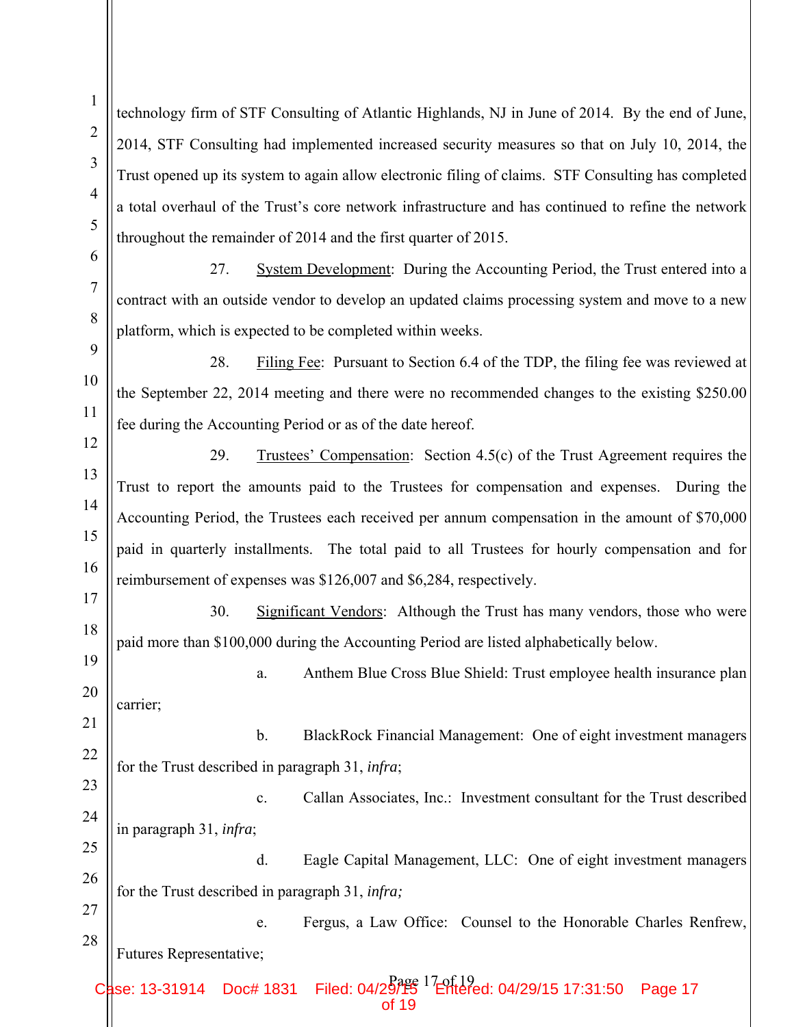technology firm of STF Consulting of Atlantic Highlands, NJ in June of 2014. By the end of June, 2014, STF Consulting had implemented increased security measures so that on July 10, 2014, the Trust opened up its system to again allow electronic filing of claims. STF Consulting has completed a total overhaul of the Trust's core network infrastructure and has continued to refine the network throughout the remainder of 2014 and the first quarter of 2015.

27. System Development: During the Accounting Period, the Trust entered into a contract with an outside vendor to develop an updated claims processing system and move to a new platform, which is expected to be completed within weeks.

28. Filing Fee: Pursuant to Section 6.4 of the TDP, the filing fee was reviewed at the September 22, 2014 meeting and there were no recommended changes to the existing $250.00 fee during the Accounting Period or as of the date hereof.

29. Trustees' Compensation: Section 4.5(c) of the Trust Agreement requires the Trust to report the amounts paid to the Trustees for compensation and expenses. During the Accounting Period, the Trustees each received per annum compensation in the amount of $70,000 paid in quarterly installments. The total paid to all Trustees for hourly compensation and for reimbursement of expenses was $126,007 and $6,284, respectively.

30. Significant Vendors: Although the Trust has many vendors, those who were paid more than $100,000 during the Accounting Period are listed alphabetically below.

a. Anthem Blue Cross Blue Shield: Trust employee health insurance plan carrier;

b. BlackRock Financial Management: One of eight investment managers for the Trust described in paragraph 31, *infra*;

c. Callan Associates, Inc.: Investment consultant for the Trust described in paragraph 31, *infra*;

d. Eagle Capital Management, LLC: One of eight investment managers for the Trust described in paragraph 31, *infra;*

e. Fergus, a Law Office: Counsel to the Honorable Charles Renfrew, Futures Representative;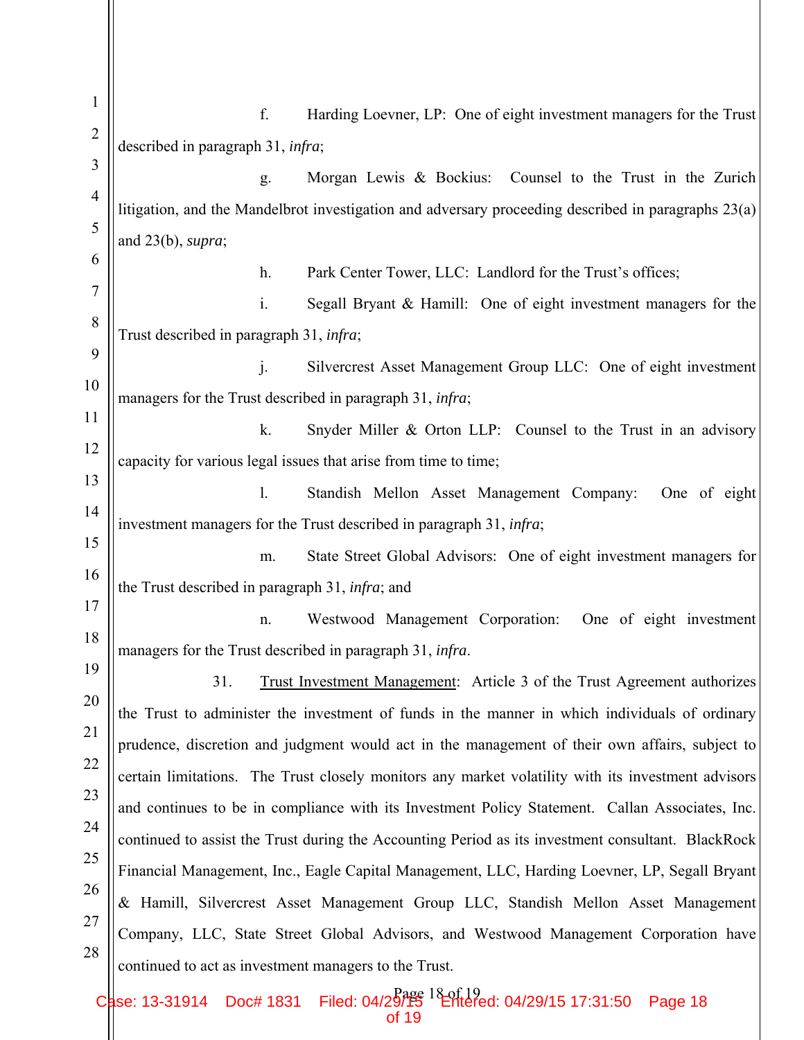f. Harding Loevner, LP: One of eight investment managers for the Trust described in paragraph 31, *infra*;

g. Morgan Lewis & Bockius: Counsel to the Trust in the Zurich litigation, and the Mandelbrot investigation and adversary proceeding described in paragraphs 23(a) and 23(b), *supra*;

h. Park Center Tower, LLC: Landlord for the Trust's offices;

i. Segall Bryant & Hamill: One of eight investment managers for the Trust described in paragraph 31, *infra*;

j. Silvercrest Asset Management Group LLC: One of eight investment managers for the Trust described in paragraph 31, *infra*;

k. Snyder Miller & Orton LLP: Counsel to the Trust in an advisory capacity for various legal issues that arise from time to time;

l. Standish Mellon Asset Management Company: One of eight investment managers for the Trust described in paragraph 31, *infra*;

m. State Street Global Advisors: One of eight investment managers for the Trust described in paragraph 31, *infra*; and

n. Westwood Management Corporation: One of eight investment managers for the Trust described in paragraph 31, *infra*.

31. Trust Investment Management: Article 3 of the Trust Agreement authorizes the Trust to administer the investment of funds in the manner in which individuals of ordinary prudence, discretion and judgment would act in the management of their own affairs, subject to certain limitations. The Trust closely monitors any market volatility with its investment advisors and continues to be in compliance with its Investment Policy Statement. Callan Associates, Inc. continued to assist the Trust during the Accounting Period as its investment consultant. BlackRock Financial Management, Inc., Eagle Capital Management, LLC, Harding Loevner, LP, Segall Bryant & Hamill, Silvercrest Asset Management Group LLC, Standish Mellon Asset Management Company, LLC, State Street Global Advisors, and Westwood Management Corporation have continued to act as investment managers to the Trust.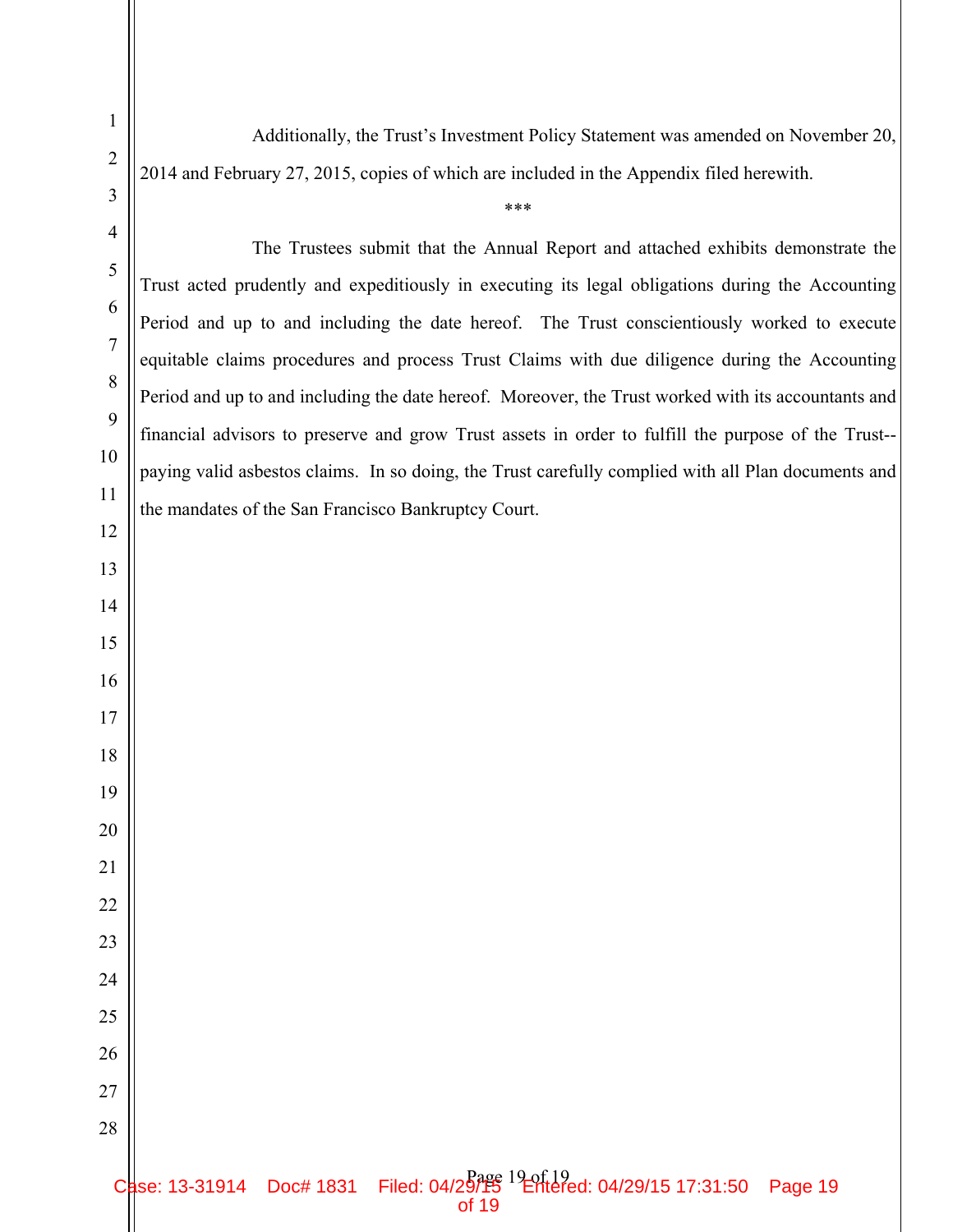Additionally, the Trust's Investment Policy Statement was amended on November 20, 2014 and February 27, 2015, copies of which are included in the Appendix filed herewith.

***

The Trustees submit that the Annual Report and attached exhibits demonstrate the Trust acted prudently and expeditiously in executing its legal obligations during the Accounting Period and up to and including the date hereof. The Trust conscientiously worked to execute equitable claims procedures and process Trust Claims with due diligence during the Accounting Period and up to and including the date hereof. Moreover, the Trust worked with its accountants and financial advisors to preserve and grow Trust assets in order to fulfill the purpose of the Trust--paying valid asbestos claims. In so doing, the Trust carefully complied with all Plan documents and the mandates of the San Francisco Bankruptcy Court.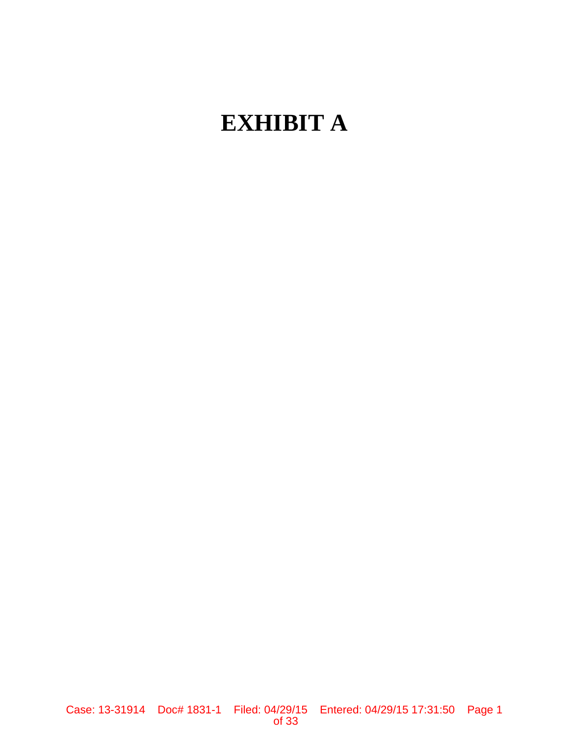# EXHIBIT A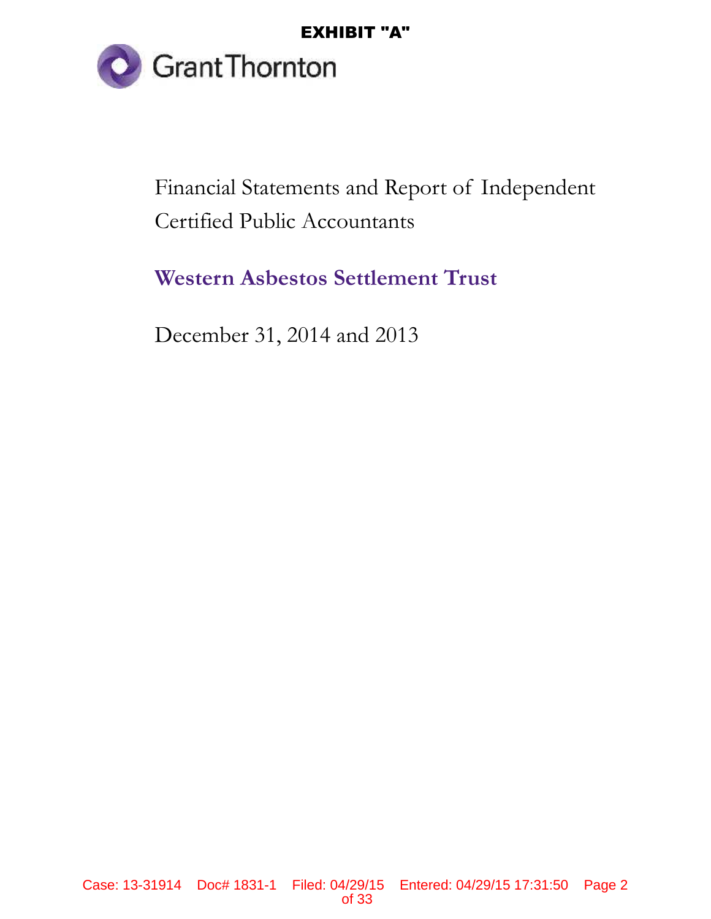EXHIBIT "A"

Grant Thornton

Financial Statements and Report of Independent Certified Public Accountants

**Western Asbestos Settlement Trust**

December 31, 2014 and 2013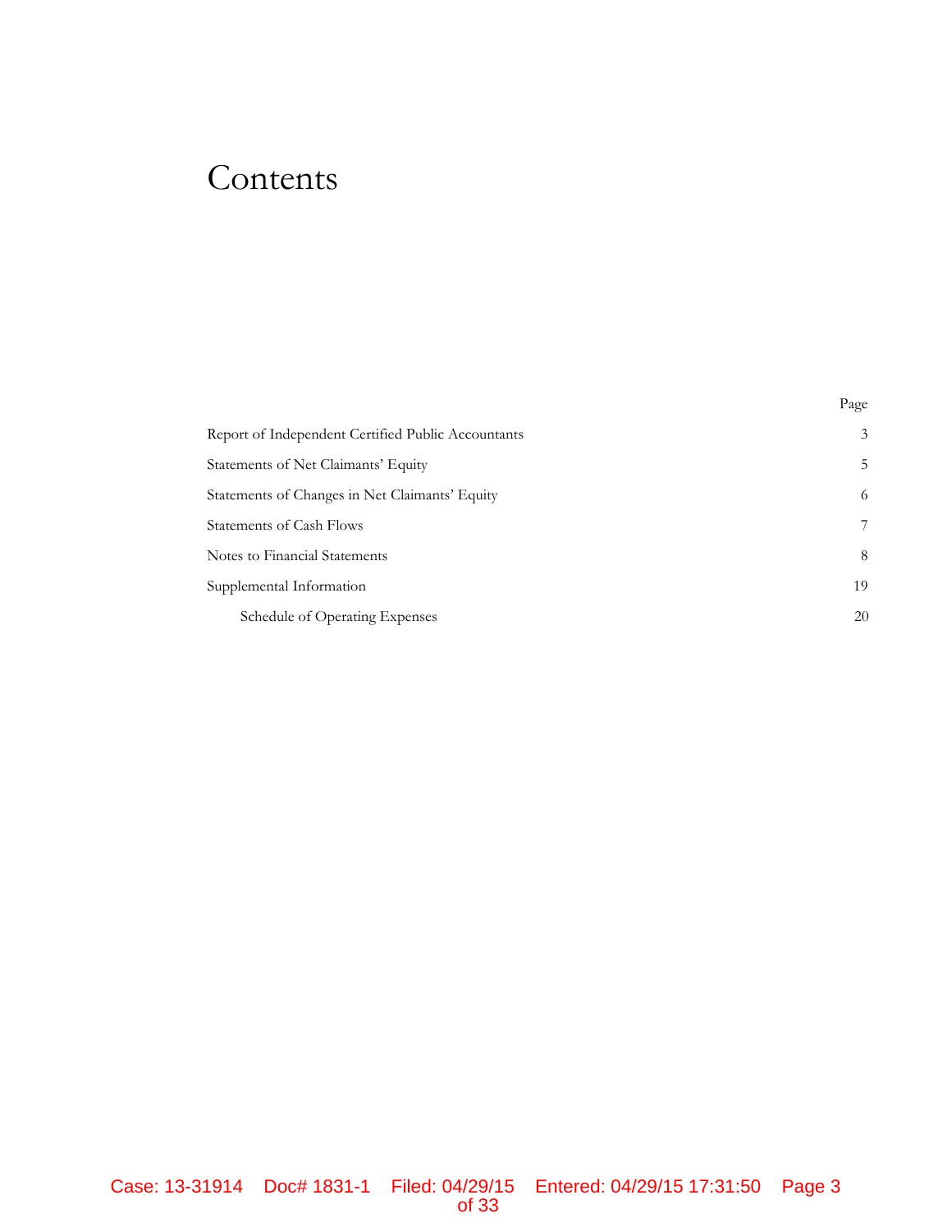# Contents

| | Page |
|---|---|
| Report of Independent Certified Public Accountants | 3 |
| Statements of Net Claimants' Equity | 5 |
| Statements of Changes in Net Claimants' Equity | 6 |
| Statements of Cash Flows | 7 |
| Notes to Financial Statements | 8 |
| Supplemental Information | 19 |
| Schedule of Operating Expenses | 20 |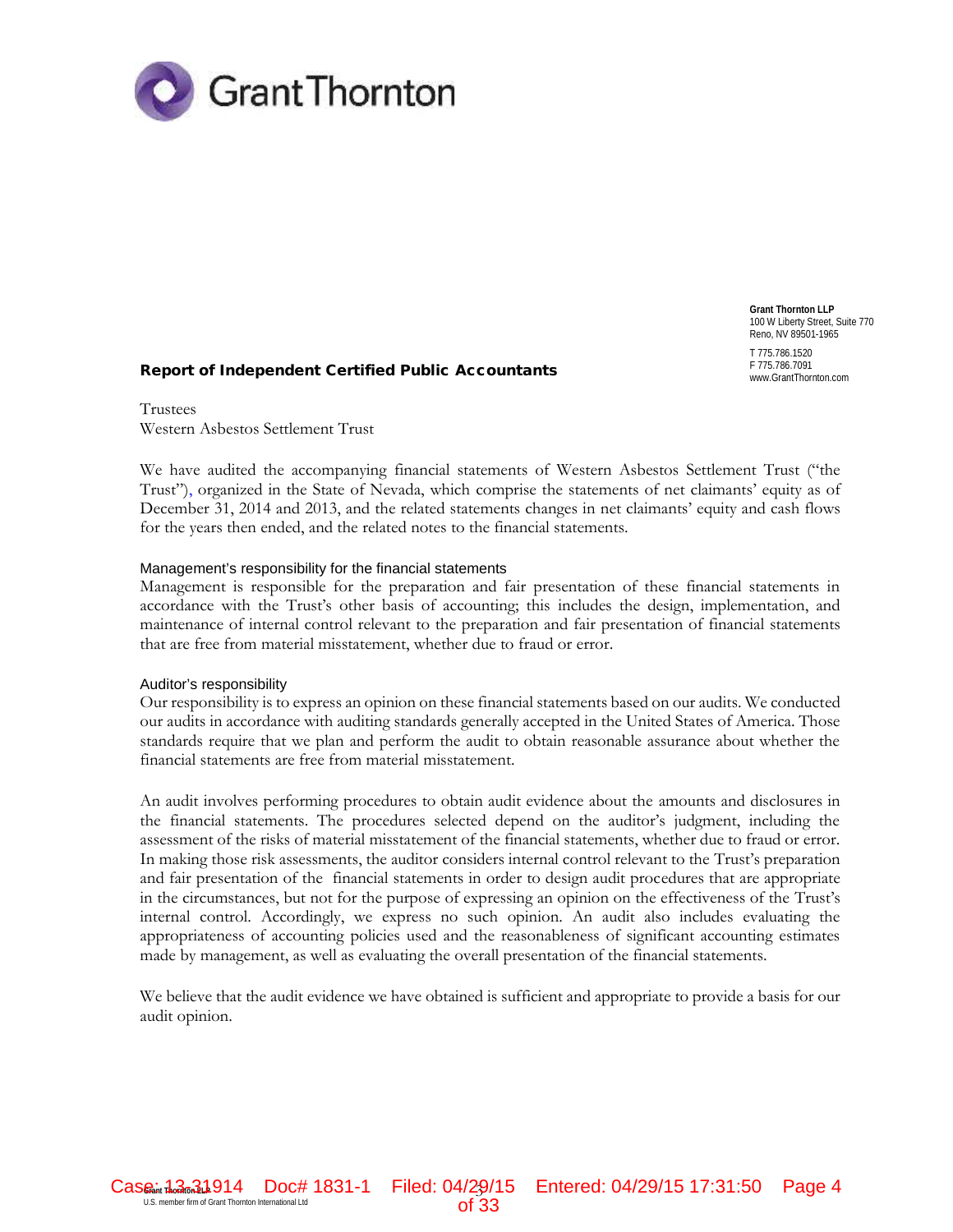Grant Thornton LLP
100 W Liberty Street, Suite 770
Reno, NV 89501-1965

T 775.786.1520
F 775.786.7091
www.GrantThornton.com

## Report of Independent Certified Public Accountants

Trustees
Western Asbestos Settlement Trust

We have audited the accompanying financial statements of Western Asbestos Settlement Trust ("the Trust"), organized in the State of Nevada, which comprise the statements of net claimants' equity as of December 31, 2014 and 2013, and the related statements changes in net claimants' equity and cash flows for the years then ended, and the related notes to the financial statements.

### Management's responsibility for the financial statements

Management is responsible for the preparation and fair presentation of these financial statements in accordance with the Trust's other basis of accounting; this includes the design, implementation, and maintenance of internal control relevant to the preparation and fair presentation of financial statements that are free from material misstatement, whether due to fraud or error.

### Auditor's responsibility

Our responsibility is to express an opinion on these financial statements based on our audits. We conducted our audits in accordance with auditing standards generally accepted in the United States of America. Those standards require that we plan and perform the audit to obtain reasonable assurance about whether the financial statements are free from material misstatement.

An audit involves performing procedures to obtain audit evidence about the amounts and disclosures in the financial statements. The procedures selected depend on the auditor's judgment, including the assessment of the risks of material misstatement of the financial statements, whether due to fraud or error. In making those risk assessments, the auditor considers internal control relevant to the Trust's preparation and fair presentation of the financial statements in order to design audit procedures that are appropriate in the circumstances, but not for the purpose of expressing an opinion on the effectiveness of the Trust's internal control. Accordingly, we express no such opinion. An audit also includes evaluating the appropriateness of accounting policies used and the reasonableness of significant accounting estimates made by management, as well as evaluating the overall presentation of the financial statements.

We believe that the audit evidence we have obtained is sufficient and appropriate to provide a basis for our audit opinion.

Grant Thornton LLP
U.S. member firm of Grant Thornton International Ltd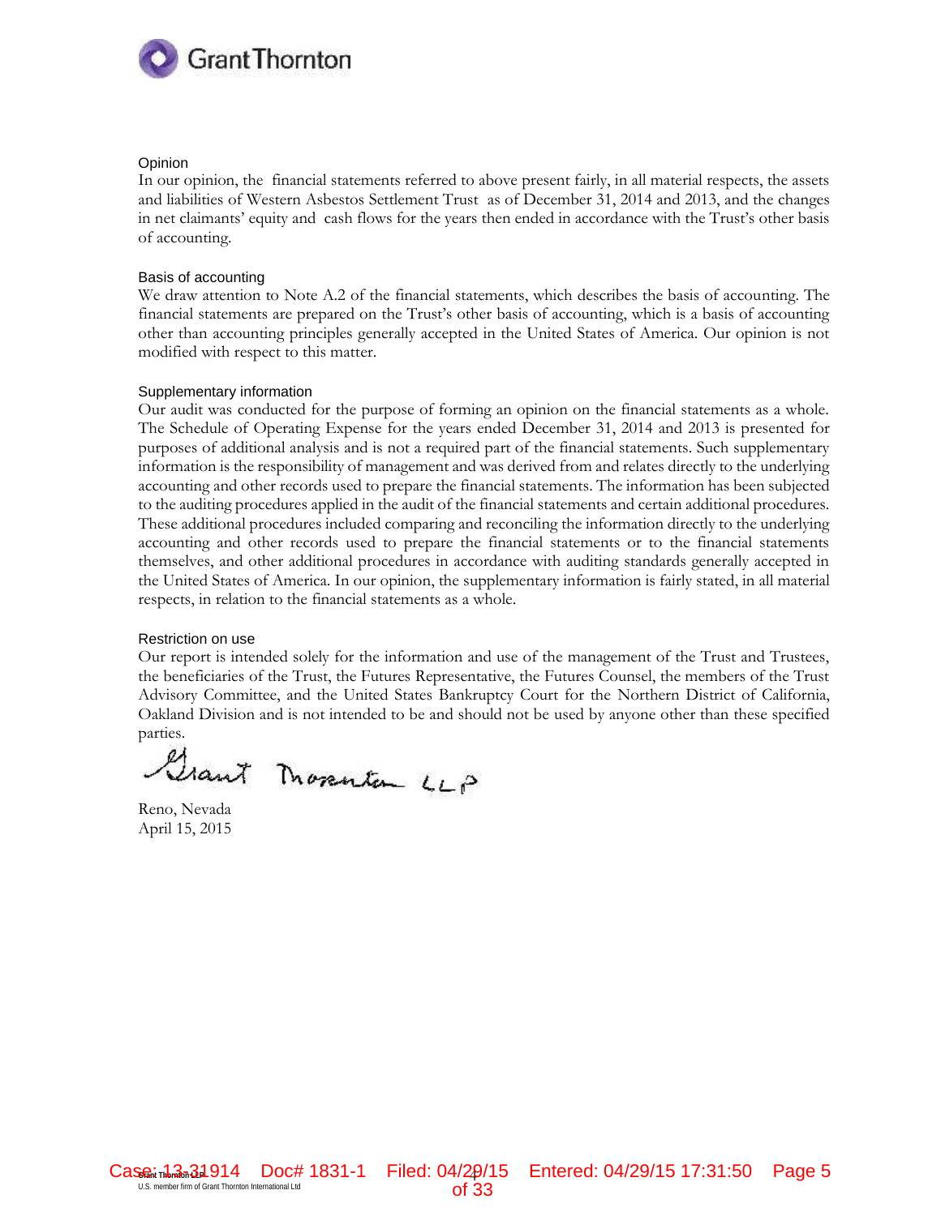### Opinion

In our opinion, the financial statements referred to above present fairly, in all material respects, the assets and liabilities of Western Asbestos Settlement Trust as of December 31, 2014 and 2013, and the changes in net claimants' equity and cash flows for the years then ended in accordance with the Trust's other basis of accounting.

### Basis of accounting

We draw attention to Note A.2 of the financial statements, which describes the basis of accounting. The financial statements are prepared on the Trust's other basis of accounting, which is a basis of accounting other than accounting principles generally accepted in the United States of America. Our opinion is not modified with respect to this matter.

### Supplementary information

Our audit was conducted for the purpose of forming an opinion on the financial statements as a whole. The Schedule of Operating Expense for the years ended December 31, 2014 and 2013 is presented for purposes of additional analysis and is not a required part of the financial statements. Such supplementary information is the responsibility of management and was derived from and relates directly to the underlying accounting and other records used to prepare the financial statements. The information has been subjected to the auditing procedures applied in the audit of the financial statements and certain additional procedures. These additional procedures included comparing and reconciling the information directly to the underlying accounting and other records used to prepare the financial statements or to the financial statements themselves, and other additional procedures in accordance with auditing standards generally accepted in the United States of America. In our opinion, the supplementary information is fairly stated, in all material respects, in relation to the financial statements as a whole.

### Restriction on use

Our report is intended solely for the information and use of the management of the Trust and Trustees, the beneficiaries of the Trust, the Futures Representative, the Futures Counsel, the members of the Trust Advisory Committee, and the United States Bankruptcy Court for the Northern District of California, Oakland Division and is not intended to be and should not be used by anyone other than these specified parties.

Grant Thornton LLP

Reno, Nevada
April 15, 2015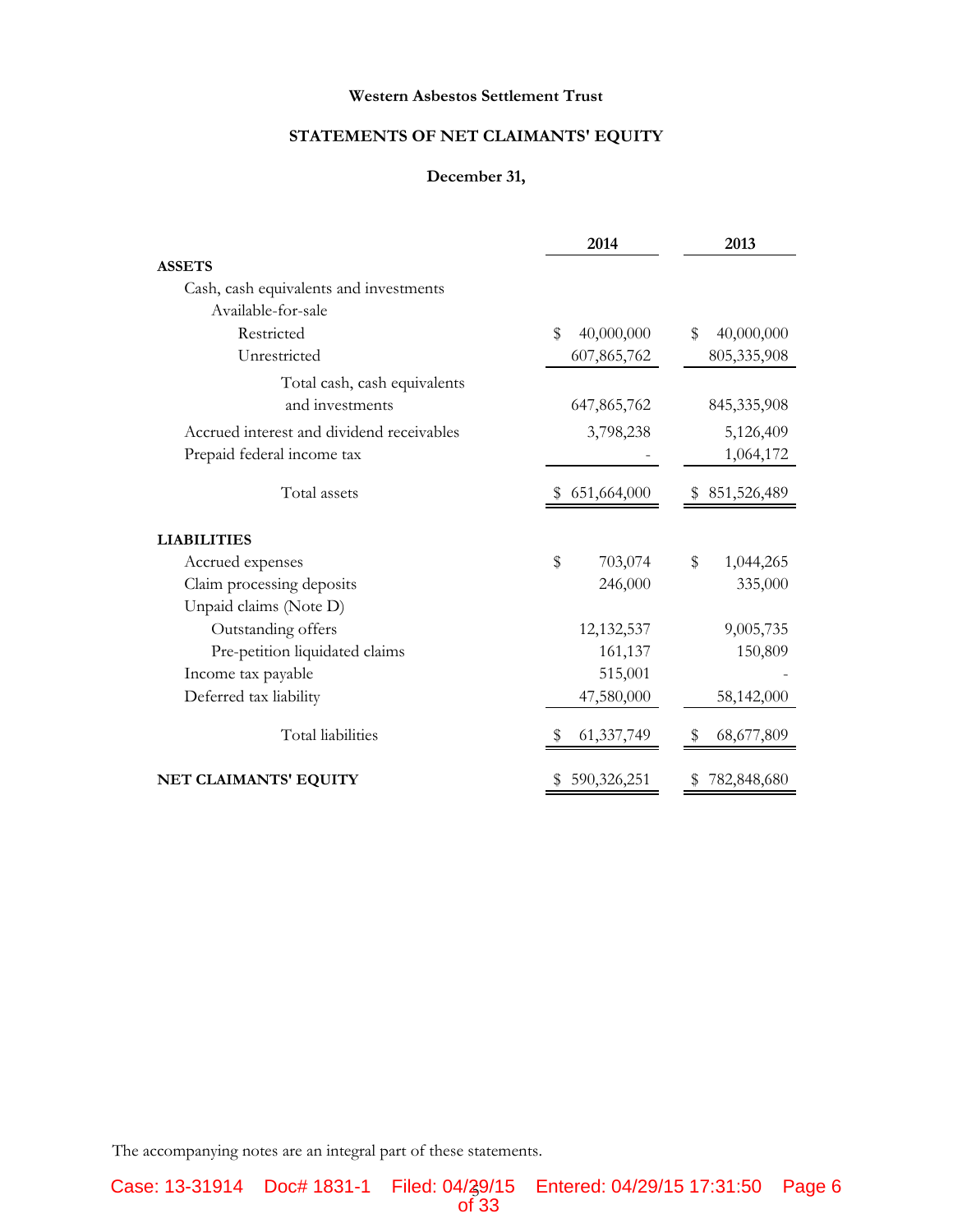**Western Asbestos Settlement Trust**

**STATEMENTS OF NET CLAIMANTS' EQUITY**

**December 31,**

| | 2014 | 2013 |
|---|---|---|
| **ASSETS** | | |
| Cash, cash equivalents and investments | | |
| Available-for-sale | | |
| Restricted | $ 40,000,000 | $ 40,000,000 |
| Unrestricted | 607,865,762 | 805,335,908 |
| Total cash, cash equivalents and investments | 647,865,762 | 845,335,908 |
| Accrued interest and dividend receivables | 3,798,238 | 5,126,409 |
| Prepaid federal income tax | - | 1,064,172 |
| Total assets | $ 651,664,000 | $ 851,526,489 |
| **LIABILITIES** | | |
| Accrued expenses | $ 703,074 | $ 1,044,265 |
| Claim processing deposits | 246,000 | 335,000 |
| Unpaid claims (Note D) | | |
| Outstanding offers | 12,132,537 | 9,005,735 |
| Pre-petition liquidated claims | 161,137 | 150,809 |
| Income tax payable | 515,001 | - |
| Deferred tax liability | 47,580,000 | 58,142,000 |
| Total liabilities | $ 61,337,749 | $ 68,677,809 |
| **NET CLAIMANTS' EQUITY** | $ 590,326,251 | $ 782,848,680 |

The accompanying notes are an integral part of these statements.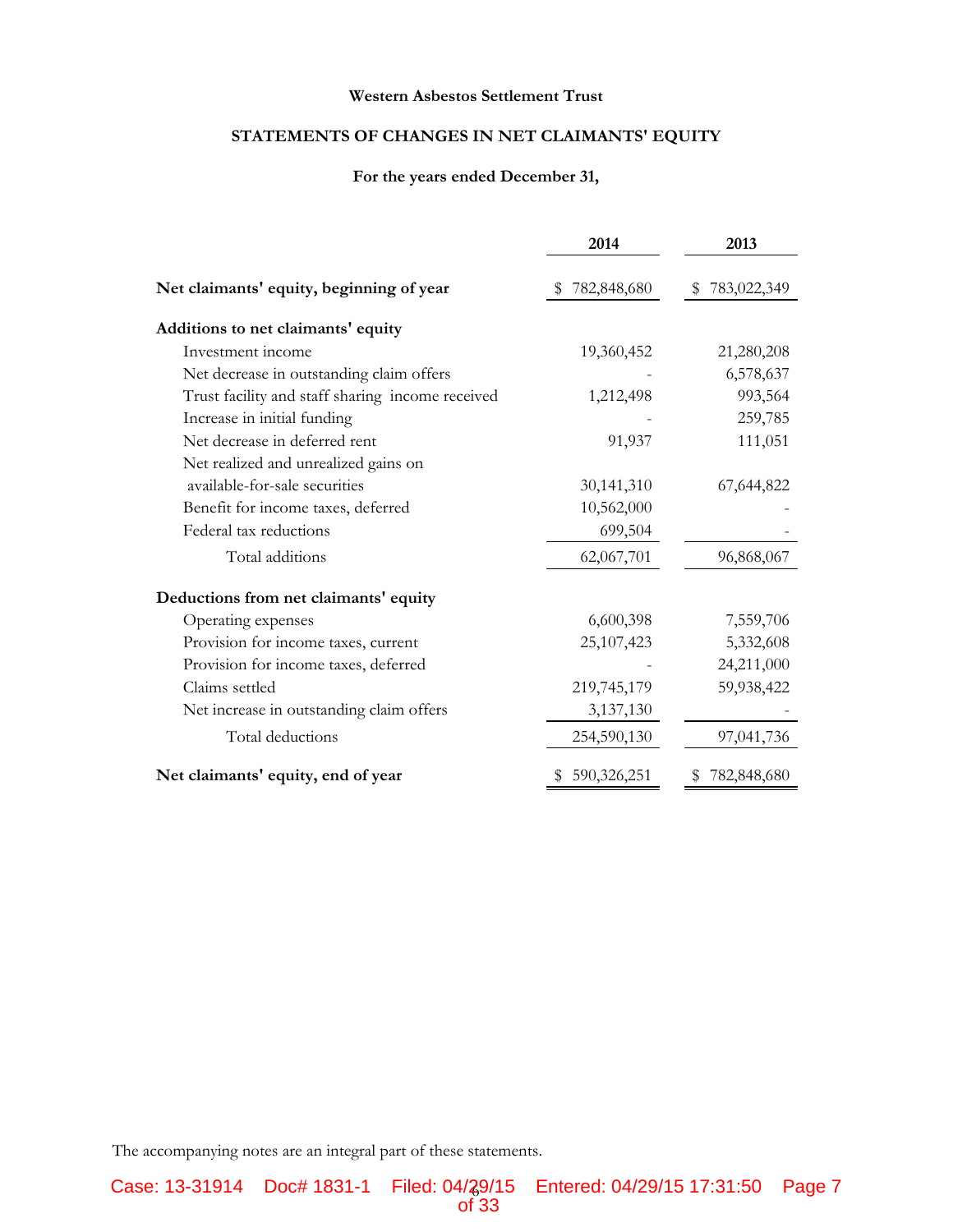**Western Asbestos Settlement Trust**

**STATEMENTS OF CHANGES IN NET CLAIMANTS' EQUITY**

**For the years ended December 31,**

| | 2014 | 2013 |
|---|---|---|
| **Net claimants' equity, beginning of year** | $ 782,848,680 | $ 783,022,349 |
| **Additions to net claimants' equity** | | |
| Investment income | 19,360,452 | 21,280,208 |
| Net decrease in outstanding claim offers | - | 6,578,637 |
| Trust facility and staff sharing income received | 1,212,498 | 993,564 |
| Increase in initial funding | - | 259,785 |
| Net decrease in deferred rent | 91,937 | 111,051 |
| Net realized and unrealized gains on available-for-sale securities | 30,141,310 | 67,644,822 |
| Benefit for income taxes, deferred | 10,562,000 | - |
| Federal tax reductions | 699,504 | - |
| Total additions | 62,067,701 | 96,868,067 |
| **Deductions from net claimants' equity** | | |
| Operating expenses | 6,600,398 | 7,559,706 |
| Provision for income taxes, current | 25,107,423 | 5,332,608 |
| Provision for income taxes, deferred | - | 24,211,000 |
| Claims settled | 219,745,179 | 59,938,422 |
| Net increase in outstanding claim offers | 3,137,130 | - |
| Total deductions | 254,590,130 | 97,041,736 |
| **Net claimants' equity, end of year** | $ 590,326,251 | $ 782,848,680 |

The accompanying notes are an integral part of these statements.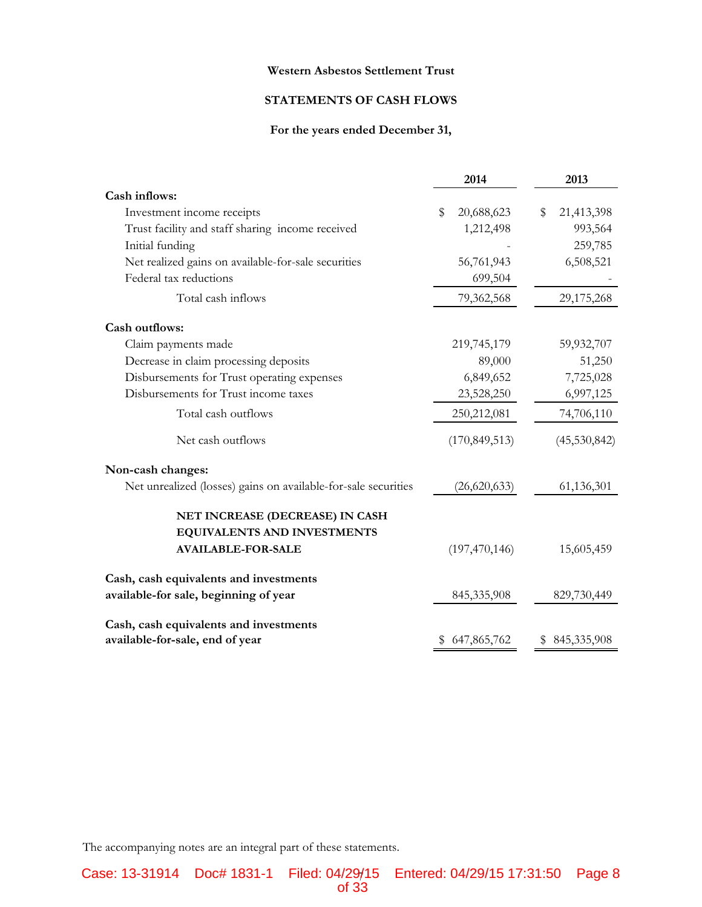**Western Asbestos Settlement Trust**

**STATEMENTS OF CASH FLOWS**

**For the years ended December 31,**

| | 2014 | 2013 |
|---|---|---|
| **Cash inflows:** | | |
| Investment income receipts | $ 20,688,623 | $ 21,413,398 |
| Trust facility and staff sharing income received | 1,212,498 | 993,564 |
| Initial funding | - | 259,785 |
| Net realized gains on available-for-sale securities | 56,761,943 | 6,508,521 |
| Federal tax reductions | 699,504 | - |
| Total cash inflows | 79,362,568 | 29,175,268 |
| **Cash outflows:** | | |
| Claim payments made | 219,745,179 | 59,932,707 |
| Decrease in claim processing deposits | 89,000 | 51,250 |
| Disbursements for Trust operating expenses | 6,849,652 | 7,725,028 |
| Disbursements for Trust income taxes | 23,528,250 | 6,997,125 |
| Total cash outflows | 250,212,081 | 74,706,110 |
| Net cash outflows | (170,849,513) | (45,530,842) |
| **Non-cash changes:** | | |
| Net unrealized (losses) gains on available-for-sale securities | (26,620,633) | 61,136,301 |
| **NET INCREASE (DECREASE) IN CASH EQUIVALENTS AND INVESTMENTS AVAILABLE-FOR-SALE** | (197,470,146) | 15,605,459 |
| **Cash, cash equivalents and investments available-for sale, beginning of year** | 845,335,908 | 829,730,449 |
| **Cash, cash equivalents and investments available-for-sale, end of year** | $ 647,865,762 | $ 845,335,908 |

The accompanying notes are an integral part of these statements.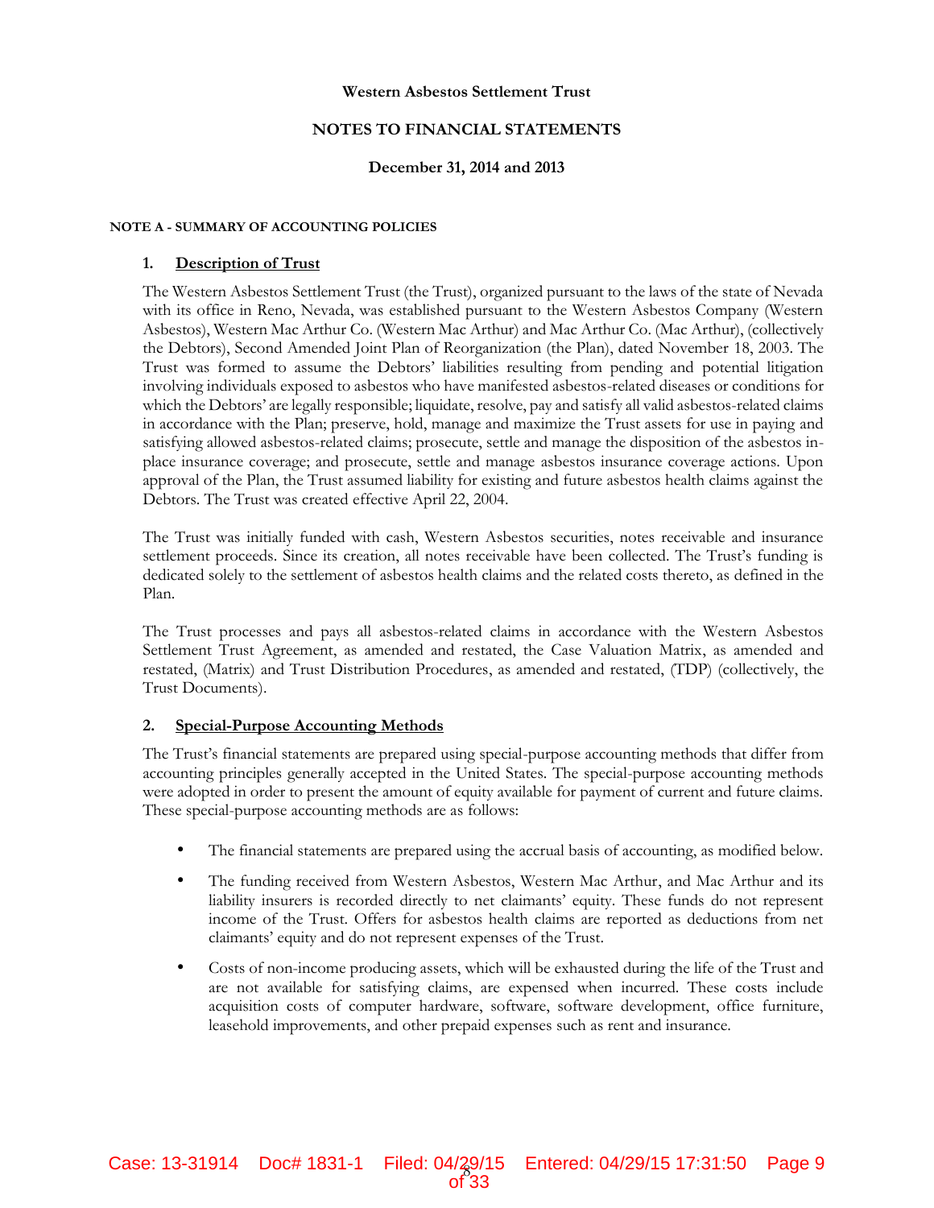**Western Asbestos Settlement Trust**

**NOTES TO FINANCIAL STATEMENTS**

**December 31, 2014 and 2013**

**NOTE A - SUMMARY OF ACCOUNTING POLICIES**

**1. Description of Trust**

The Western Asbestos Settlement Trust (the Trust), organized pursuant to the laws of the state of Nevada with its office in Reno, Nevada, was established pursuant to the Western Asbestos Company (Western Asbestos), Western Mac Arthur Co. (Western Mac Arthur) and Mac Arthur Co. (Mac Arthur), (collectively the Debtors), Second Amended Joint Plan of Reorganization (the Plan), dated November 18, 2003. The Trust was formed to assume the Debtors' liabilities resulting from pending and potential litigation involving individuals exposed to asbestos who have manifested asbestos-related diseases or conditions for which the Debtors' are legally responsible; liquidate, resolve, pay and satisfy all valid asbestos-related claims in accordance with the Plan; preserve, hold, manage and maximize the Trust assets for use in paying and satisfying allowed asbestos-related claims; prosecute, settle and manage the disposition of the asbestos in-place insurance coverage; and prosecute, settle and manage asbestos insurance coverage actions. Upon approval of the Plan, the Trust assumed liability for existing and future asbestos health claims against the Debtors. The Trust was created effective April 22, 2004.

The Trust was initially funded with cash, Western Asbestos securities, notes receivable and insurance settlement proceeds. Since its creation, all notes receivable have been collected. The Trust's funding is dedicated solely to the settlement of asbestos health claims and the related costs thereto, as defined in the Plan.

The Trust processes and pays all asbestos-related claims in accordance with the Western Asbestos Settlement Trust Agreement, as amended and restated, the Case Valuation Matrix, as amended and restated, (Matrix) and Trust Distribution Procedures, as amended and restated, (TDP) (collectively, the Trust Documents).

**2. Special-Purpose Accounting Methods**

The Trust's financial statements are prepared using special-purpose accounting methods that differ from accounting principles generally accepted in the United States. The special-purpose accounting methods were adopted in order to present the amount of equity available for payment of current and future claims. These special-purpose accounting methods are as follows:

- The financial statements are prepared using the accrual basis of accounting, as modified below.
- The funding received from Western Asbestos, Western Mac Arthur, and Mac Arthur and its liability insurers is recorded directly to net claimants' equity. These funds do not represent income of the Trust. Offers for asbestos health claims are reported as deductions from net claimants' equity and do not represent expenses of the Trust.
- Costs of non-income producing assets, which will be exhausted during the life of the Trust and are not available for satisfying claims, are expensed when incurred. These costs include acquisition costs of computer hardware, software, software development, office furniture, leasehold improvements, and other prepaid expenses such as rent and insurance.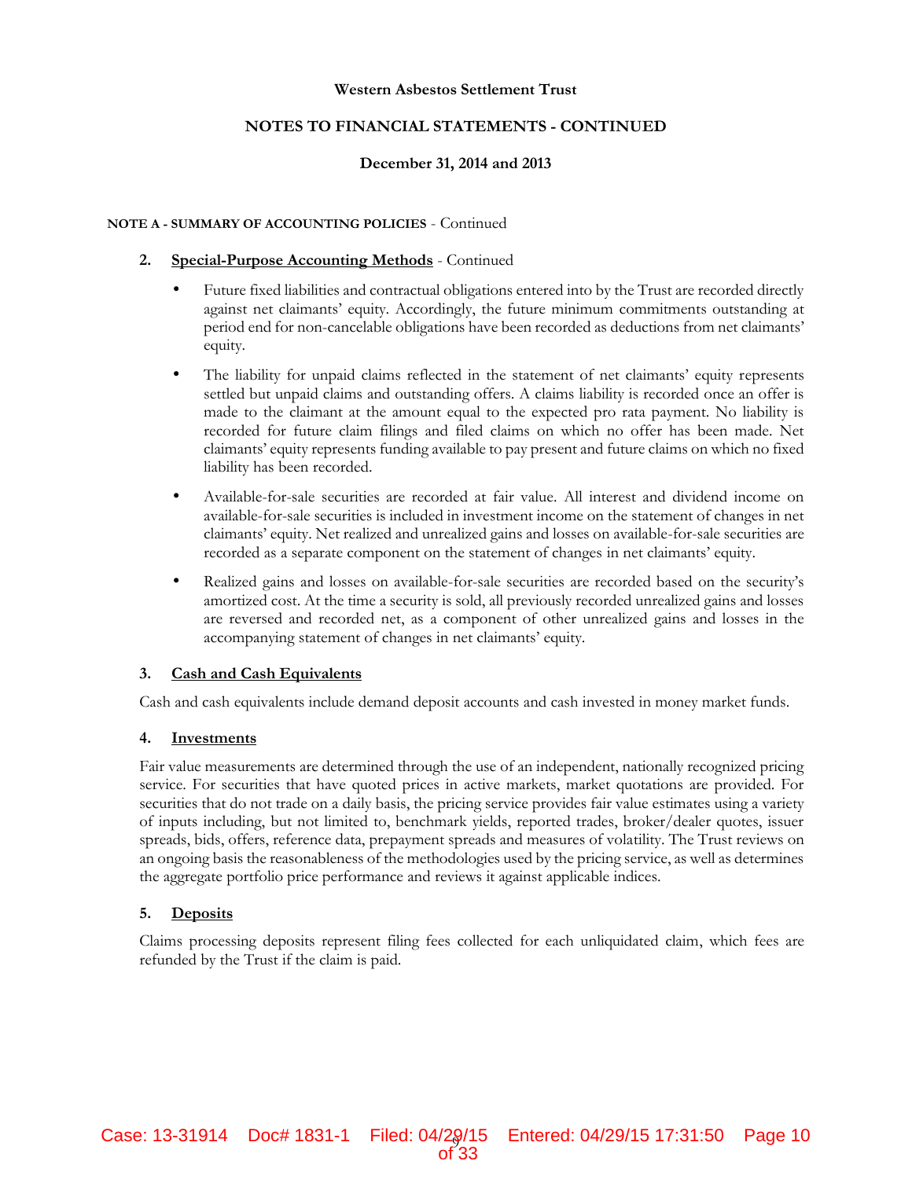Western Asbestos Settlement Trust

NOTES TO FINANCIAL STATEMENTS - CONTINUED

December 31, 2014 and 2013

**NOTE A - SUMMARY OF ACCOUNTING POLICIES** - Continued

**2. Special-Purpose Accounting Methods** - Continued

- Future fixed liabilities and contractual obligations entered into by the Trust are recorded directly against net claimants' equity. Accordingly, the future minimum commitments outstanding at period end for non-cancelable obligations have been recorded as deductions from net claimants' equity.

- The liability for unpaid claims reflected in the statement of net claimants' equity represents settled but unpaid claims and outstanding offers. A claims liability is recorded once an offer is made to the claimant at the amount equal to the expected pro rata payment. No liability is recorded for future claim filings and filed claims on which no offer has been made. Net claimants' equity represents funding available to pay present and future claims on which no fixed liability has been recorded.

- Available-for-sale securities are recorded at fair value. All interest and dividend income on available-for-sale securities is included in investment income on the statement of changes in net claimants' equity. Net realized and unrealized gains and losses on available-for-sale securities are recorded as a separate component on the statement of changes in net claimants' equity.

- Realized gains and losses on available-for-sale securities are recorded based on the security's amortized cost. At the time a security is sold, all previously recorded unrealized gains and losses are reversed and recorded net, as a component of other unrealized gains and losses in the accompanying statement of changes in net claimants' equity.

**3. Cash and Cash Equivalents**

Cash and cash equivalents include demand deposit accounts and cash invested in money market funds.

**4. Investments**

Fair value measurements are determined through the use of an independent, nationally recognized pricing service. For securities that have quoted prices in active markets, market quotations are provided. For securities that do not trade on a daily basis, the pricing service provides fair value estimates using a variety of inputs including, but not limited to, benchmark yields, reported trades, broker/dealer quotes, issuer spreads, bids, offers, reference data, prepayment spreads and measures of volatility. The Trust reviews on an ongoing basis the reasonableness of the methodologies used by the pricing service, as well as determines the aggregate portfolio price performance and reviews it against applicable indices.

**5. Deposits**

Claims processing deposits represent filing fees collected for each unliquidated claim, which fees are refunded by the Trust if the claim is paid.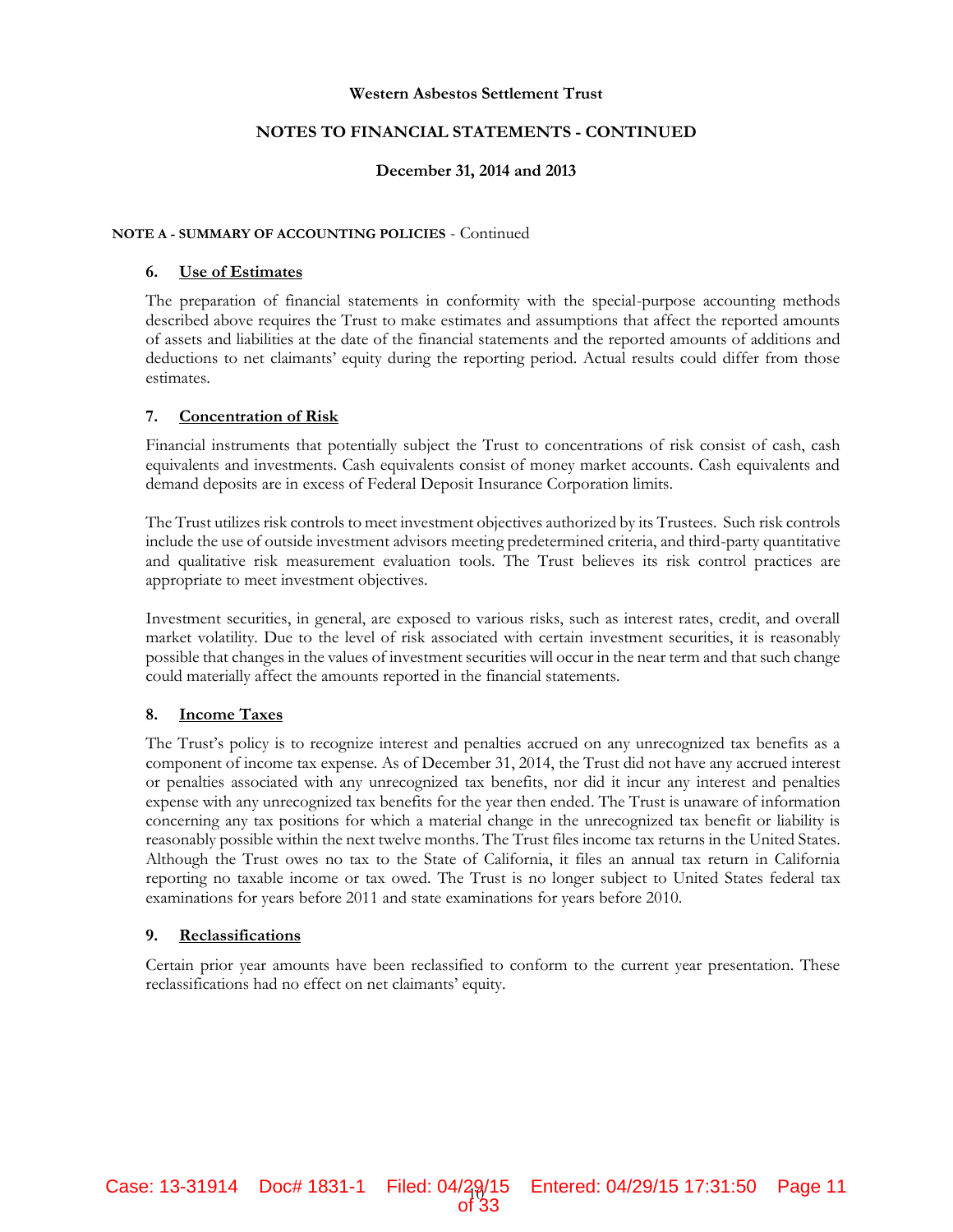Western Asbestos Settlement Trust

NOTES TO FINANCIAL STATEMENTS - CONTINUED

December 31, 2014 and 2013

**NOTE A - SUMMARY OF ACCOUNTING POLICIES** - Continued

### 6. Use of Estimates

The preparation of financial statements in conformity with the special-purpose accounting methods described above requires the Trust to make estimates and assumptions that affect the reported amounts of assets and liabilities at the date of the financial statements and the reported amounts of additions and deductions to net claimants' equity during the reporting period. Actual results could differ from those estimates.

### 7. Concentration of Risk

Financial instruments that potentially subject the Trust to concentrations of risk consist of cash, cash equivalents and investments. Cash equivalents consist of money market accounts. Cash equivalents and demand deposits are in excess of Federal Deposit Insurance Corporation limits.

The Trust utilizes risk controls to meet investment objectives authorized by its Trustees. Such risk controls include the use of outside investment advisors meeting predetermined criteria, and third-party quantitative and qualitative risk measurement evaluation tools. The Trust believes its risk control practices are appropriate to meet investment objectives.

Investment securities, in general, are exposed to various risks, such as interest rates, credit, and overall market volatility. Due to the level of risk associated with certain investment securities, it is reasonably possible that changes in the values of investment securities will occur in the near term and that such change could materially affect the amounts reported in the financial statements.

### 8. Income Taxes

The Trust's policy is to recognize interest and penalties accrued on any unrecognized tax benefits as a component of income tax expense. As of December 31, 2014, the Trust did not have any accrued interest or penalties associated with any unrecognized tax benefits, nor did it incur any interest and penalties expense with any unrecognized tax benefits for the year then ended. The Trust is unaware of information concerning any tax positions for which a material change in the unrecognized tax benefit or liability is reasonably possible within the next twelve months. The Trust files income tax returns in the United States. Although the Trust owes no tax to the State of California, it files an annual tax return in California reporting no taxable income or tax owed. The Trust is no longer subject to United States federal tax examinations for years before 2011 and state examinations for years before 2010.

### 9. Reclassifications

Certain prior year amounts have been reclassified to conform to the current year presentation. These reclassifications had no effect on net claimants' equity.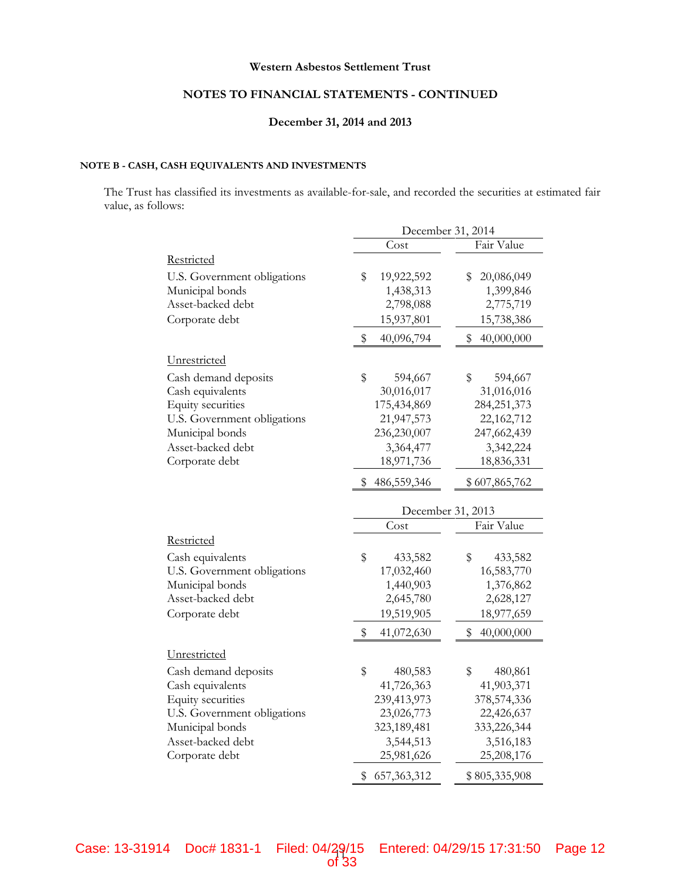**Western Asbestos Settlement Trust**

**NOTES TO FINANCIAL STATEMENTS - CONTINUED**

**December 31, 2014 and 2013**

**NOTE B - CASH, CASH EQUIVALENTS AND INVESTMENTS**

The Trust has classified its investments as available-for-sale, and recorded the securities at estimated fair value, as follows:

| | December 31, 2014 | |
|---|---|---|
| | Cost | Fair Value |
| Restricted | | |
| U.S. Government obligations | $ 19,922,592 | $ 20,086,049 |
| Municipal bonds | 1,438,313 | 1,399,846 |
| Asset-backed debt | 2,798,088 | 2,775,719 |
| Corporate debt | 15,937,801 | 15,738,386 |
| | $ 40,096,794 | $ 40,000,000 |
| Unrestricted | | |
| Cash demand deposits | $ 594,667 | $ 594,667 |
| Cash equivalents | 30,016,017 | 31,016,016 |
| Equity securities | 175,434,869 | 284,251,373 |
| U.S. Government obligations | 21,947,573 | 22,162,712 |
| Municipal bonds | 236,230,007 | 247,662,439 |
| Asset-backed debt | 3,364,477 | 3,342,224 |
| Corporate debt | 18,971,736 | 18,836,331 |
| | $ 486,559,346 | $ 607,865,762 |

| | December 31, 2013 | |
|---|---|---|
| | Cost | Fair Value |
| Restricted | | |
| Cash equivalents | $ 433,582 | $ 433,582 |
| U.S. Government obligations | 17,032,460 | 16,583,770 |
| Municipal bonds | 1,440,903 | 1,376,862 |
| Asset-backed debt | 2,645,780 | 2,628,127 |
| Corporate debt | 19,519,905 | 18,977,659 |
| | $ 41,072,630 | $ 40,000,000 |
| Unrestricted | | |
| Cash demand deposits | $ 480,583 | $ 480,861 |
| Cash equivalents | 41,726,363 | 41,903,371 |
| Equity securities | 239,413,973 | 378,574,336 |
| U.S. Government obligations | 23,026,773 | 22,426,637 |
| Municipal bonds | 323,189,481 | 333,226,344 |
| Asset-backed debt | 3,544,513 | 3,516,183 |
| Corporate debt | 25,981,626 | 25,208,176 |
| | $ 657,363,312 | $ 805,335,908 |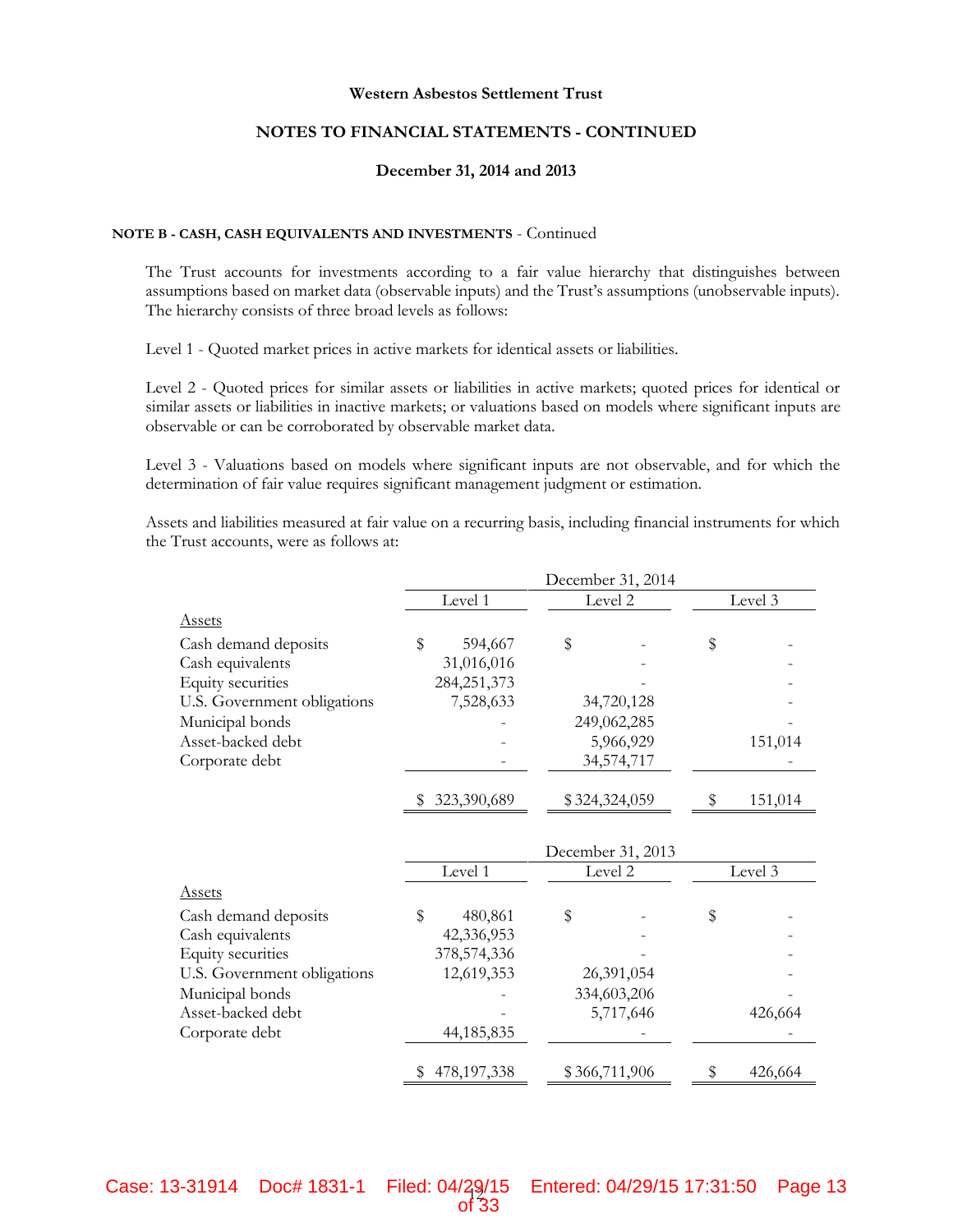Western Asbestos Settlement Trust

NOTES TO FINANCIAL STATEMENTS - CONTINUED

December 31, 2014 and 2013

**NOTE B - CASH, CASH EQUIVALENTS AND INVESTMENTS** - Continued

The Trust accounts for investments according to a fair value hierarchy that distinguishes between assumptions based on market data (observable inputs) and the Trust's assumptions (unobservable inputs). The hierarchy consists of three broad levels as follows:

Level 1 - Quoted market prices in active markets for identical assets or liabilities.

Level 2 - Quoted prices for similar assets or liabilities in active markets; quoted prices for identical or similar assets or liabilities in inactive markets; or valuations based on models where significant inputs are observable or can be corroborated by observable market data.

Level 3 - Valuations based on models where significant inputs are not observable, and for which the determination of fair value requires significant management judgment or estimation.

Assets and liabilities measured at fair value on a recurring basis, including financial instruments for which the Trust accounts, were as follows at:

| | December 31, 2014 | | |
|---|---|---|---|
| | Level 1 | Level 2 | Level 3 |
| Assets | | | |
| Cash demand deposits | $ 594,667 | $ - | $ - |
| Cash equivalents | 31,016,016 | - | - |
| Equity securities | 284,251,373 | - | - |
| U.S. Government obligations | 7,528,633 | 34,720,128 | - |
| Municipal bonds | - | 249,062,285 | - |
| Asset-backed debt | - | 5,966,929 | 151,014 |
| Corporate debt | - | 34,574,717 | - |
| | $ 323,390,689 | $ 324,324,059 | $ 151,014 |

| | December 31, 2013 | | |
|---|---|---|---|
| | Level 1 | Level 2 | Level 3 |
| Assets | | | |
| Cash demand deposits | $ 480,861 | $ - | $ - |
| Cash equivalents | 42,336,953 | - | - |
| Equity securities | 378,574,336 | - | - |
| U.S. Government obligations | 12,619,353 | 26,391,054 | - |
| Municipal bonds | - | 334,603,206 | - |
| Asset-backed debt | - | 5,717,646 | 426,664 |
| Corporate debt | 44,185,835 | - | - |
| | $ 478,197,338 | $ 366,711,906 | $ 426,664 |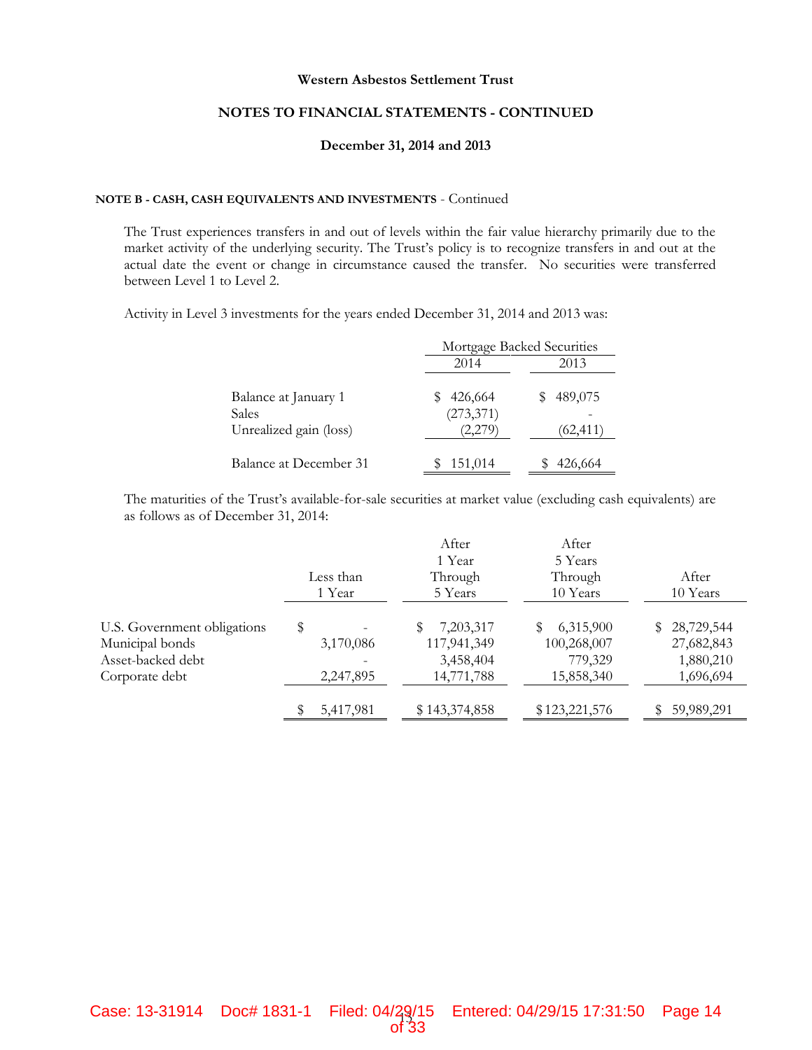**Western Asbestos Settlement Trust**

**NOTES TO FINANCIAL STATEMENTS - CONTINUED**

**December 31, 2014 and 2013**

**NOTE B - CASH, CASH EQUIVALENTS AND INVESTMENTS** - Continued

The Trust experiences transfers in and out of levels within the fair value hierarchy primarily due to the market activity of the underlying security. The Trust's policy is to recognize transfers in and out at the actual date the event or change in circumstance caused the transfer. No securities were transferred between Level 1 to Level 2.

Activity in Level 3 investments for the years ended December 31, 2014 and 2013 was:

| | Mortgage Backed Securities | |
|---|---|---|
| | 2014 | 2013 |
| Balance at January 1 | $ 426,664 | $ 489,075 |
| Sales | (273,371) | - |
| Unrealized gain (loss) | (2,279) | (62,411) |
| Balance at December 31 | $ 151,014 | $ 426,664 |

The maturities of the Trust's available-for-sale securities at market value (excluding cash equivalents) are as follows as of December 31, 2014:

| | Less than 1 Year | After 1 Year Through 5 Years | After 5 Years Through 10 Years | After 10 Years |
|---|---|---|---|---|
| U.S. Government obligations | $ - | $ 7,203,317 | $ 6,315,900 | $ 28,729,544 |
| Municipal bonds | 3,170,086 | 117,941,349 | 100,268,007 | 27,682,843 |
| Asset-backed debt | - | 3,458,404 | 779,329 | 1,880,210 |
| Corporate debt | 2,247,895 | 14,771,788 | 15,858,340 | 1,696,694 |
| | $ 5,417,981 | $ 143,374,858 | $ 123,221,576 | $ 59,989,291 |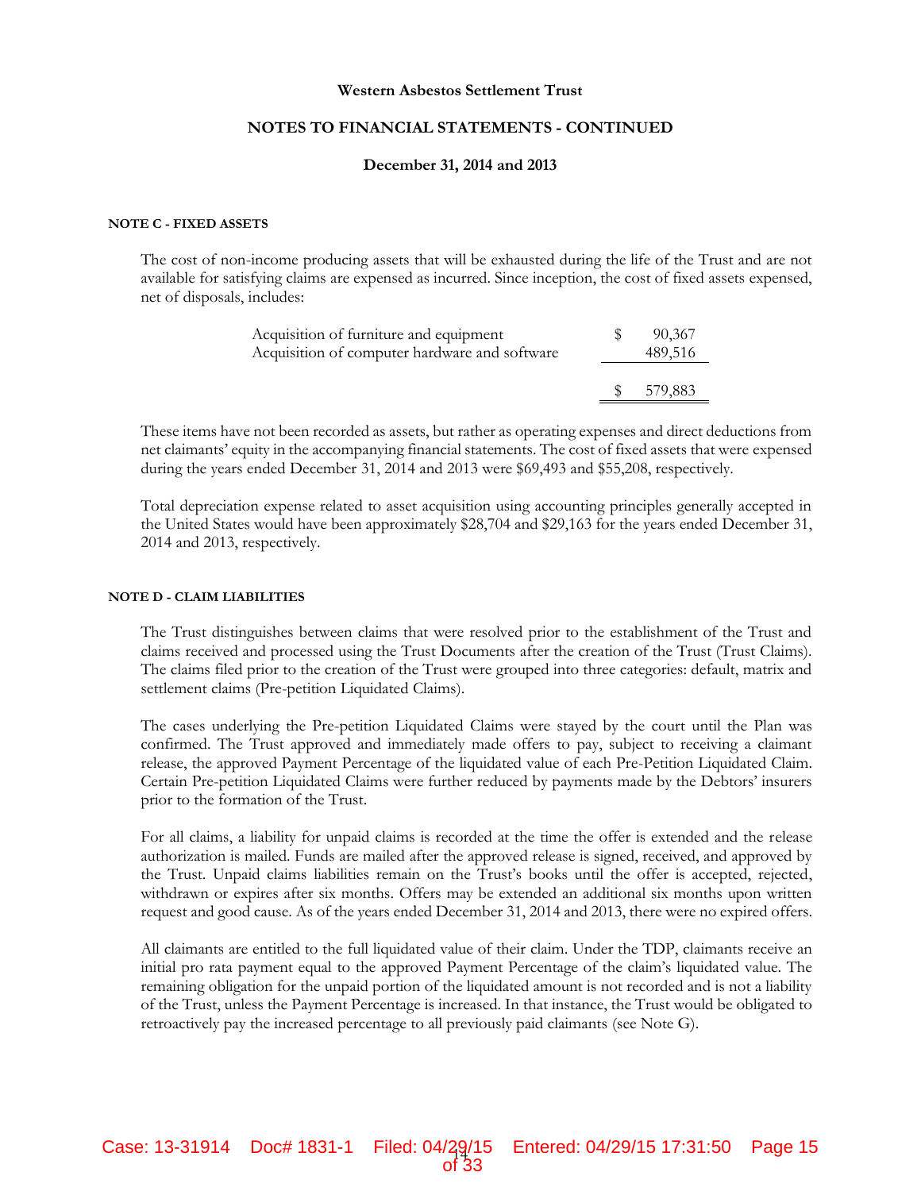**Western Asbestos Settlement Trust**

**NOTES TO FINANCIAL STATEMENTS - CONTINUED**

**December 31, 2014 and 2013**

#### NOTE C - FIXED ASSETS

The cost of non-income producing assets that will be exhausted during the life of the Trust and are not available for satisfying claims are expensed as incurred. Since inception, the cost of fixed assets expensed, net of disposals, includes:

| | | |
|---|---|---|
| Acquisition of furniture and equipment | $ | 90,367 |
| Acquisition of computer hardware and software | | 489,516 |
| | $ | 579,883 |

These items have not been recorded as assets, but rather as operating expenses and direct deductions from net claimants' equity in the accompanying financial statements. The cost of fixed assets that were expensed during the years ended December 31, 2014 and 2013 were $69,493 and $55,208, respectively.

Total depreciation expense related to asset acquisition using accounting principles generally accepted in the United States would have been approximately $28,704 and $29,163 for the years ended December 31, 2014 and 2013, respectively.

#### NOTE D - CLAIM LIABILITIES

The Trust distinguishes between claims that were resolved prior to the establishment of the Trust and claims received and processed using the Trust Documents after the creation of the Trust (Trust Claims). The claims filed prior to the creation of the Trust were grouped into three categories: default, matrix and settlement claims (Pre-petition Liquidated Claims).

The cases underlying the Pre-petition Liquidated Claims were stayed by the court until the Plan was confirmed. The Trust approved and immediately made offers to pay, subject to receiving a claimant release, the approved Payment Percentage of the liquidated value of each Pre-Petition Liquidated Claim. Certain Pre-petition Liquidated Claims were further reduced by payments made by the Debtors' insurers prior to the formation of the Trust.

For all claims, a liability for unpaid claims is recorded at the time the offer is extended and the release authorization is mailed. Funds are mailed after the approved release is signed, received, and approved by the Trust. Unpaid claims liabilities remain on the Trust's books until the offer is accepted, rejected, withdrawn or expires after six months. Offers may be extended an additional six months upon written request and good cause. As of the years ended December 31, 2014 and 2013, there were no expired offers.

All claimants are entitled to the full liquidated value of their claim. Under the TDP, claimants receive an initial pro rata payment equal to the approved Payment Percentage of the claim's liquidated value. The remaining obligation for the unpaid portion of the liquidated amount is not recorded and is not a liability of the Trust, unless the Payment Percentage is increased. In that instance, the Trust would be obligated to retroactively pay the increased percentage to all previously paid claimants (see Note G).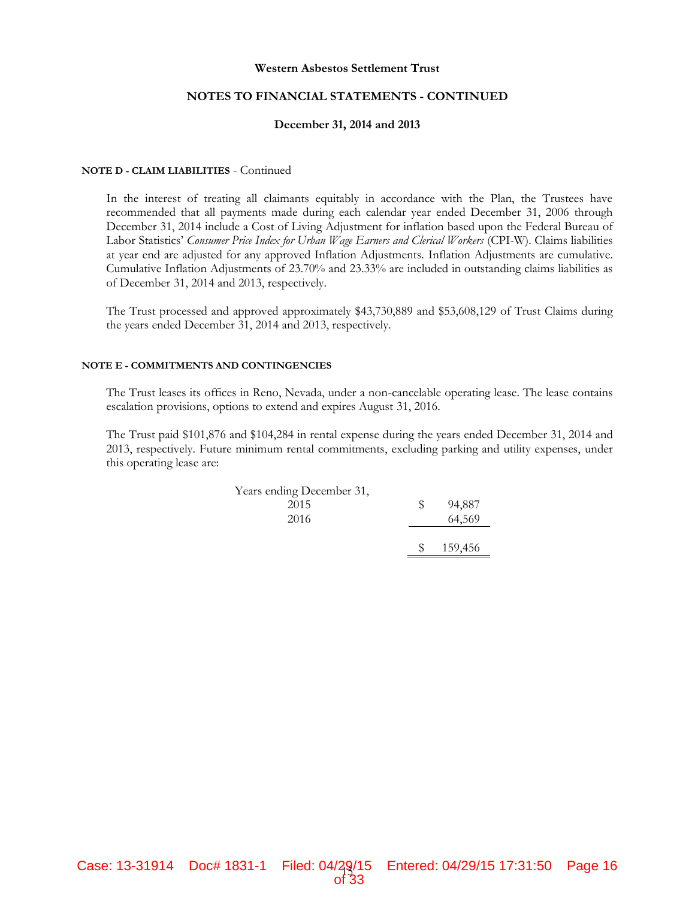## NOTE D - CLAIM LIABILITIES - Continued

In the interest of treating all claimants equitably in accordance with the Plan, the Trustees have recommended that all payments made during each calendar year ended December 31, 2006 through December 31, 2014 include a Cost of Living Adjustment for inflation based upon the Federal Bureau of Labor Statistics' *Consumer Price Index for Urban Wage Earners and Clerical Workers* (CPI-W). Claims liabilities at year end are adjusted for any approved Inflation Adjustments. Inflation Adjustments are cumulative. Cumulative Inflation Adjustments of 23.70% and 23.33% are included in outstanding claims liabilities as of December 31, 2014 and 2013, respectively.

The Trust processed and approved approximately $43,730,889 and $53,608,129 of Trust Claims during the years ended December 31, 2014 and 2013, respectively.

## NOTE E - COMMITMENTS AND CONTINGENCIES

The Trust leases its offices in Reno, Nevada, under a non-cancelable operating lease. The lease contains escalation provisions, options to extend and expires August 31, 2016.

The Trust paid $101,876 and $104,284 in rental expense during the years ended December 31, 2014 and 2013, respectively. Future minimum rental commitments, excluding parking and utility expenses, under this operating lease are:

| Years ending December 31, | |
|---|---|
| 2015 | $ 94,887 |
| 2016 | 64,569 |
| | $ 159,456 |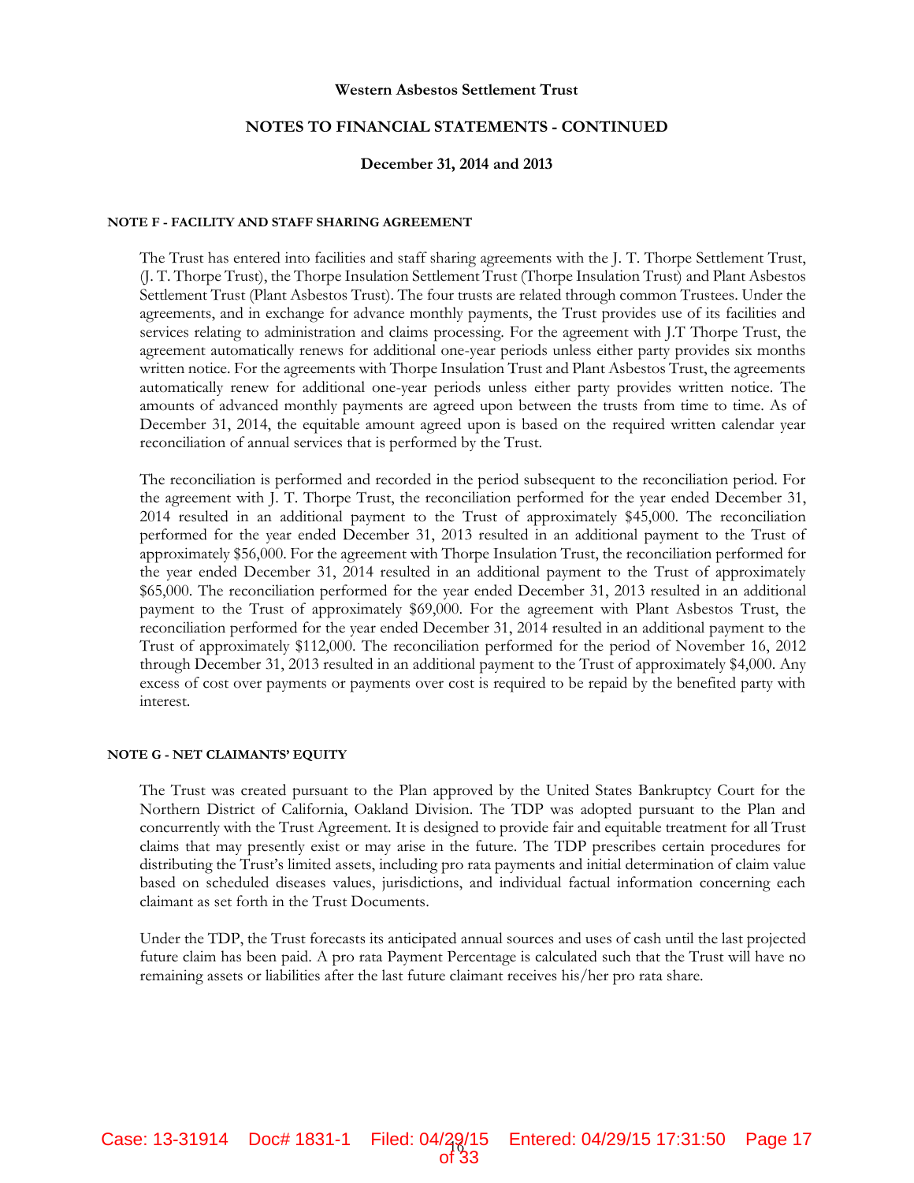## NOTE F - FACILITY AND STAFF SHARING AGREEMENT

The Trust has entered into facilities and staff sharing agreements with the J. T. Thorpe Settlement Trust, (J. T. Thorpe Trust), the Thorpe Insulation Settlement Trust (Thorpe Insulation Trust) and Plant Asbestos Settlement Trust (Plant Asbestos Trust). The four trusts are related through common Trustees. Under the agreements, and in exchange for advance monthly payments, the Trust provides use of its facilities and services relating to administration and claims processing. For the agreement with J.T Thorpe Trust, the agreement automatically renews for additional one-year periods unless either party provides six months written notice. For the agreements with Thorpe Insulation Trust and Plant Asbestos Trust, the agreements automatically renew for additional one-year periods unless either party provides written notice. The amounts of advanced monthly payments are agreed upon between the trusts from time to time. As of December 31, 2014, the equitable amount agreed upon is based on the required written calendar year reconciliation of annual services that is performed by the Trust.

The reconciliation is performed and recorded in the period subsequent to the reconciliation period. For the agreement with J. T. Thorpe Trust, the reconciliation performed for the year ended December 31, 2014 resulted in an additional payment to the Trust of approximately $45,000. The reconciliation performed for the year ended December 31, 2013 resulted in an additional payment to the Trust of approximately $56,000. For the agreement with Thorpe Insulation Trust, the reconciliation performed for the year ended December 31, 2014 resulted in an additional payment to the Trust of approximately $65,000. The reconciliation performed for the year ended December 31, 2013 resulted in an additional payment to the Trust of approximately $69,000. For the agreement with Plant Asbestos Trust, the reconciliation performed for the year ended December 31, 2014 resulted in an additional payment to the Trust of approximately $112,000. The reconciliation performed for the period of November 16, 2012 through December 31, 2013 resulted in an additional payment to the Trust of approximately $4,000. Any excess of cost over payments or payments over cost is required to be repaid by the benefited party with interest.

## NOTE G - NET CLAIMANTS' EQUITY

The Trust was created pursuant to the Plan approved by the United States Bankruptcy Court for the Northern District of California, Oakland Division. The TDP was adopted pursuant to the Plan and concurrently with the Trust Agreement. It is designed to provide fair and equitable treatment for all Trust claims that may presently exist or may arise in the future. The TDP prescribes certain procedures for distributing the Trust's limited assets, including pro rata payments and initial determination of claim value based on scheduled diseases values, jurisdictions, and individual factual information concerning each claimant as set forth in the Trust Documents.

Under the TDP, the Trust forecasts its anticipated annual sources and uses of cash until the last projected future claim has been paid. A pro rata Payment Percentage is calculated such that the Trust will have no remaining assets or liabilities after the last future claimant receives his/her pro rata share.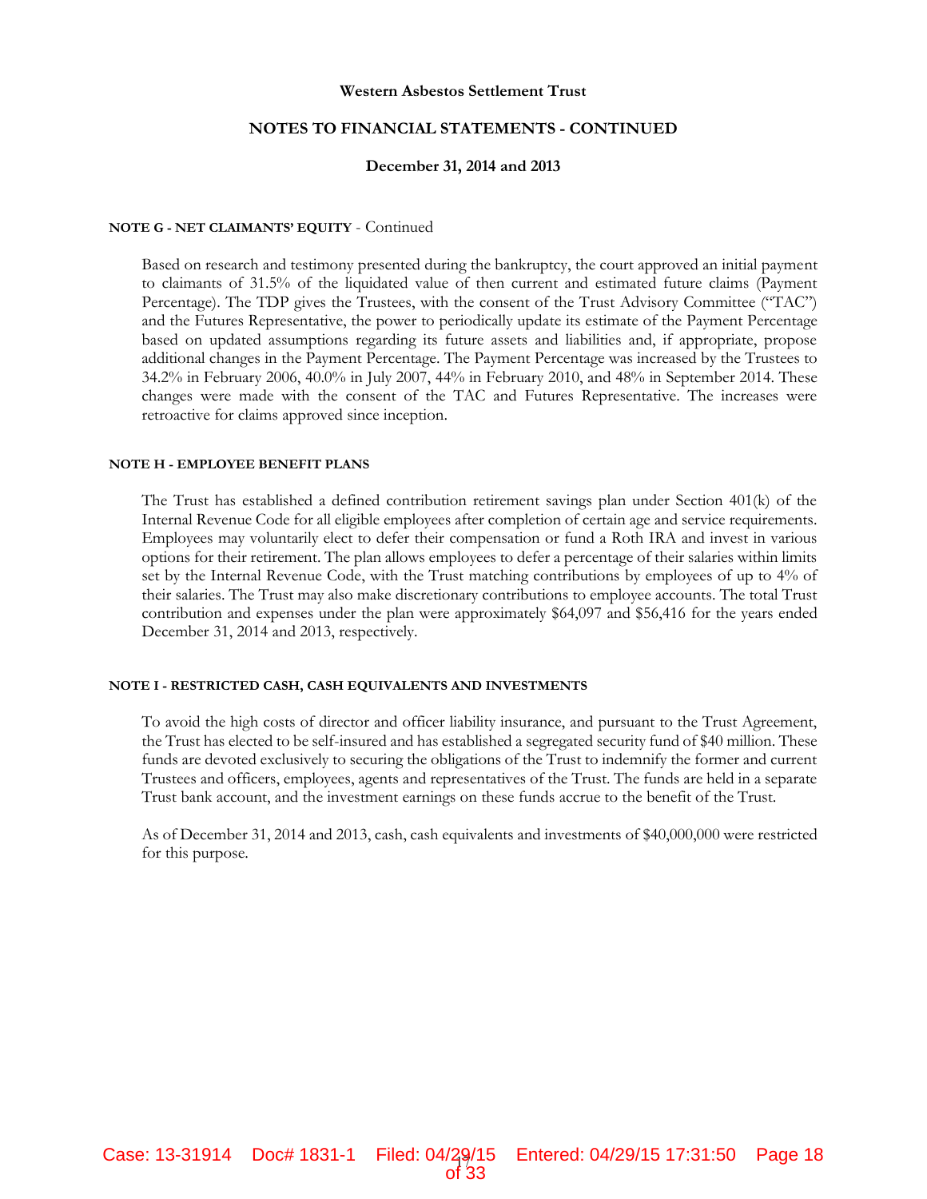**NOTE G - NET CLAIMANTS' EQUITY** - Continued

Based on research and testimony presented during the bankruptcy, the court approved an initial payment to claimants of 31.5% of the liquidated value of then current and estimated future claims (Payment Percentage). The TDP gives the Trustees, with the consent of the Trust Advisory Committee ("TAC") and the Futures Representative, the power to periodically update its estimate of the Payment Percentage based on updated assumptions regarding its future assets and liabilities and, if appropriate, propose additional changes in the Payment Percentage. The Payment Percentage was increased by the Trustees to 34.2% in February 2006, 40.0% in July 2007, 44% in February 2010, and 48% in September 2014. These changes were made with the consent of the TAC and Futures Representative. The increases were retroactive for claims approved since inception.

**NOTE H - EMPLOYEE BENEFIT PLANS**

The Trust has established a defined contribution retirement savings plan under Section 401(k) of the Internal Revenue Code for all eligible employees after completion of certain age and service requirements. Employees may voluntarily elect to defer their compensation or fund a Roth IRA and invest in various options for their retirement. The plan allows employees to defer a percentage of their salaries within limits set by the Internal Revenue Code, with the Trust matching contributions by employees of up to 4% of their salaries. The Trust may also make discretionary contributions to employee accounts. The total Trust contribution and expenses under the plan were approximately $64,097 and $56,416 for the years ended December 31, 2014 and 2013, respectively.

**NOTE I - RESTRICTED CASH, CASH EQUIVALENTS AND INVESTMENTS**

To avoid the high costs of director and officer liability insurance, and pursuant to the Trust Agreement, the Trust has elected to be self-insured and has established a segregated security fund of $40 million. These funds are devoted exclusively to securing the obligations of the Trust to indemnify the former and current Trustees and officers, employees, agents and representatives of the Trust. The funds are held in a separate Trust bank account, and the investment earnings on these funds accrue to the benefit of the Trust.

As of December 31, 2014 and 2013, cash, cash equivalents and investments of $40,000,000 were restricted for this purpose.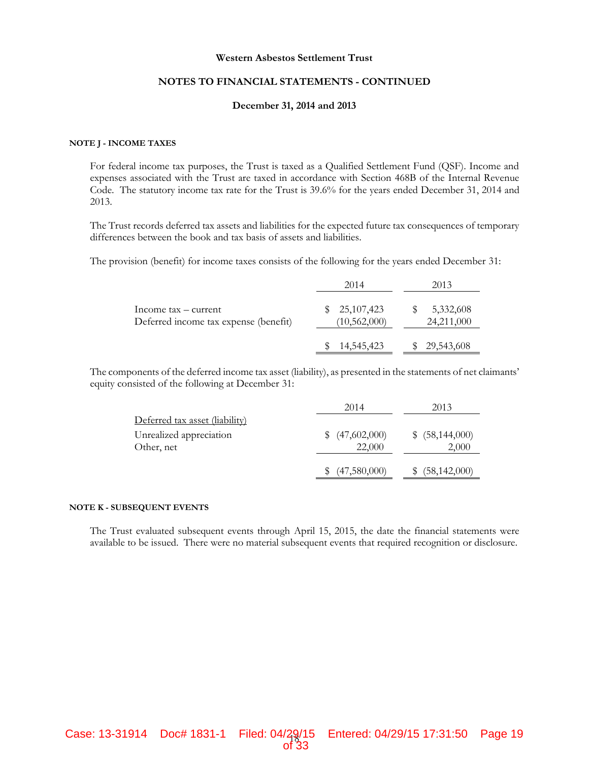Western Asbestos Settlement Trust

NOTES TO FINANCIAL STATEMENTS - CONTINUED

December 31, 2014 and 2013

**NOTE J - INCOME TAXES**

For federal income tax purposes, the Trust is taxed as a Qualified Settlement Fund (QSF). Income and expenses associated with the Trust are taxed in accordance with Section 468B of the Internal Revenue Code. The statutory income tax rate for the Trust is 39.6% for the years ended December 31, 2014 and 2013.

The Trust records deferred tax assets and liabilities for the expected future tax consequences of temporary differences between the book and tax basis of assets and liabilities.

The provision (benefit) for income taxes consists of the following for the years ended December 31:

| | 2014 | 2013 |
|---|---|---|
| Income tax – current | $ 25,107,423 | $ 5,332,608 |
| Deferred income tax expense (benefit) | (10,562,000) | 24,211,000 |
| | $ 14,545,423 | $ 29,543,608 |

The components of the deferred income tax asset (liability), as presented in the statements of net claimants' equity consisted of the following at December 31:

| | 2014 | 2013 |
|---|---|---|
| Deferred tax asset (liability) | | |
| Unrealized appreciation | $ (47,602,000) | $ (58,144,000) |
| Other, net | 22,000 | 2,000 |
| | $ (47,580,000) | $ (58,142,000) |

**NOTE K - SUBSEQUENT EVENTS**

The Trust evaluated subsequent events through April 15, 2015, the date the financial statements were available to be issued. There were no material subsequent events that required recognition or disclosure.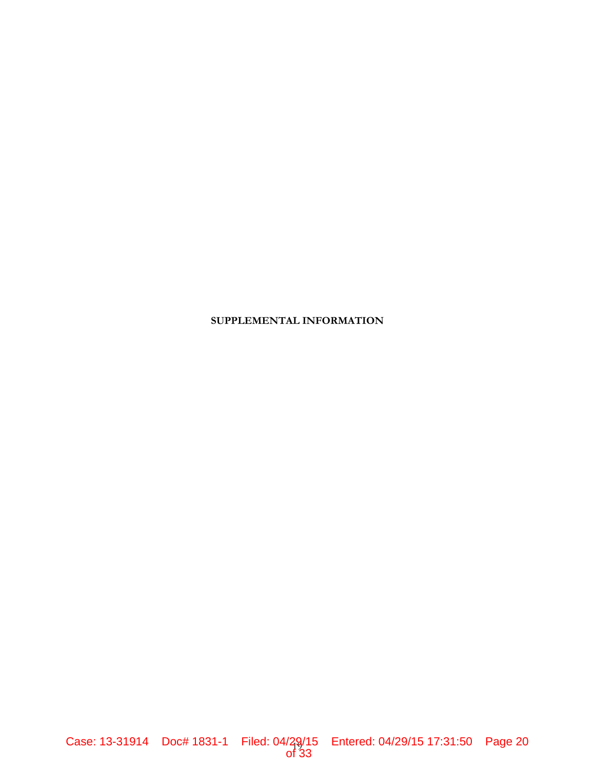**SUPPLEMENTAL INFORMATION**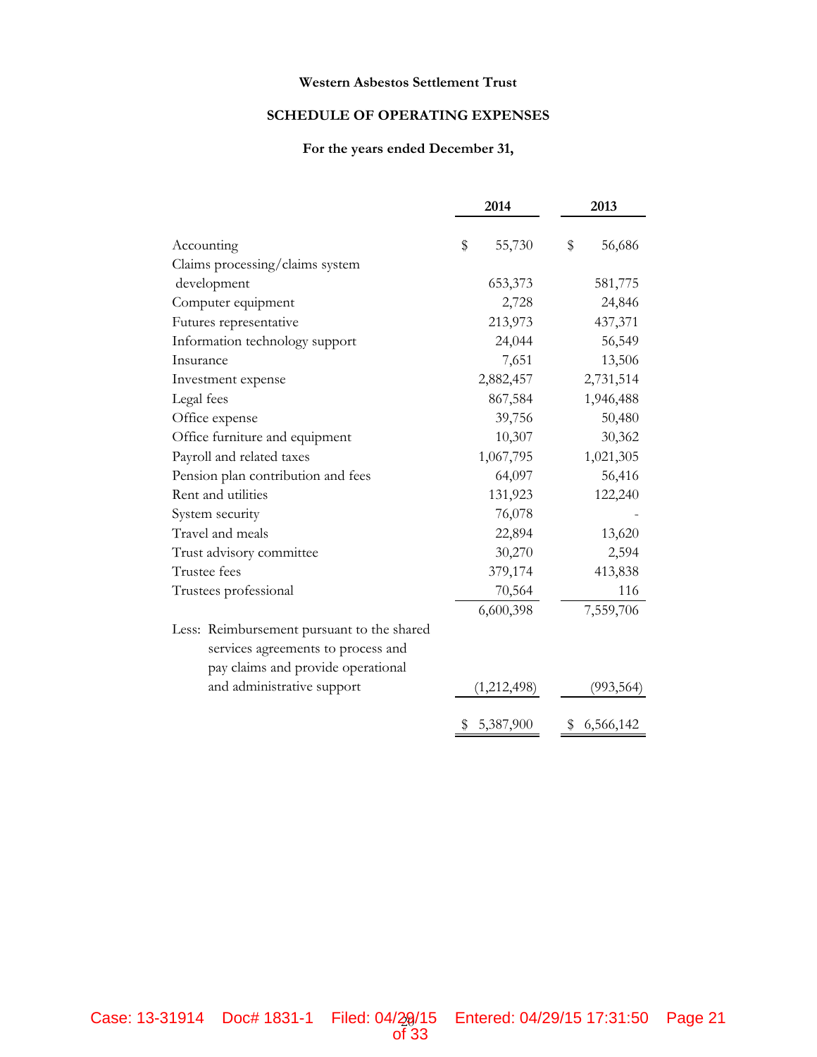**Western Asbestos Settlement Trust**

**SCHEDULE OF OPERATING EXPENSES**

**For the years ended December 31,**

| | 2014 | 2013 |
|---|---|---|
| Accounting | $ 55,730 | $ 56,686 |
| Claims processing/claims system development | 653,373 | 581,775 |
| Computer equipment | 2,728 | 24,846 |
| Futures representative | 213,973 | 437,371 |
| Information technology support | 24,044 | 56,549 |
| Insurance | 7,651 | 13,506 |
| Investment expense | 2,882,457 | 2,731,514 |
| Legal fees | 867,584 | 1,946,488 |
| Office expense | 39,756 | 50,480 |
| Office furniture and equipment | 10,307 | 30,362 |
| Payroll and related taxes | 1,067,795 | 1,021,305 |
| Pension plan contribution and fees | 64,097 | 56,416 |
| Rent and utilities | 131,923 | 122,240 |
| System security | 76,078 | - |
| Travel and meals | 22,894 | 13,620 |
| Trust advisory committee | 30,270 | 2,594 |
| Trustee fees | 379,174 | 413,838 |
| Trustees professional | 70,564 | 116 |
| | 6,600,398 | 7,559,706 |
| Less: Reimbursement pursuant to the shared services agreements to process and pay claims and provide operational and administrative support | (1,212,498) | (993,564) |
| | $ 5,387,900 | $ 6,566,142 |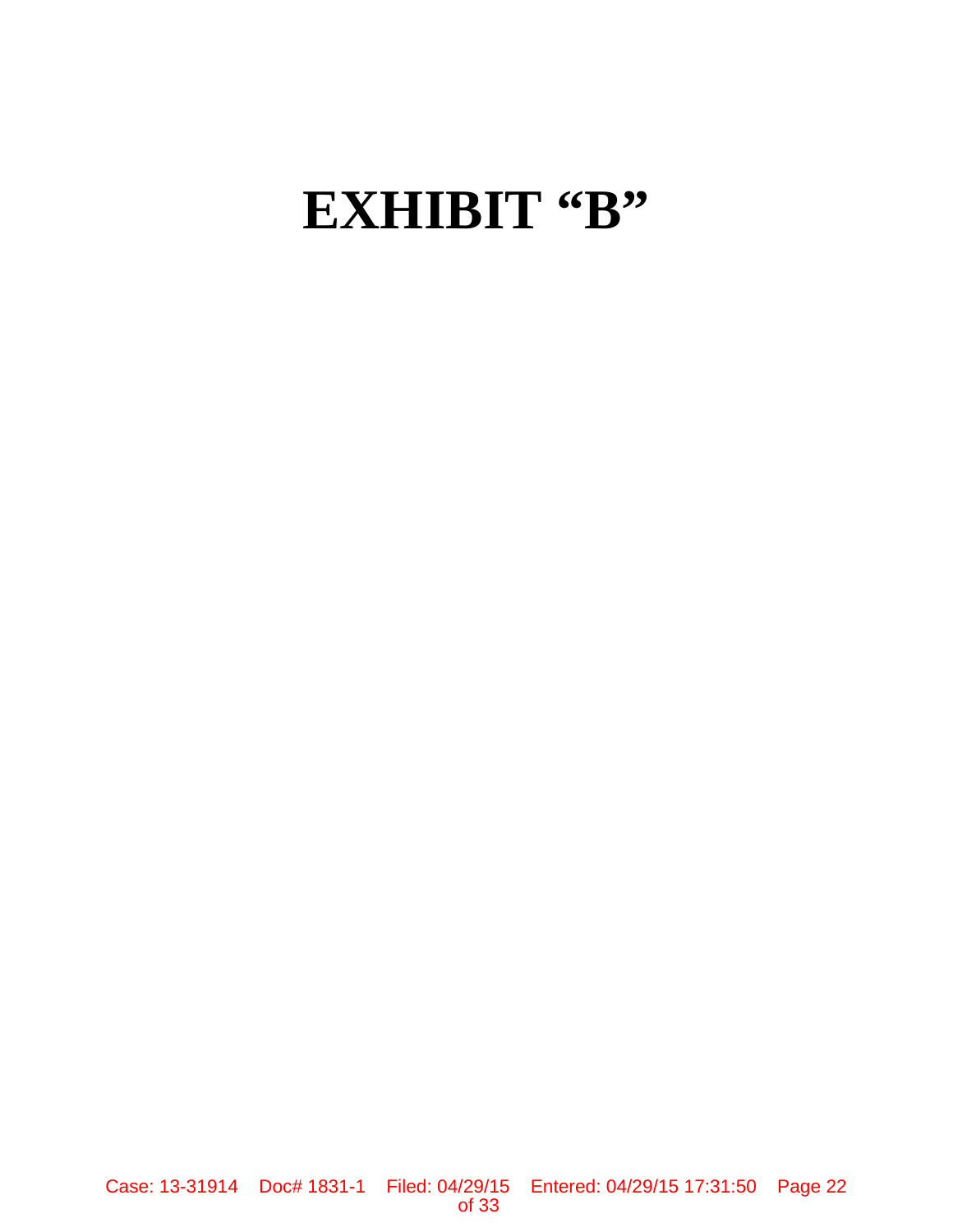# EXHIBIT "B"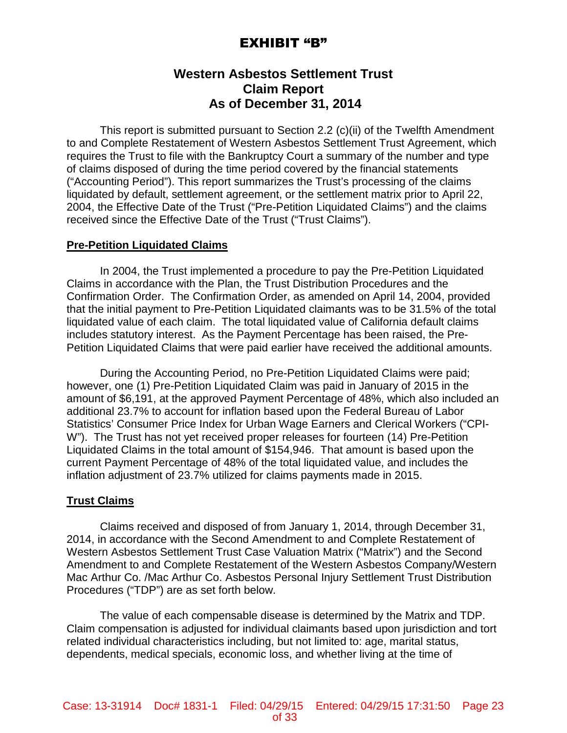# EXHIBIT "B"

## Western Asbestos Settlement Trust Claim Report As of December 31, 2014

This report is submitted pursuant to Section 2.2 (c)(ii) of the Twelfth Amendment to and Complete Restatement of Western Asbestos Settlement Trust Agreement, which requires the Trust to file with the Bankruptcy Court a summary of the number and type of claims disposed of during the time period covered by the financial statements ("Accounting Period"). This report summarizes the Trust's processing of the claims liquidated by default, settlement agreement, or the settlement matrix prior to April 22, 2004, the Effective Date of the Trust ("Pre-Petition Liquidated Claims") and the claims received since the Effective Date of the Trust ("Trust Claims").

### Pre-Petition Liquidated Claims

In 2004, the Trust implemented a procedure to pay the Pre-Petition Liquidated Claims in accordance with the Plan, the Trust Distribution Procedures and the Confirmation Order. The Confirmation Order, as amended on April 14, 2004, provided that the initial payment to Pre-Petition Liquidated claimants was to be 31.5% of the total liquidated value of each claim. The total liquidated value of California default claims includes statutory interest. As the Payment Percentage has been raised, the Pre-Petition Liquidated Claims that were paid earlier have received the additional amounts.

During the Accounting Period, no Pre-Petition Liquidated Claims were paid; however, one (1) Pre-Petition Liquidated Claim was paid in January of 2015 in the amount of $6,191, at the approved Payment Percentage of 48%, which also included an additional 23.7% to account for inflation based upon the Federal Bureau of Labor Statistics' Consumer Price Index for Urban Wage Earners and Clerical Workers ("CPI-W"). The Trust has not yet received proper releases for fourteen (14) Pre-Petition Liquidated Claims in the total amount of $154,946. That amount is based upon the current Payment Percentage of 48% of the total liquidated value, and includes the inflation adjustment of 23.7% utilized for claims payments made in 2015.

### Trust Claims

Claims received and disposed of from January 1, 2014, through December 31, 2014, in accordance with the Second Amendment to and Complete Restatement of Western Asbestos Settlement Trust Case Valuation Matrix ("Matrix") and the Second Amendment to and Complete Restatement of the Western Asbestos Company/Western Mac Arthur Co. /Mac Arthur Co. Asbestos Personal Injury Settlement Trust Distribution Procedures ("TDP") are as set forth below.

The value of each compensable disease is determined by the Matrix and TDP. Claim compensation is adjusted for individual claimants based upon jurisdiction and tort related individual characteristics including, but not limited to: age, marital status, dependents, medical specials, economic loss, and whether living at the time of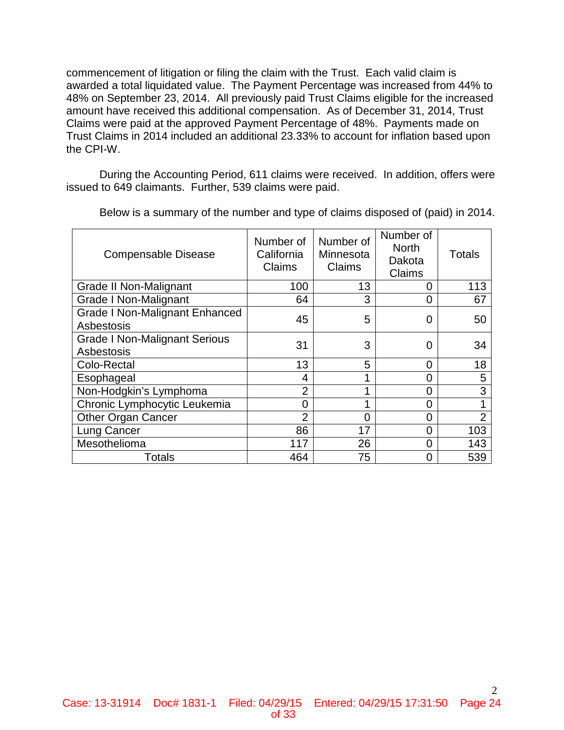commencement of litigation or filing the claim with the Trust. Each valid claim is awarded a total liquidated value. The Payment Percentage was increased from 44% to 48% on September 23, 2014. All previously paid Trust Claims eligible for the increased amount have received this additional compensation. As of December 31, 2014, Trust Claims were paid at the approved Payment Percentage of 48%. Payments made on Trust Claims in 2014 included an additional 23.33% to account for inflation based upon the CPI-W.

During the Accounting Period, 611 claims were received. In addition, offers were issued to 649 claimants. Further, 539 claims were paid.

Below is a summary of the number and type of claims disposed of (paid) in 2014.

| Compensable Disease | Number of California Claims | Number of Minnesota Claims | Number of North Dakota Claims | Totals |
|---|---|---|---|---|
| Grade II Non-Malignant | 100 | 13 | 0 | 113 |
| Grade I Non-Malignant | 64 | 3 | 0 | 67 |
| Grade I Non-Malignant Enhanced Asbestosis | 45 | 5 | 0 | 50 |
| Grade I Non-Malignant Serious Asbestosis | 31 | 3 | 0 | 34 |
| Colo-Rectal | 13 | 5 | 0 | 18 |
| Esophageal | 4 | 1 | 0 | 5 |
| Non-Hodgkin's Lymphoma | 2 | 1 | 0 | 3 |
| Chronic Lymphocytic Leukemia | 0 | 1 | 0 | 1 |
| Other Organ Cancer | 2 | 0 | 0 | 2 |
| Lung Cancer | 86 | 17 | 0 | 103 |
| Mesothelioma | 117 | 26 | 0 | 143 |
| Totals | 464 | 75 | 0 | 539 |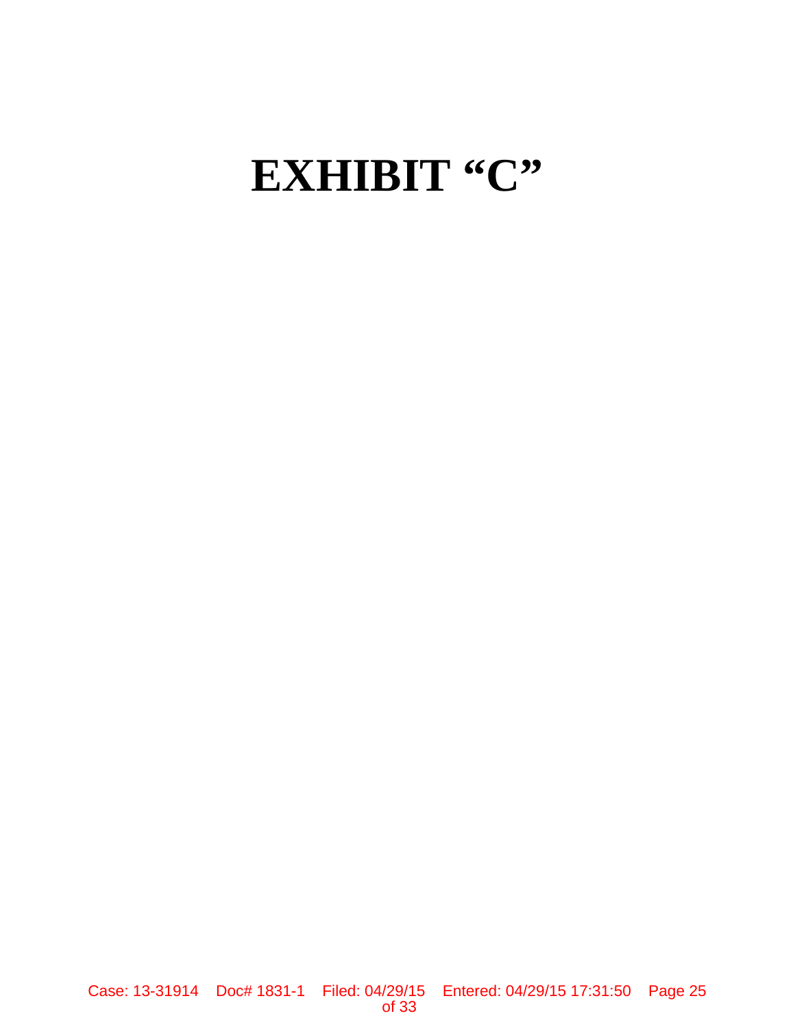# EXHIBIT "C"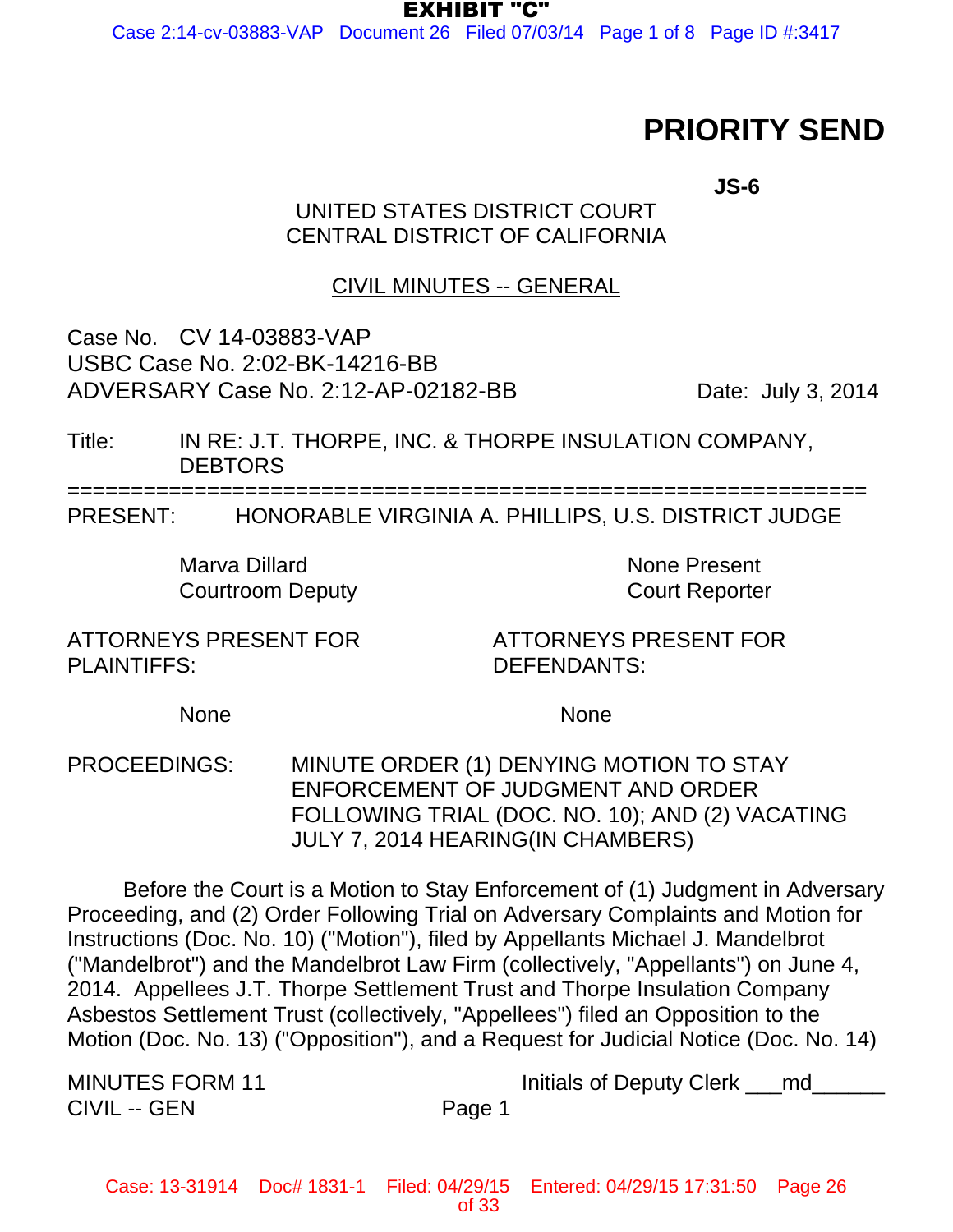EXHIBIT "C"

# PRIORITY SEND

**JS-6**

UNITED STATES DISTRICT COURT
CENTRAL DISTRICT OF CALIFORNIA

CIVIL MINUTES -- GENERAL

Case No. CV 14-03883-VAP
USBC Case No. 2:02-BK-14216-BB
ADVERSARY Case No. 2:12-AP-02182-BB                Date: July 3, 2014

Title: IN RE: J.T. THORPE, INC. & THORPE INSULATION COMPANY, DEBTORS

===============================================================

PRESENT: HONORABLE VIRGINIA A. PHILLIPS, U.S. DISTRICT JUDGE

| | |
|---|---|
| Marva Dillard<br>Courtroom Deputy | None Present<br>Court Reporter |

| ATTORNEYS PRESENT FOR PLAINTIFFS: | ATTORNEYS PRESENT FOR DEFENDANTS: |
|---|---|
| None | None |

PROCEEDINGS: MINUTE ORDER (1) DENYING MOTION TO STAY ENFORCEMENT OF JUDGMENT AND ORDER FOLLOWING TRIAL (DOC. NO. 10); AND (2) VACATING JULY 7, 2014 HEARING(IN CHAMBERS)

Before the Court is a Motion to Stay Enforcement of (1) Judgment in Adversary Proceeding, and (2) Order Following Trial on Adversary Complaints and Motion for Instructions (Doc. No. 10) ("Motion"), filed by Appellants Michael J. Mandelbrot ("Mandelbrot") and the Mandelbrot Law Firm (collectively, "Appellants") on June 4, 2014. Appellees J.T. Thorpe Settlement Trust and Thorpe Insulation Company Asbestos Settlement Trust (collectively, "Appellees") filed an Opposition to the Motion (Doc. No. 13) ("Opposition"), and a Request for Judicial Notice (Doc. No. 14)

MINUTES FORM 11                Initials of Deputy Clerk ___md______
CIVIL -- GEN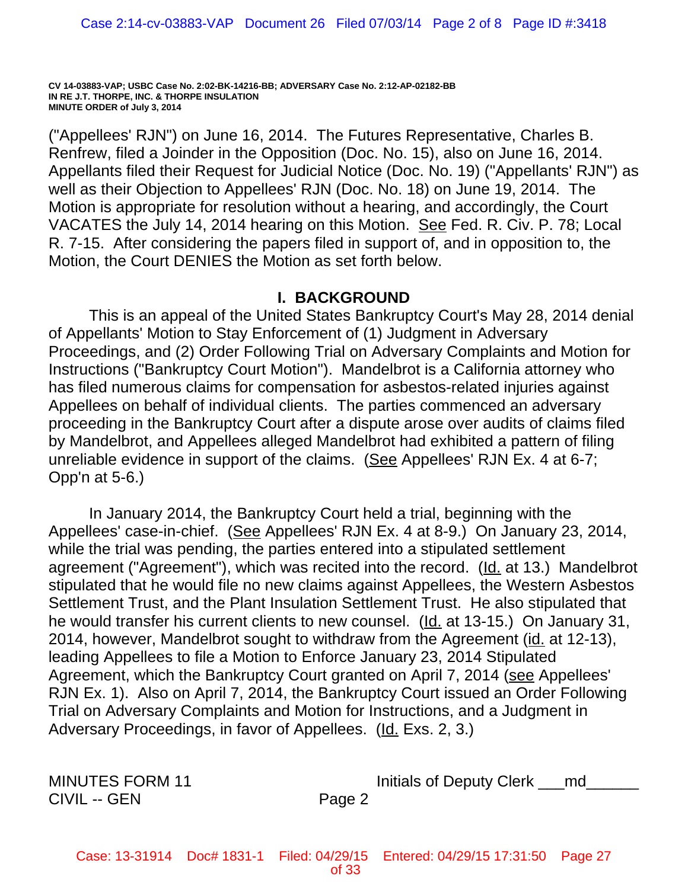CV 14-03883-VAP; USBC Case No. 2:02-BK-14216-BB; ADVERSARY Case No. 2:12-AP-02182-BB
IN RE J.T. THORPE, INC. & THORPE INSULATION
MINUTE ORDER of July 3, 2014

("Appellees' RJN") on June 16, 2014. The Futures Representative, Charles B. Renfrew, filed a Joinder in the Opposition (Doc. No. 15), also on June 16, 2014. Appellants filed their Request for Judicial Notice (Doc. No. 19) ("Appellants' RJN") as well as their Objection to Appellees' RJN (Doc. No. 18) on June 19, 2014. The Motion is appropriate for resolution without a hearing, and accordingly, the Court VACATES the July 14, 2014 hearing on this Motion. See Fed. R. Civ. P. 78; Local R. 7-15. After considering the papers filed in support of, and in opposition to, the Motion, the Court DENIES the Motion as set forth below.

## I. BACKGROUND

This is an appeal of the United States Bankruptcy Court's May 28, 2014 denial of Appellants' Motion to Stay Enforcement of (1) Judgment in Adversary Proceedings, and (2) Order Following Trial on Adversary Complaints and Motion for Instructions ("Bankruptcy Court Motion"). Mandelbrot is a California attorney who has filed numerous claims for compensation for asbestos-related injuries against Appellees on behalf of individual clients. The parties commenced an adversary proceeding in the Bankruptcy Court after a dispute arose over audits of claims filed by Mandelbrot, and Appellees alleged Mandelbrot had exhibited a pattern of filing unreliable evidence in support of the claims. (See Appellees' RJN Ex. 4 at 6-7; Opp'n at 5-6.)

In January 2014, the Bankruptcy Court held a trial, beginning with the Appellees' case-in-chief. (See Appellees' RJN Ex. 4 at 8-9.) On January 23, 2014, while the trial was pending, the parties entered into a stipulated settlement agreement ("Agreement"), which was recited into the record. (Id. at 13.) Mandelbrot stipulated that he would file no new claims against Appellees, the Western Asbestos Settlement Trust, and the Plant Insulation Settlement Trust. He also stipulated that he would transfer his current clients to new counsel. (Id. at 13-15.) On January 31, 2014, however, Mandelbrot sought to withdraw from the Agreement (id. at 12-13), leading Appellees to file a Motion to Enforce January 23, 2014 Stipulated Agreement, which the Bankruptcy Court granted on April 7, 2014 (see Appellees' RJN Ex. 1). Also on April 7, 2014, the Bankruptcy Court issued an Order Following Trial on Adversary Complaints and Motion for Instructions, and a Judgment in Adversary Proceedings, in favor of Appellees. (Id. Exs. 2, 3.)

MINUTES FORM 11
CIVIL -- GEN

Initials of Deputy Clerk \_\_\_md\_\_\_\_\_\_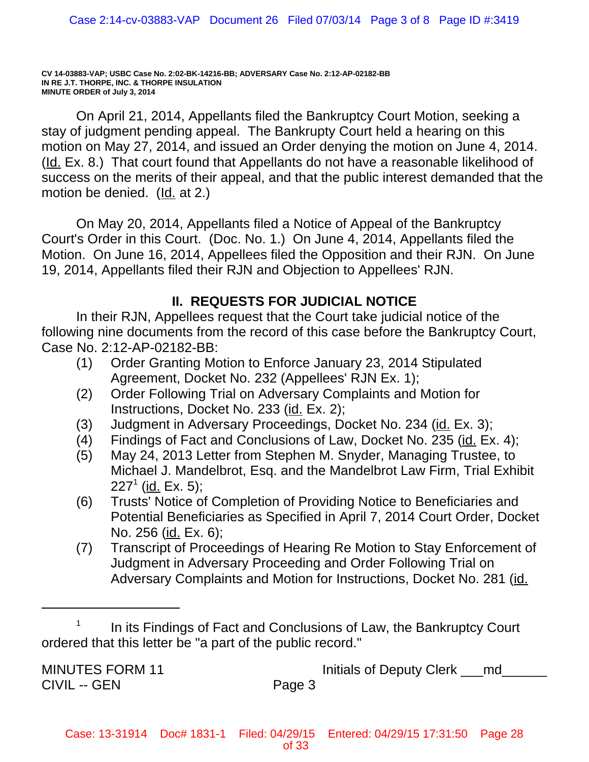CV 14-03883-VAP; USBC Case No. 2:02-BK-14216-BB; ADVERSARY Case No. 2:12-AP-02182-BB
IN RE J.T. THORPE, INC. & THORPE INSULATION
MINUTE ORDER of July 3, 2014

On April 21, 2014, Appellants filed the Bankruptcy Court Motion, seeking a stay of judgment pending appeal. The Bankruptcy Court held a hearing on this motion on May 27, 2014, and issued an Order denying the motion on June 4, 2014. (Id. Ex. 8.) That court found that Appellants do not have a reasonable likelihood of success on the merits of their appeal, and that the public interest demanded that the motion be denied. (Id. at 2.)

On May 20, 2014, Appellants filed a Notice of Appeal of the Bankruptcy Court's Order in this Court. (Doc. No. 1.) On June 4, 2014, Appellants filed the Motion. On June 16, 2014, Appellees filed the Opposition and their RJN. On June 19, 2014, Appellants filed their RJN and Objection to Appellees' RJN.

## II. REQUESTS FOR JUDICIAL NOTICE

In their RJN, Appellees request that the Court take judicial notice of the following nine documents from the record of this case before the Bankruptcy Court, Case No. 2:12-AP-02182-BB:

(1) Order Granting Motion to Enforce January 23, 2014 Stipulated Agreement, Docket No. 232 (Appellees' RJN Ex. 1);

(2) Order Following Trial on Adversary Complaints and Motion for Instructions, Docket No. 233 (id. Ex. 2);

(3) Judgment in Adversary Proceedings, Docket No. 234 (id. Ex. 3);

(4) Findings of Fact and Conclusions of Law, Docket No. 235 (id. Ex. 4);

(5) May 24, 2013 Letter from Stephen M. Snyder, Managing Trustee, to Michael J. Mandelbrot, Esq. and the Mandelbrot Law Firm, Trial Exhibit 227[1] (id. Ex. 5);

(6) Trusts' Notice of Completion of Providing Notice to Beneficiaries and Potential Beneficiaries as Specified in April 7, 2014 Court Order, Docket No. 256 (id. Ex. 6);

(7) Transcript of Proceedings of Hearing Re Motion to Stay Enforcement of Judgment in Adversary Proceeding and Order Following Trial on Adversary Complaints and Motion for Instructions, Docket No. 281 (id.

[1] In its Findings of Fact and Conclusions of Law, the Bankruptcy Court ordered that this letter be "a part of the public record."

MINUTES FORM 11
CIVIL -- GEN

Initials of Deputy Clerk ___md______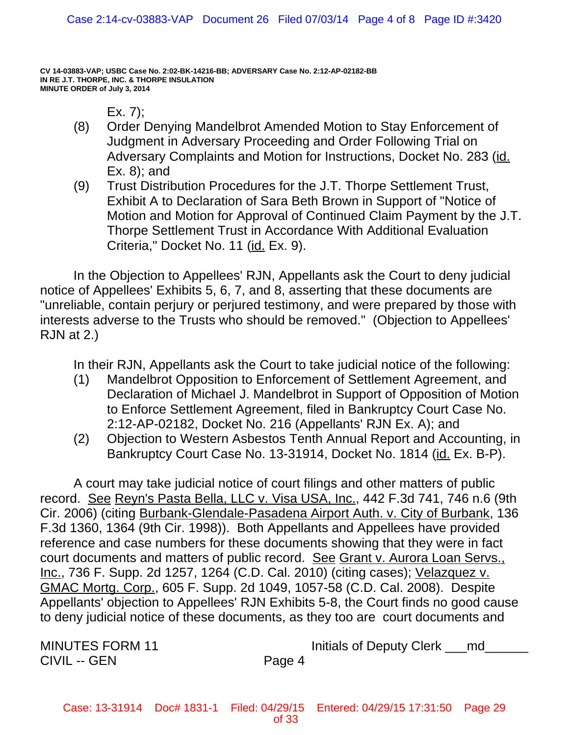CV 14-03883-VAP; USBC Case No. 2:02-BK-14216-BB; ADVERSARY Case No. 2:12-AP-02182-BB
IN RE J.T. THORPE, INC. & THORPE INSULATION
MINUTE ORDER of July 3, 2014

Ex. 7);

(8) Order Denying Mandelbrot Amended Motion to Stay Enforcement of Judgment in Adversary Proceeding and Order Following Trial on Adversary Complaints and Motion for Instructions, Docket No. 283 (id. Ex. 8); and

(9) Trust Distribution Procedures for the J.T. Thorpe Settlement Trust, Exhibit A to Declaration of Sara Beth Brown in Support of "Notice of Motion and Motion for Approval of Continued Claim Payment by the J.T. Thorpe Settlement Trust in Accordance With Additional Evaluation Criteria," Docket No. 11 (id. Ex. 9).

In the Objection to Appellees' RJN, Appellants ask the Court to deny judicial notice of Appellees' Exhibits 5, 6, 7, and 8, asserting that these documents are "unreliable, contain perjury or perjured testimony, and were prepared by those with interests adverse to the Trusts who should be removed." (Objection to Appellees' RJN at 2.)

In their RJN, Appellants ask the Court to take judicial notice of the following:

(1) Mandelbrot Opposition to Enforcement of Settlement Agreement, and Declaration of Michael J. Mandelbrot in Support of Opposition of Motion to Enforce Settlement Agreement, filed in Bankruptcy Court Case No. 2:12-AP-02182, Docket No. 216 (Appellants' RJN Ex. A); and

(2) Objection to Western Asbestos Tenth Annual Report and Accounting, in Bankruptcy Court Case No. 13-31914, Docket No. 1814 (id. Ex. B-P).

A court may take judicial notice of court filings and other matters of public record. See Reyn's Pasta Bella, LLC v. Visa USA, Inc., 442 F.3d 741, 746 n.6 (9th Cir. 2006) (citing Burbank-Glendale-Pasadena Airport Auth. v. City of Burbank, 136 F.3d 1360, 1364 (9th Cir. 1998)). Both Appellants and Appellees have provided reference and case numbers for these documents showing that they were in fact court documents and matters of public record. See Grant v. Aurora Loan Servs., Inc., 736 F. Supp. 2d 1257, 1264 (C.D. Cal. 2010) (citing cases); Velazquez v. GMAC Mortg. Corp., 605 F. Supp. 2d 1049, 1057-58 (C.D. Cal. 2008). Despite Appellants' objection to Appellees' RJN Exhibits 5-8, the Court finds no good cause to deny judicial notice of these documents, as they too are court documents and

MINUTES FORM 11
CIVIL -- GEN

Initials of Deputy Clerk ___md______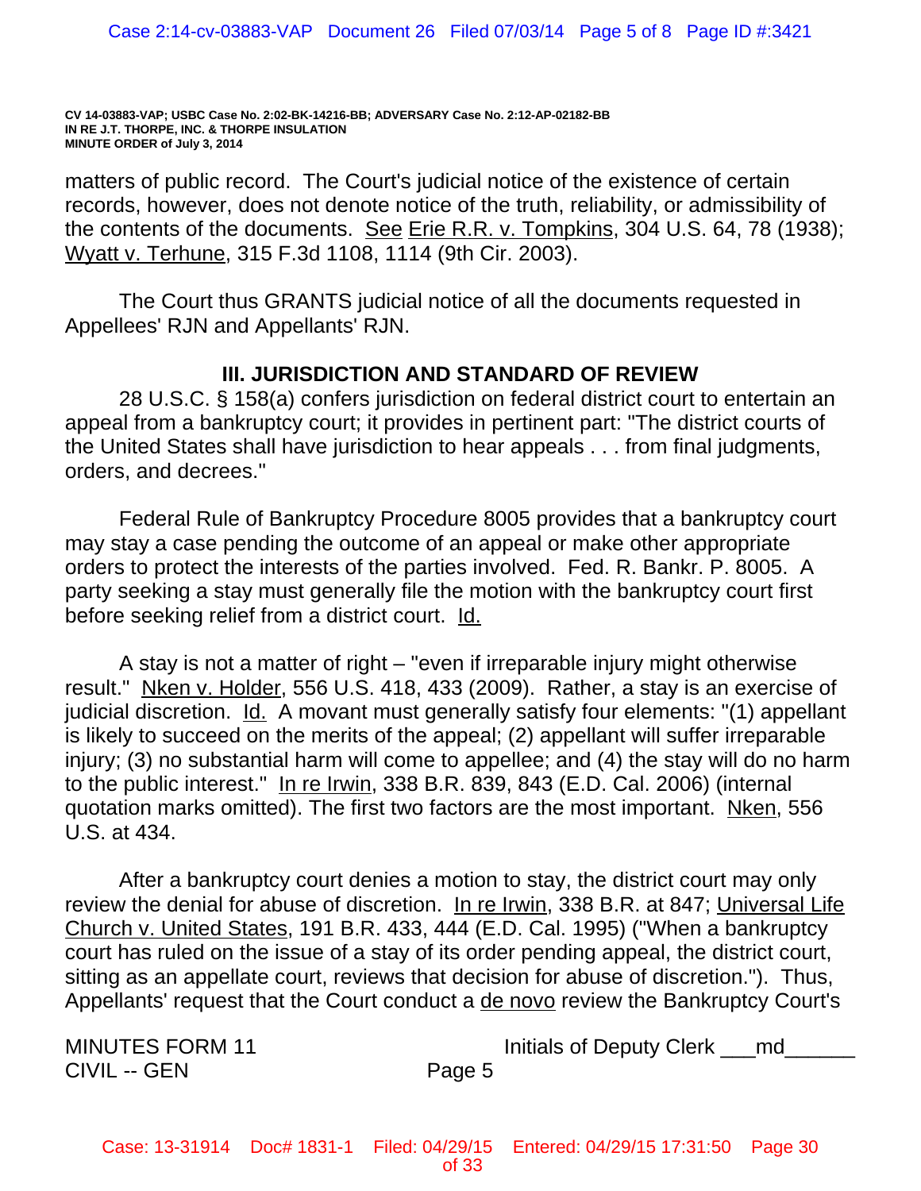matters of public record. The Court's judicial notice of the existence of certain records, however, does not denote notice of the truth, reliability, or admissibility of the contents of the documents. See Erie R.R. v. Tompkins, 304 U.S. 64, 78 (1938); Wyatt v. Terhune, 315 F.3d 1108, 1114 (9th Cir. 2003).

The Court thus GRANTS judicial notice of all the documents requested in Appellees' RJN and Appellants' RJN.

## III. JURISDICTION AND STANDARD OF REVIEW

28 U.S.C. § 158(a) confers jurisdiction on federal district court to entertain an appeal from a bankruptcy court; it provides in pertinent part: "The district courts of the United States shall have jurisdiction to hear appeals . . . from final judgments, orders, and decrees."

Federal Rule of Bankruptcy Procedure 8005 provides that a bankruptcy court may stay a case pending the outcome of an appeal or make other appropriate orders to protect the interests of the parties involved. Fed. R. Bankr. P. 8005. A party seeking a stay must generally file the motion with the bankruptcy court first before seeking relief from a district court. Id.

A stay is not a matter of right – "even if irreparable injury might otherwise result." Nken v. Holder, 556 U.S. 418, 433 (2009). Rather, a stay is an exercise of judicial discretion. Id. A movant must generally satisfy four elements: "(1) appellant is likely to succeed on the merits of the appeal; (2) appellant will suffer irreparable injury; (3) no substantial harm will come to appellee; and (4) the stay will do no harm to the public interest." In re Irwin, 338 B.R. 839, 843 (E.D. Cal. 2006) (internal quotation marks omitted). The first two factors are the most important. Nken, 556 U.S. at 434.

After a bankruptcy court denies a motion to stay, the district court may only review the denial for abuse of discretion. In re Irwin, 338 B.R. at 847; Universal Life Church v. United States, 191 B.R. 433, 444 (E.D. Cal. 1995) ("When a bankruptcy court has ruled on the issue of a stay of its order pending appeal, the district court, sitting as an appellate court, reviews that decision for abuse of discretion."). Thus, Appellants' request that the Court conduct a de novo review the Bankruptcy Court's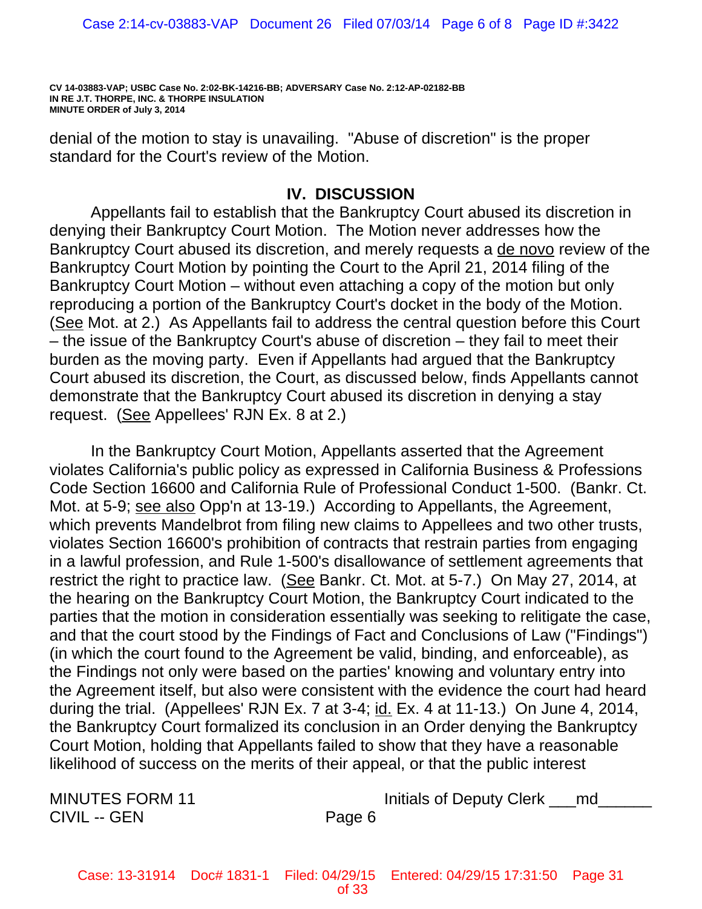denial of the motion to stay is unavailing. "Abuse of discretion" is the proper standard for the Court's review of the Motion.

## IV. DISCUSSION

Appellants fail to establish that the Bankruptcy Court abused its discretion in denying their Bankruptcy Court Motion. The Motion never addresses how the Bankruptcy Court abused its discretion, and merely requests a de novo review of the Bankruptcy Court Motion by pointing the Court to the April 21, 2014 filing of the Bankruptcy Court Motion – without even attaching a copy of the motion but only reproducing a portion of the Bankruptcy Court's docket in the body of the Motion. (See Mot. at 2.) As Appellants fail to address the central question before this Court – the issue of the Bankruptcy Court's abuse of discretion – they fail to meet their burden as the moving party. Even if Appellants had argued that the Bankruptcy Court abused its discretion, the Court, as discussed below, finds Appellants cannot demonstrate that the Bankruptcy Court abused its discretion in denying a stay request. (See Appellees' RJN Ex. 8 at 2.)

In the Bankruptcy Court Motion, Appellants asserted that the Agreement violates California's public policy as expressed in California Business & Professions Code Section 16600 and California Rule of Professional Conduct 1-500. (Bankr. Ct. Mot. at 5-9; see also Opp'n at 13-19.) According to Appellants, the Agreement, which prevents Mandelbrot from filing new claims to Appellees and two other trusts, violates Section 16600's prohibition of contracts that restrain parties from engaging in a lawful profession, and Rule 1-500's disallowance of settlement agreements that restrict the right to practice law. (See Bankr. Ct. Mot. at 5-7.) On May 27, 2014, at the hearing on the Bankruptcy Court Motion, the Bankruptcy Court indicated to the parties that the motion in consideration essentially was seeking to relitigate the case, and that the court stood by the Findings of Fact and Conclusions of Law ("Findings") (in which the court found to the Agreement be valid, binding, and enforceable), as the Findings not only were based on the parties' knowing and voluntary entry into the Agreement itself, but also were consistent with the evidence the court had heard during the trial. (Appellees' RJN Ex. 7 at 3-4; id. Ex. 4 at 11-13.) On June 4, 2014, the Bankruptcy Court formalized its conclusion in an Order denying the Bankruptcy Court Motion, holding that Appellants failed to show that they have a reasonable likelihood of success on the merits of their appeal, or that the public interest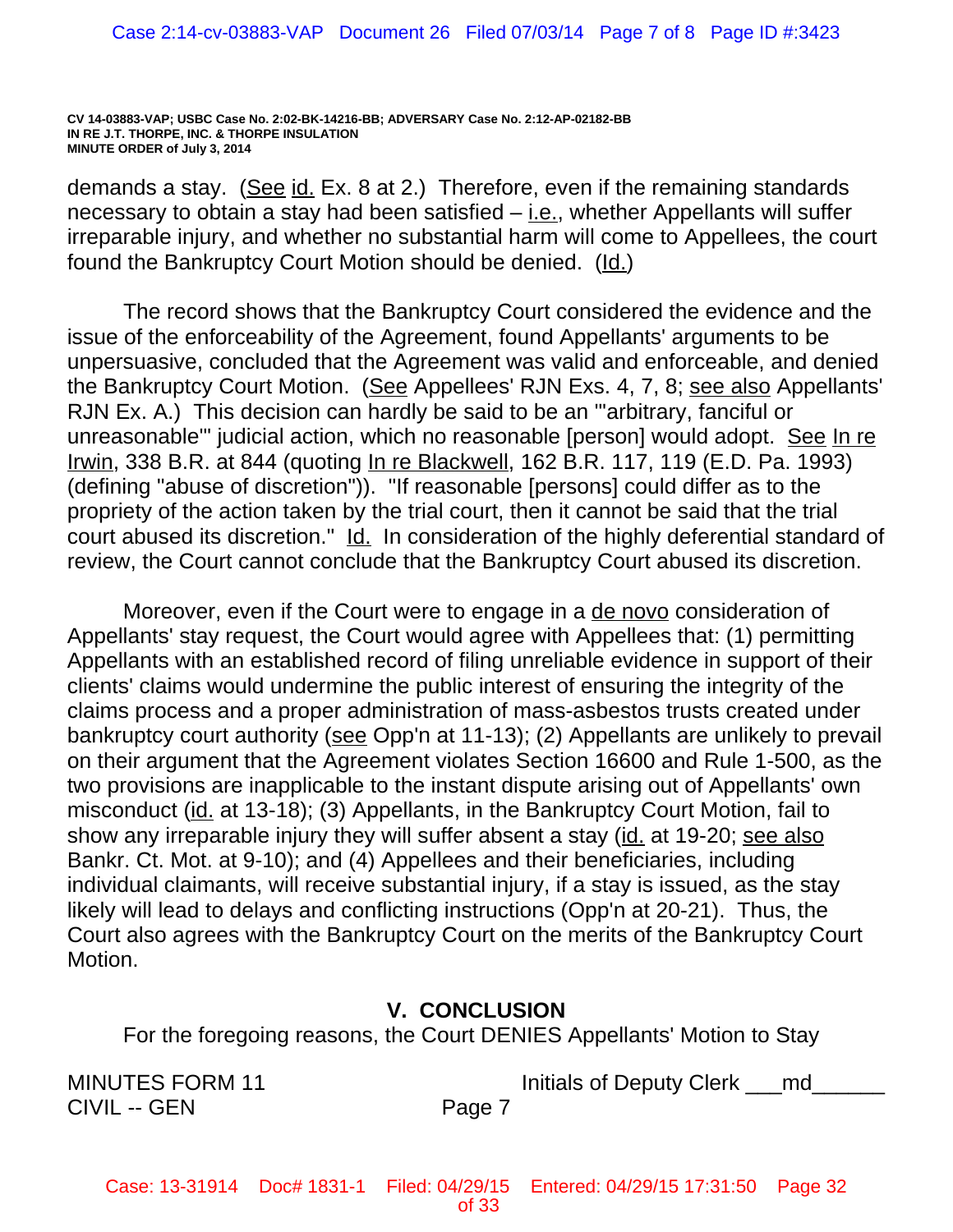demands a stay. (See id. Ex. 8 at 2.) Therefore, even if the remaining standards necessary to obtain a stay had been satisfied – i.e., whether Appellants will suffer irreparable injury, and whether no substantial harm will come to Appellees, the court found the Bankruptcy Court Motion should be denied. (Id.)

The record shows that the Bankruptcy Court considered the evidence and the issue of the enforceability of the Agreement, found Appellants' arguments to be unpersuasive, concluded that the Agreement was valid and enforceable, and denied the Bankruptcy Court Motion. (See Appellees' RJN Exs. 4, 7, 8; see also Appellants' RJN Ex. A.) This decision can hardly be said to be an "'arbitrary, fanciful or unreasonable'" judicial action, which no reasonable [person] would adopt. See In re Irwin, 338 B.R. at 844 (quoting In re Blackwell, 162 B.R. 117, 119 (E.D. Pa. 1993) (defining "abuse of discretion")). "If reasonable [persons] could differ as to the propriety of the action taken by the trial court, then it cannot be said that the trial court abused its discretion." Id. In consideration of the highly deferential standard of review, the Court cannot conclude that the Bankruptcy Court abused its discretion.

Moreover, even if the Court were to engage in a de novo consideration of Appellants' stay request, the Court would agree with Appellees that: (1) permitting Appellants with an established record of filing unreliable evidence in support of their clients' claims would undermine the public interest of ensuring the integrity of the claims process and a proper administration of mass-asbestos trusts created under bankruptcy court authority (see Opp'n at 11-13); (2) Appellants are unlikely to prevail on their argument that the Agreement violates Section 16600 and Rule 1-500, as the two provisions are inapplicable to the instant dispute arising out of Appellants' own misconduct (id. at 13-18); (3) Appellants, in the Bankruptcy Court Motion, fail to show any irreparable injury they will suffer absent a stay (id. at 19-20; see also Bankr. Ct. Mot. at 9-10); and (4) Appellees and their beneficiaries, including individual claimants, will receive substantial injury, if a stay is issued, as the stay likely will lead to delays and conflicting instructions (Opp'n at 20-21). Thus, the Court also agrees with the Bankruptcy Court on the merits of the Bankruptcy Court Motion.

## V. CONCLUSION

For the foregoing reasons, the Court DENIES Appellants' Motion to Stay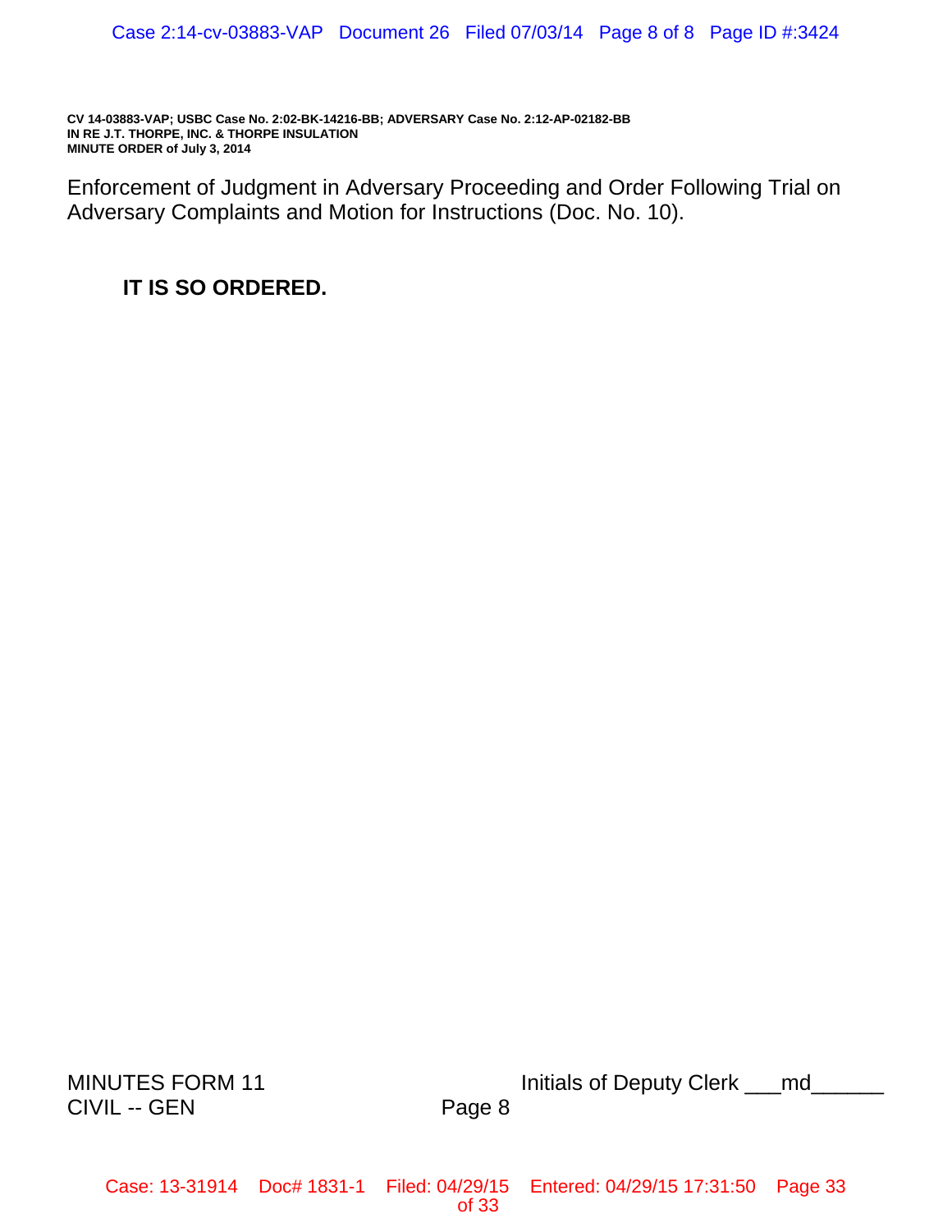CV 14-03883-VAP; USBC Case No. 2:02-BK-14216-BB; ADVERSARY Case No. 2:12-AP-02182-BB
IN RE J.T. THORPE, INC. & THORPE INSULATION
MINUTE ORDER of July 3, 2014

Enforcement of Judgment in Adversary Proceeding and Order Following Trial on Adversary Complaints and Motion for Instructions (Doc. No. 10).

**IT IS SO ORDERED.**

MINUTES FORM 11
CIVIL -- GEN

Initials of Deputy Clerk ___md______